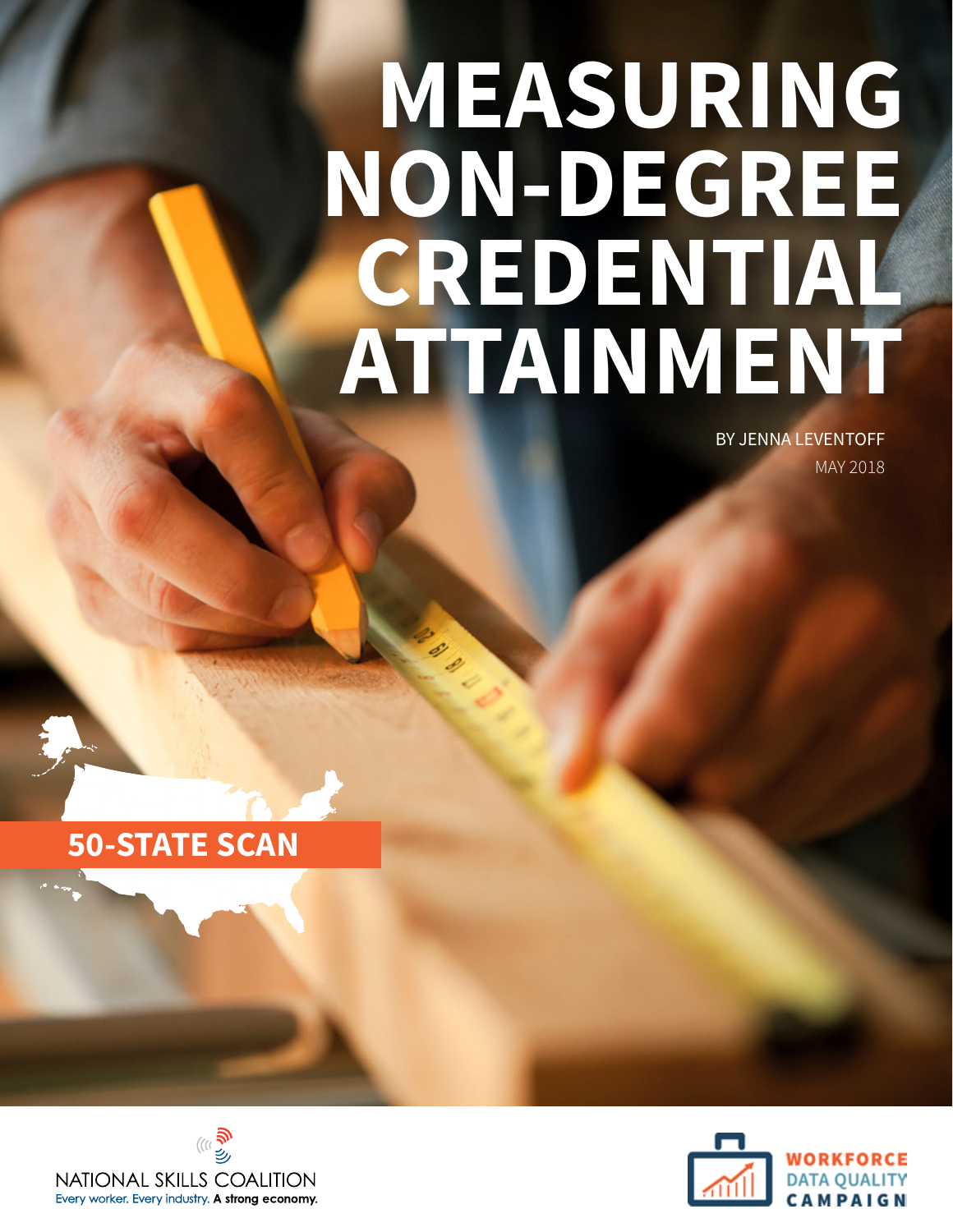# MEASURING NON-DEGREE CREDENTIAL ATTAINMENT

BY JENNA LEVENTOFF

MAY 2018

50-STATE SCAN

NATIONAL SKILLS COALITION

Every worker. Every industry. A strong economy.

WORKFORCE DATA QUALITY CAMPAIGN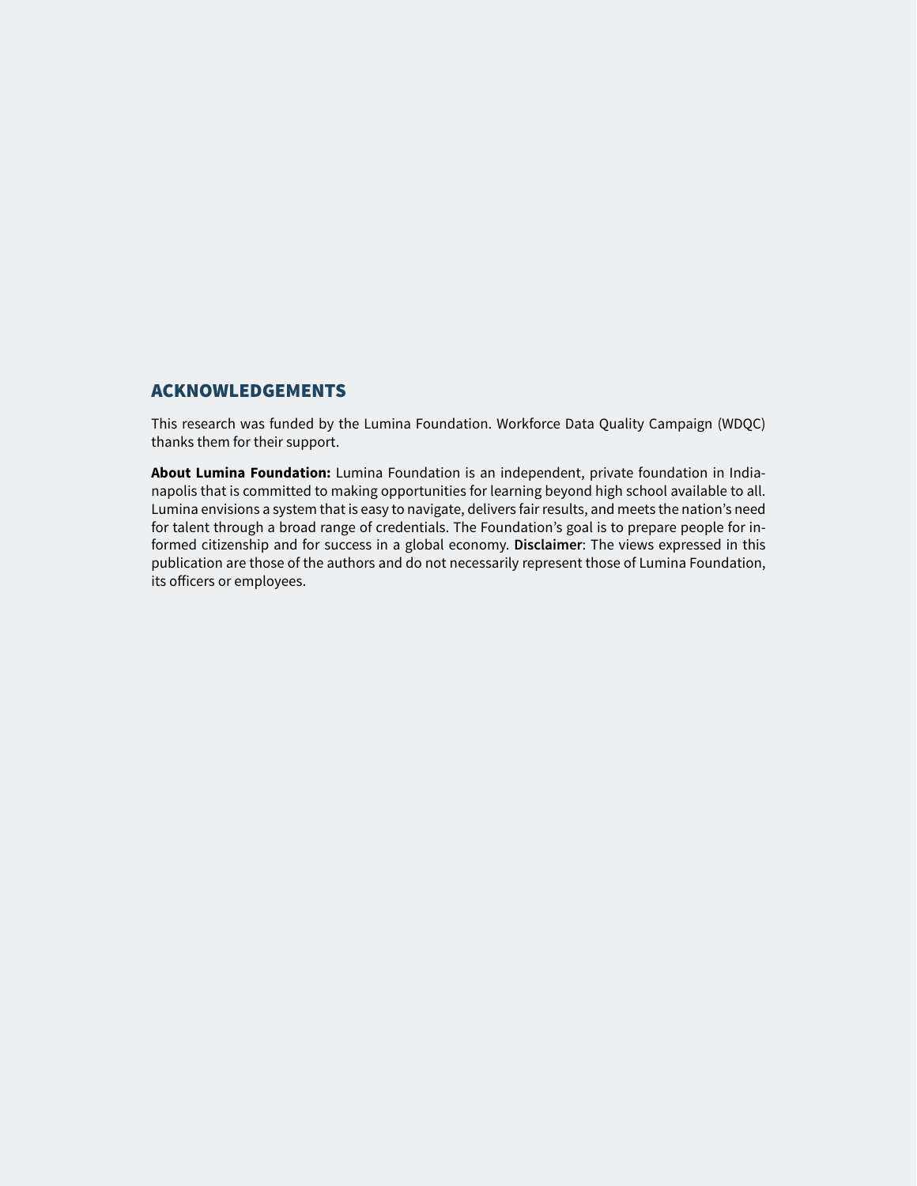## ACKNOWLEDGEMENTS

This research was funded by the Lumina Foundation. Workforce Data Quality Campaign (WDQC) thanks them for their support.

**About Lumina Foundation:** Lumina Foundation is an independent, private foundation in Indianapolis that is committed to making opportunities for learning beyond high school available to all. Lumina envisions a system that is easy to navigate, delivers fair results, and meets the nation's need for talent through a broad range of credentials. The Foundation's goal is to prepare people for informed citizenship and for success in a global economy. **Disclaimer**: The views expressed in this publication are those of the authors and do not necessarily represent those of Lumina Foundation, its officers or employees.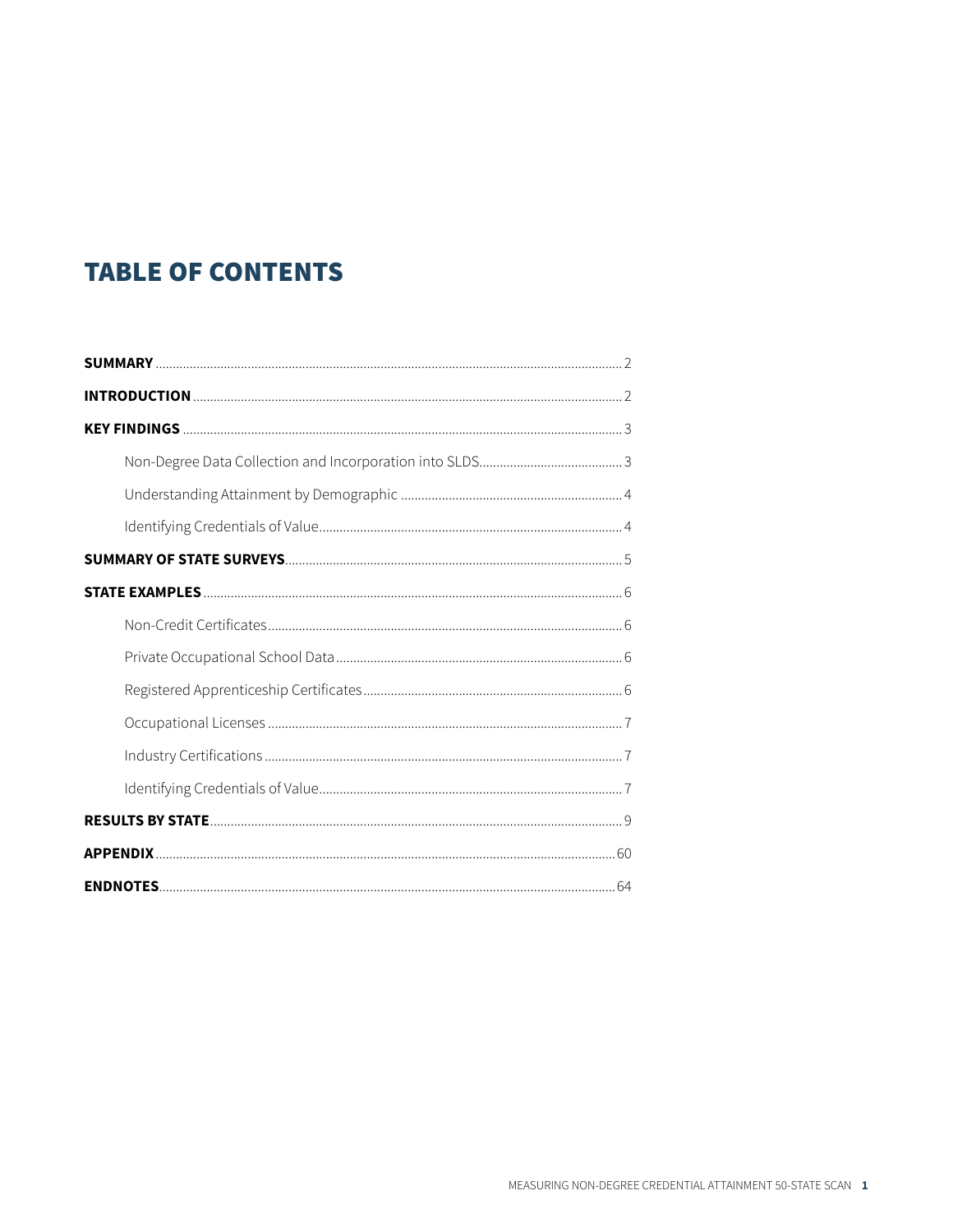# TABLE OF CONTENTS

**SUMMARY** ........ 2

**INTRODUCTION** ........ 2

**KEY FINDINGS** ........ 3

- Non-Degree Data Collection and Incorporation into SLDS ........ 3
- Understanding Attainment by Demographic ........ 4
- Identifying Credentials of Value ........ 4

**SUMMARY OF STATE SURVEYS** ........ 5

**STATE EXAMPLES** ........ 6

- Non-Credit Certificates ........ 6
- Private Occupational School Data ........ 6
- Registered Apprenticeship Certificates ........ 6
- Occupational Licenses ........ 7
- Industry Certifications ........ 7
- Identifying Credentials of Value ........ 7

**RESULTS BY STATE** ........ 9

**APPENDIX** ........ 60

**ENDNOTES** ........ 64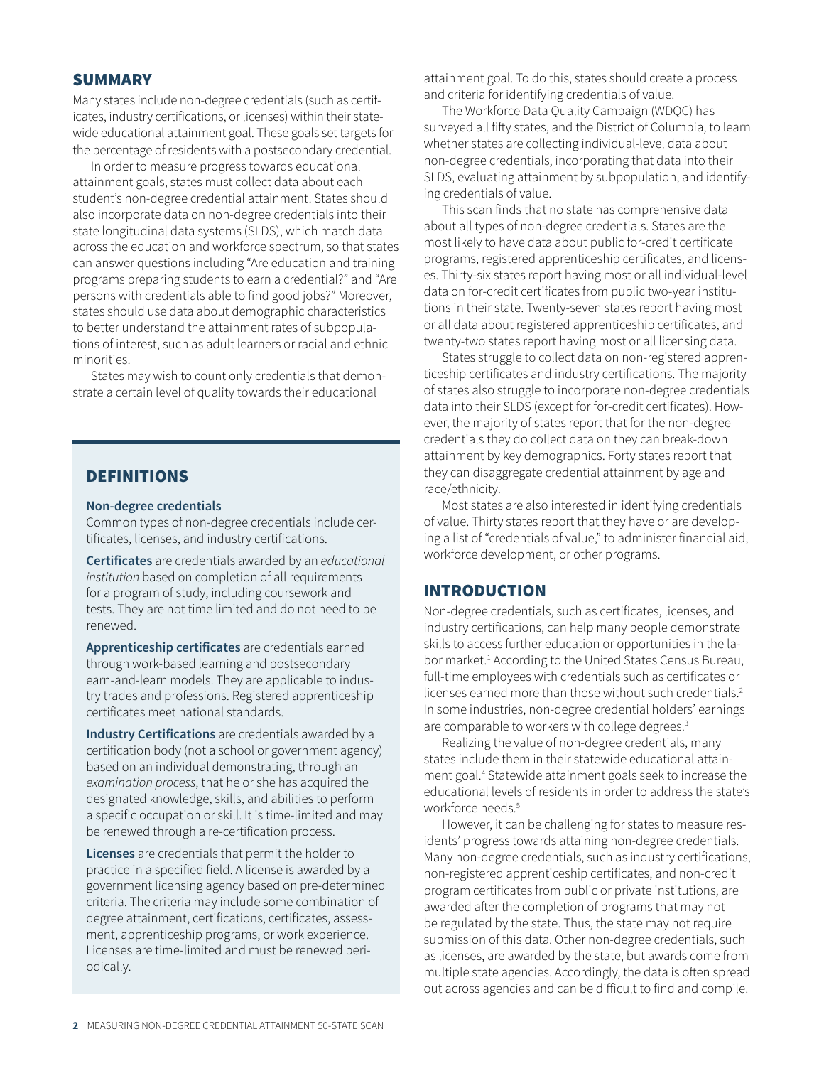## SUMMARY

Many states include non-degree credentials (such as certificates, industry certifications, or licenses) within their statewide educational attainment goal. These goals set targets for the percentage of residents with a postsecondary credential.

In order to measure progress towards educational attainment goals, states must collect data about each student's non-degree credential attainment. States should also incorporate data on non-degree credentials into their state longitudinal data systems (SLDS), which match data across the education and workforce spectrum, so that states can answer questions including "Are education and training programs preparing students to earn a credential?" and "Are persons with credentials able to find good jobs?" Moreover, states should use data about demographic characteristics to better understand the attainment rates of subpopulations of interest, such as adult learners or racial and ethnic minorities.

States may wish to count only credentials that demonstrate a certain level of quality towards their educational attainment goal. To do this, states should create a process and criteria for identifying credentials of value.

The Workforce Data Quality Campaign (WDQC) has surveyed all fifty states, and the District of Columbia, to learn whether states are collecting individual-level data about non-degree credentials, incorporating that data into their SLDS, evaluating attainment by subpopulation, and identifying credentials of value.

This scan finds that no state has comprehensive data about all types of non-degree credentials. States are the most likely to have data about public for-credit certificate programs, registered apprenticeship certificates, and licenses. Thirty-six states report having most or all individual-level data on for-credit certificates from public two-year institutions in their state. Twenty-seven states report having most or all data about registered apprenticeship certificates, and twenty-two states report having most or all licensing data.

States struggle to collect data on non-registered apprenticeship certificates and industry certifications. The majority of states also struggle to incorporate non-degree credentials data into their SLDS (except for for-credit certificates). However, the majority of states report that for the non-degree credentials they do collect data on they can break-down attainment by key demographics. Forty states report that they can disaggregate credential attainment by age and race/ethnicity.

Most states are also interested in identifying credentials of value. Thirty states report that they have or are developing a list of "credentials of value," to administer financial aid, workforce development, or other programs.

## DEFINITIONS

**Non-degree credentials**

Common types of non-degree credentials include certificates, licenses, and industry certifications.

**Certificates** are credentials awarded by an *educational institution* based on completion of all requirements for a program of study, including coursework and tests. They are not time limited and do not need to be renewed.

**Apprenticeship certificates** are credentials earned through work-based learning and postsecondary earn-and-learn models. They are applicable to industry trades and professions. Registered apprenticeship certificates meet national standards.

**Industry Certifications** are credentials awarded by a certification body (not a school or government agency) based on an individual demonstrating, through an *examination process*, that he or she has acquired the designated knowledge, skills, and abilities to perform a specific occupation or skill. It is time-limited and may be renewed through a re-certification process.

**Licenses** are credentials that permit the holder to practice in a specified field. A license is awarded by a government licensing agency based on pre-determined criteria. The criteria may include some combination of degree attainment, certifications, certificates, assessment, apprenticeship programs, or work experience. Licenses are time-limited and must be renewed periodically.

## INTRODUCTION

Non-degree credentials, such as certificates, licenses, and industry certifications, can help many people demonstrate skills to access further education or opportunities in the labor market.[1] According to the United States Census Bureau, full-time employees with credentials such as certificates or licenses earned more than those without such credentials.[2] In some industries, non-degree credential holders' earnings are comparable to workers with college degrees.[3]

Realizing the value of non-degree credentials, many states include them in their statewide educational attainment goal.[4] Statewide attainment goals seek to increase the educational levels of residents in order to address the state's workforce needs.[5]

However, it can be challenging for states to measure residents' progress towards attaining non-degree credentials. Many non-degree credentials, such as industry certifications, non-registered apprenticeship certificates, and non-credit program certificates from public or private institutions, are awarded after the completion of programs that may not be regulated by the state. Thus, the state may not require submission of this data. Other non-degree credentials, such as licenses, are awarded by the state, but awards come from multiple state agencies. Accordingly, the data is often spread out across agencies and can be difficult to find and compile.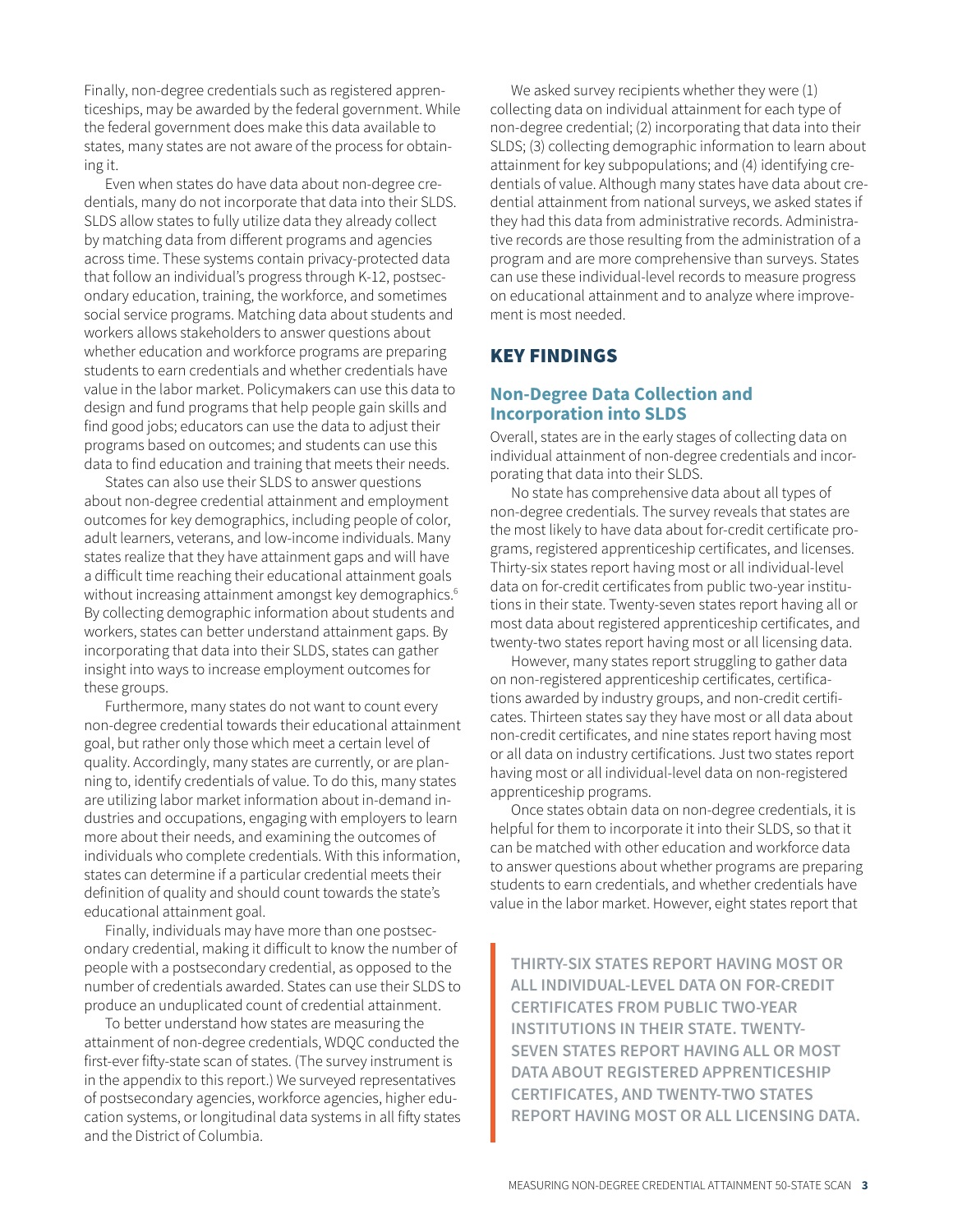Finally, non-degree credentials such as registered apprenticeships, may be awarded by the federal government. While the federal government does make this data available to states, many states are not aware of the process for obtaining it.

Even when states do have data about non-degree credentials, many do not incorporate that data into their SLDS. SLDS allow states to fully utilize data they already collect by matching data from different programs and agencies across time. These systems contain privacy-protected data that follow an individual's progress through K-12, postsecondary education, training, the workforce, and sometimes social service programs. Matching data about students and workers allows stakeholders to answer questions about whether education and workforce programs are preparing students to earn credentials and whether credentials have value in the labor market. Policymakers can use this data to design and fund programs that help people gain skills and find good jobs; educators can use the data to adjust their programs based on outcomes; and students can use this data to find education and training that meets their needs.

States can also use their SLDS to answer questions about non-degree credential attainment and employment outcomes for key demographics, including people of color, adult learners, veterans, and low-income individuals. Many states realize that they have attainment gaps and will have a difficult time reaching their educational attainment goals without increasing attainment amongst key demographics.[6] By collecting demographic information about students and workers, states can better understand attainment gaps. By incorporating that data into their SLDS, states can gather insight into ways to increase employment outcomes for these groups.

Furthermore, many states do not want to count every non-degree credential towards their educational attainment goal, but rather only those which meet a certain level of quality. Accordingly, many states are currently, or are planning to, identify credentials of value. To do this, many states are utilizing labor market information about in-demand industries and occupations, engaging with employers to learn more about their needs, and examining the outcomes of individuals who complete credentials. With this information, states can determine if a particular credential meets their definition of quality and should count towards the state's educational attainment goal.

Finally, individuals may have more than one postsecondary credential, making it difficult to know the number of people with a postsecondary credential, as opposed to the number of credentials awarded. States can use their SLDS to produce an unduplicated count of credential attainment.

To better understand how states are measuring the attainment of non-degree credentials, WDQC conducted the first-ever fifty-state scan of states. (The survey instrument is in the appendix to this report.) We surveyed representatives of postsecondary agencies, workforce agencies, higher education systems, or longitudinal data systems in all fifty states and the District of Columbia.

We asked survey recipients whether they were (1) collecting data on individual attainment for each type of non-degree credential; (2) incorporating that data into their SLDS; (3) collecting demographic information to learn about attainment for key subpopulations; and (4) identifying credentials of value. Although many states have data about credential attainment from national surveys, we asked states if they had this data from administrative records. Administrative records are those resulting from the administration of a program and are more comprehensive than surveys. States can use these individual-level records to measure progress on educational attainment and to analyze where improvement is most needed.

## KEY FINDINGS

### Non-Degree Data Collection and Incorporation into SLDS

Overall, states are in the early stages of collecting data on individual attainment of non-degree credentials and incorporating that data into their SLDS.

No state has comprehensive data about all types of non-degree credentials. The survey reveals that states are the most likely to have data about for-credit certificate programs, registered apprenticeship certificates, and licenses. Thirty-six states report having most or all individual-level data on for-credit certificates from public two-year institutions in their state. Twenty-seven states report having all or most data about registered apprenticeship certificates, and twenty-two states report having most or all licensing data.

However, many states report struggling to gather data on non-registered apprenticeship certificates, certifications awarded by industry groups, and non-credit certificates. Thirteen states say they have most or all data about non-credit certificates, and nine states report having most or all data on industry certifications. Just two states report having most or all individual-level data on non-registered apprenticeship programs.

Once states obtain data on non-degree credentials, it is helpful for them to incorporate it into their SLDS, so that it can be matched with other education and workforce data to answer questions about whether programs are preparing students to earn credentials, and whether credentials have value in the labor market. However, eight states report that

> **THIRTY-SIX STATES REPORT HAVING MOST OR ALL INDIVIDUAL-LEVEL DATA ON FOR-CREDIT CERTIFICATES FROM PUBLIC TWO-YEAR INSTITUTIONS IN THEIR STATE. TWENTY-SEVEN STATES REPORT HAVING ALL OR MOST DATA ABOUT REGISTERED APPRENTICESHIP CERTIFICATES, AND TWENTY-TWO STATES REPORT HAVING MOST OR ALL LICENSING DATA.**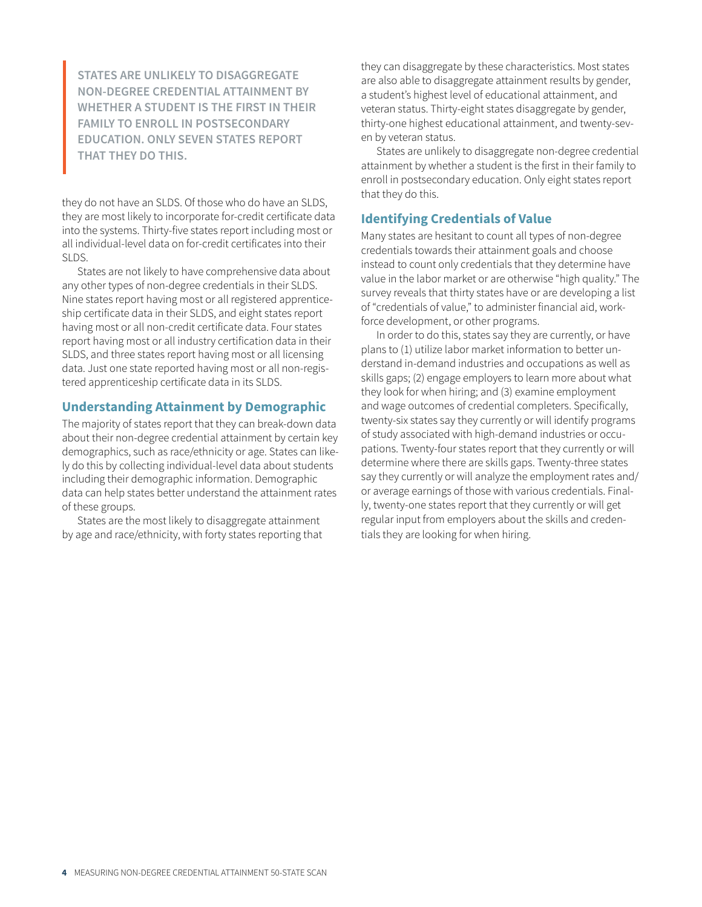> **STATES ARE UNLIKELY TO DISAGGREGATE NON-DEGREE CREDENTIAL ATTAINMENT BY WHETHER A STUDENT IS THE FIRST IN THEIR FAMILY TO ENROLL IN POSTSECONDARY EDUCATION. ONLY SEVEN STATES REPORT THAT THEY DO THIS.**

they do not have an SLDS. Of those who do have an SLDS, they are most likely to incorporate for-credit certificate data into the systems. Thirty-five states report including most or all individual-level data on for-credit certificates into their SLDS.

States are not likely to have comprehensive data about any other types of non-degree credentials in their SLDS. Nine states report having most or all registered apprenticeship certificate data in their SLDS, and eight states report having most or all non-credit certificate data. Four states report having most or all industry certification data in their SLDS, and three states report having most or all licensing data. Just one state reported having most or all non-registered apprenticeship certificate data in its SLDS.

### Understanding Attainment by Demographic

The majority of states report that they can break-down data about their non-degree credential attainment by certain key demographics, such as race/ethnicity or age. States can likely do this by collecting individual-level data about students including their demographic information. Demographic data can help states better understand the attainment rates of these groups.

States are the most likely to disaggregate attainment by age and race/ethnicity, with forty states reporting that they can disaggregate by these characteristics. Most states are also able to disaggregate attainment results by gender, a student's highest level of educational attainment, and veteran status. Thirty-eight states disaggregate by gender, thirty-one highest educational attainment, and twenty-seven by veteran status.

States are unlikely to disaggregate non-degree credential attainment by whether a student is the first in their family to enroll in postsecondary education. Only eight states report that they do this.

### Identifying Credentials of Value

Many states are hesitant to count all types of non-degree credentials towards their attainment goals and choose instead to count only credentials that they determine have value in the labor market or are otherwise "high quality." The survey reveals that thirty states have or are developing a list of "credentials of value," to administer financial aid, workforce development, or other programs.

In order to do this, states say they are currently, or have plans to (1) utilize labor market information to better understand in-demand industries and occupations as well as skills gaps; (2) engage employers to learn more about what they look for when hiring; and (3) examine employment and wage outcomes of credential completers. Specifically, twenty-six states say they currently or will identify programs of study associated with high-demand industries or occupations. Twenty-four states report that they currently or will determine where there are skills gaps. Twenty-three states say they currently or will analyze the employment rates and/or average earnings of those with various credentials. Finally, twenty-one states report that they currently or will get regular input from employers about the skills and credentials they are looking for when hiring.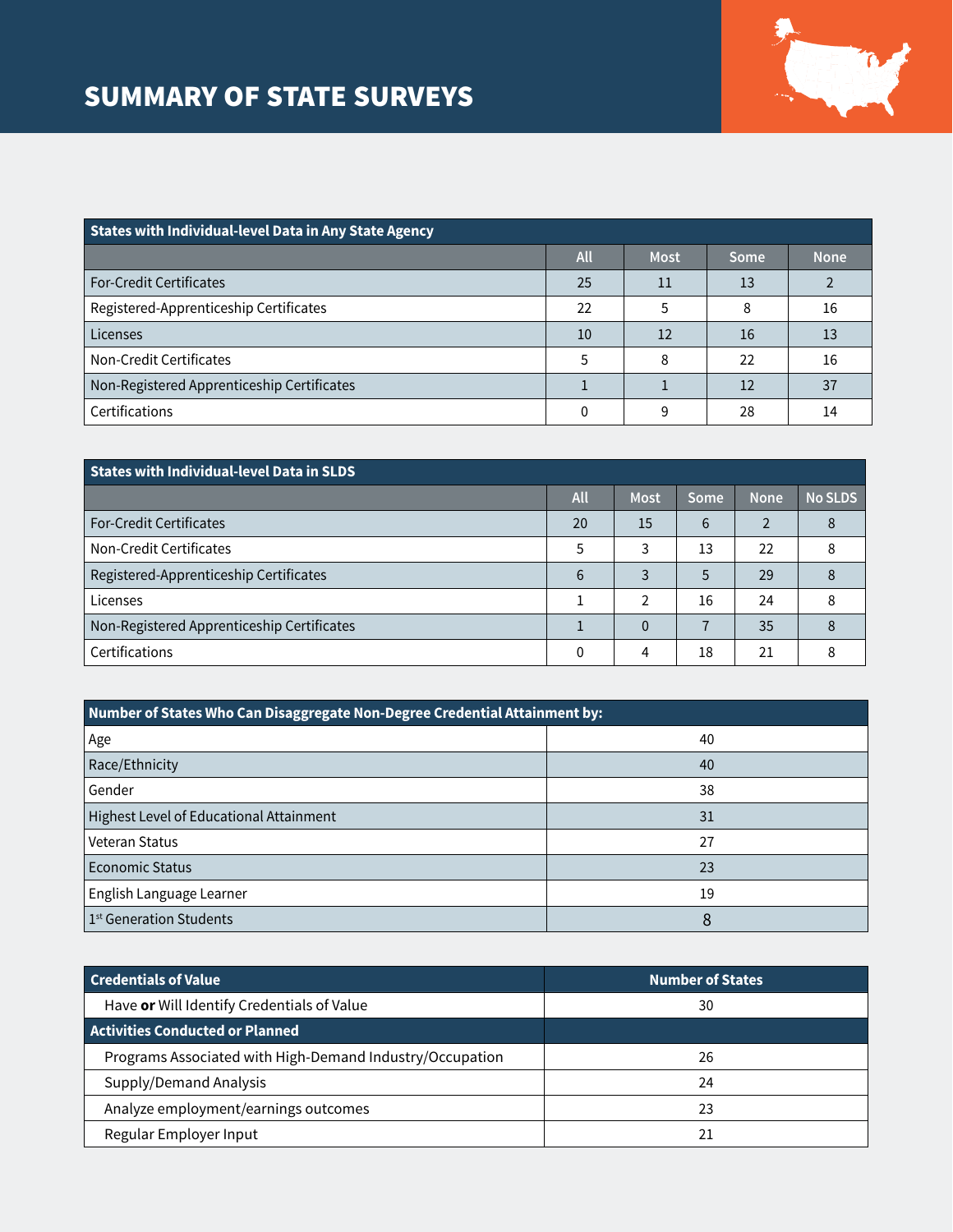# SUMMARY OF STATE SURVEYS

| States with Individual-level Data in Any State Agency | All | Most | Some | None |
|---|---|---|---|---|
| For-Credit Certificates | 25 | 11 | 13 | 2 |
| Registered-Apprenticeship Certificates | 22 | 5 | 8 | 16 |
| Licenses | 10 | 12 | 16 | 13 |
| Non-Credit Certificates | 5 | 8 | 22 | 16 |
| Non-Registered Apprenticeship Certificates | 1 | 1 | 12 | 37 |
| Certifications | 0 | 9 | 28 | 14 |

| States with Individual-level Data in SLDS | All | Most | Some | None | No SLDS |
|---|---|---|---|---|---|
| For-Credit Certificates | 20 | 15 | 6 | 2 | 8 |
| Non-Credit Certificates | 5 | 3 | 13 | 22 | 8 |
| Registered-Apprenticeship Certificates | 6 | 3 | 5 | 29 | 8 |
| Licenses | 1 | 2 | 16 | 24 | 8 |
| Non-Registered Apprenticeship Certificates | 1 | 0 | 7 | 35 | 8 |
| Certifications | 0 | 4 | 18 | 21 | 8 |

| Number of States Who Can Disaggregate Non-Degree Credential Attainment by: | |
|---|---|
| Age | 40 |
| Race/Ethnicity | 40 |
| Gender | 38 |
| Highest Level of Educational Attainment | 31 |
| Veteran Status | 27 |
| Economic Status | 23 |
| English Language Learner | 19 |
| 1st Generation Students | 8 |

| Credentials of Value | Number of States |
|---|---|
| Have **or** Will Identify Credentials of Value | 30 |
| **Activities Conducted or Planned** | |
| Programs Associated with High-Demand Industry/Occupation | 26 |
| Supply/Demand Analysis | 24 |
| Analyze employment/earnings outcomes | 23 |
| Regular Employer Input | 21 |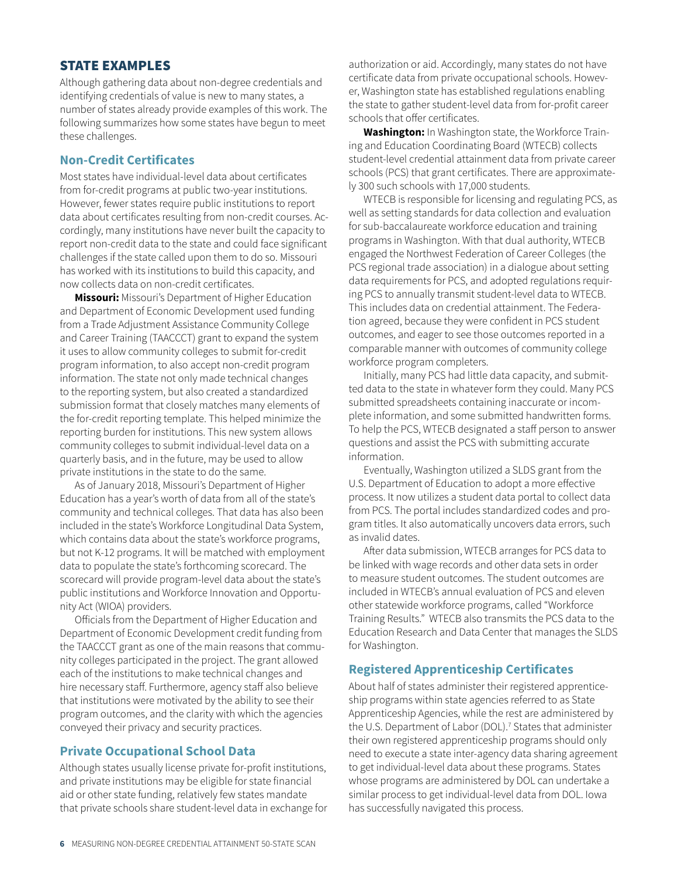## STATE EXAMPLES

Although gathering data about non-degree credentials and identifying credentials of value is new to many states, a number of states already provide examples of this work. The following summarizes how some states have begun to meet these challenges.

### Non-Credit Certificates

Most states have individual-level data about certificates from for-credit programs at public two-year institutions. However, fewer states require public institutions to report data about certificates resulting from non-credit courses. Accordingly, many institutions have never built the capacity to report non-credit data to the state and could face significant challenges if the state called upon them to do so. Missouri has worked with its institutions to build this capacity, and now collects data on non-credit certificates.

**Missouri:** Missouri's Department of Higher Education and Department of Economic Development used funding from a Trade Adjustment Assistance Community College and Career Training (TAACCCT) grant to expand the system it uses to allow community colleges to submit for-credit program information, to also accept non-credit program information. The state not only made technical changes to the reporting system, but also created a standardized submission format that closely matches many elements of the for-credit reporting template. This helped minimize the reporting burden for institutions. This new system allows community colleges to submit individual-level data on a quarterly basis, and in the future, may be used to allow private institutions in the state to do the same.

As of January 2018, Missouri's Department of Higher Education has a year's worth of data from all of the state's community and technical colleges. That data has also been included in the state's Workforce Longitudinal Data System, which contains data about the state's workforce programs, but not K-12 programs. It will be matched with employment data to populate the state's forthcoming scorecard. The scorecard will provide program-level data about the state's public institutions and Workforce Innovation and Opportunity Act (WIOA) providers.

Officials from the Department of Higher Education and Department of Economic Development credit funding from the TAACCCT grant as one of the main reasons that community colleges participated in the project. The grant allowed each of the institutions to make technical changes and hire necessary staff. Furthermore, agency staff also believe that institutions were motivated by the ability to see their program outcomes, and the clarity with which the agencies conveyed their privacy and security practices.

### Private Occupational School Data

Although states usually license private for-profit institutions, and private institutions may be eligible for state financial aid or other state funding, relatively few states mandate that private schools share student-level data in exchange for authorization or aid. Accordingly, many states do not have certificate data from private occupational schools. However, Washington state has established regulations enabling the state to gather student-level data from for-profit career schools that offer certificates.

**Washington:** In Washington state, the Workforce Training and Education Coordinating Board (WTECB) collects student-level credential attainment data from private career schools (PCS) that grant certificates. There are approximately 300 such schools with 17,000 students.

WTECB is responsible for licensing and regulating PCS, as well as setting standards for data collection and evaluation for sub-baccalaureate workforce education and training programs in Washington. With that dual authority, WTECB engaged the Northwest Federation of Career Colleges (the PCS regional trade association) in a dialogue about setting data requirements for PCS, and adopted regulations requiring PCS to annually transmit student-level data to WTECB. This includes data on credential attainment. The Federation agreed, because they were confident in PCS student outcomes, and eager to see those outcomes reported in a comparable manner with outcomes of community college workforce program completers.

Initially, many PCS had little data capacity, and submitted data to the state in whatever form they could. Many PCS submitted spreadsheets containing inaccurate or incomplete information, and some submitted handwritten forms. To help the PCS, WTECB designated a staff person to answer questions and assist the PCS with submitting accurate information.

Eventually, Washington utilized a SLDS grant from the U.S. Department of Education to adopt a more effective process. It now utilizes a student data portal to collect data from PCS. The portal includes standardized codes and program titles. It also automatically uncovers data errors, such as invalid dates.

After data submission, WTECB arranges for PCS data to be linked with wage records and other data sets in order to measure student outcomes. The student outcomes are included in WTECB's annual evaluation of PCS and eleven other statewide workforce programs, called "Workforce Training Results." WTECB also transmits the PCS data to the Education Research and Data Center that manages the SLDS for Washington.

### Registered Apprenticeship Certificates

About half of states administer their registered apprenticeship programs within state agencies referred to as State Apprenticeship Agencies, while the rest are administered by the U.S. Department of Labor (DOL).[7] States that administer their own registered apprenticeship programs should only need to execute a state inter-agency data sharing agreement to get individual-level data about these programs. States whose programs are administered by DOL can undertake a similar process to get individual-level data from DOL. Iowa has successfully navigated this process.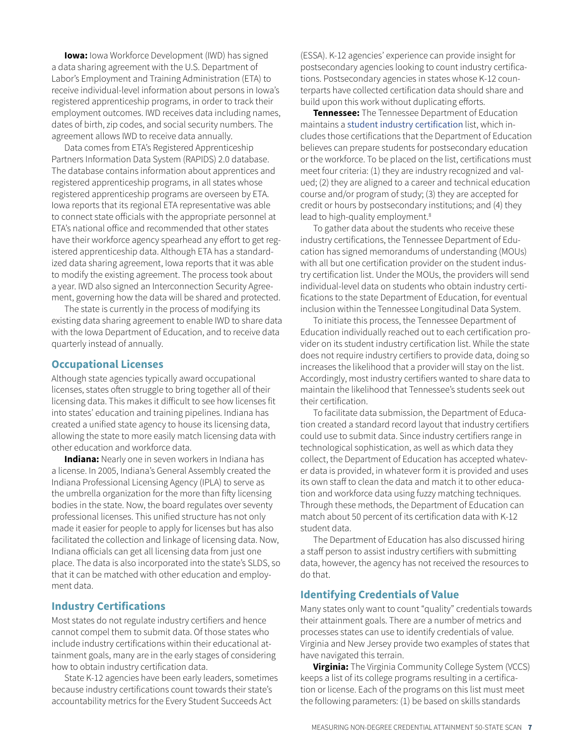**Iowa:** Iowa Workforce Development (IWD) has signed a data sharing agreement with the U.S. Department of Labor's Employment and Training Administration (ETA) to receive individual-level information about persons in Iowa's registered apprenticeship programs, in order to track their employment outcomes. IWD receives data including names, dates of birth, zip codes, and social security numbers. The agreement allows IWD to receive data annually.

Data comes from ETA's Registered Apprenticeship Partners Information Data System (RAPIDS) 2.0 database. The database contains information about apprentices and registered apprenticeship programs, in all states whose registered apprenticeship programs are overseen by ETA. Iowa reports that its regional ETA representative was able to connect state officials with the appropriate personnel at ETA's national office and recommended that other states have their workforce agency spearhead any effort to get registered apprenticeship data. Although ETA has a standardized data sharing agreement, Iowa reports that it was able to modify the existing agreement. The process took about a year. IWD also signed an Interconnection Security Agreement, governing how the data will be shared and protected.

The state is currently in the process of modifying its existing data sharing agreement to enable IWD to share data with the Iowa Department of Education, and to receive data quarterly instead of annually.

## Occupational Licenses

Although state agencies typically award occupational licenses, states often struggle to bring together all of their licensing data. This makes it difficult to see how licenses fit into states' education and training pipelines. Indiana has created a unified state agency to house its licensing data, allowing the state to more easily match licensing data with other education and workforce data.

**Indiana:** Nearly one in seven workers in Indiana has a license. In 2005, Indiana's General Assembly created the Indiana Professional Licensing Agency (IPLA) to serve as the umbrella organization for the more than fifty licensing bodies in the state. Now, the board regulates over seventy professional licenses. This unified structure has not only made it easier for people to apply for licenses but has also facilitated the collection and linkage of licensing data. Now, Indiana officials can get all licensing data from just one place. The data is also incorporated into the state's SLDS, so that it can be matched with other education and employment data.

## Industry Certifications

Most states do not regulate industry certifiers and hence cannot compel them to submit data. Of those states who include industry certifications within their educational attainment goals, many are in the early stages of considering how to obtain industry certification data.

State K-12 agencies have been early leaders, sometimes because industry certifications count towards their state's accountability metrics for the Every Student Succeeds Act (ESSA). K-12 agencies' experience can provide insight for postsecondary agencies looking to count industry certifications. Postsecondary agencies in states whose K-12 counterparts have collected certification data should share and build upon this work without duplicating efforts.

**Tennessee:** The Tennessee Department of Education maintains a student industry certification list, which includes those certifications that the Department of Education believes can prepare students for postsecondary education or the workforce. To be placed on the list, certifications must meet four criteria: (1) they are industry recognized and valued; (2) they are aligned to a career and technical education course and/or program of study; (3) they are accepted for credit or hours by postsecondary institutions; and (4) they lead to high-quality employment.[8]

To gather data about the students who receive these industry certifications, the Tennessee Department of Education has signed memorandums of understanding (MOUs) with all but one certification provider on the student industry certification list. Under the MOUs, the providers will send individual-level data on students who obtain industry certifications to the state Department of Education, for eventual inclusion within the Tennessee Longitudinal Data System.

To initiate this process, the Tennessee Department of Education individually reached out to each certification provider on its student industry certification list. While the state does not require industry certifiers to provide data, doing so increases the likelihood that a provider will stay on the list. Accordingly, most industry certifiers wanted to share data to maintain the likelihood that Tennessee's students seek out their certification.

To facilitate data submission, the Department of Education created a standard record layout that industry certifiers could use to submit data. Since industry certifiers range in technological sophistication, as well as which data they collect, the Department of Education has accepted whatever data is provided, in whatever form it is provided and uses its own staff to clean the data and match it to other education and workforce data using fuzzy matching techniques. Through these methods, the Department of Education can match about 50 percent of its certification data with K-12 student data.

The Department of Education has also discussed hiring a staff person to assist industry certifiers with submitting data, however, the agency has not received the resources to do that.

## Identifying Credentials of Value

Many states only want to count "quality" credentials towards their attainment goals. There are a number of metrics and processes states can use to identify credentials of value. Virginia and New Jersey provide two examples of states that have navigated this terrain.

**Virginia:** The Virginia Community College System (VCCS) keeps a list of its college programs resulting in a certification or license. Each of the programs on this list must meet the following parameters: (1) be based on skills standards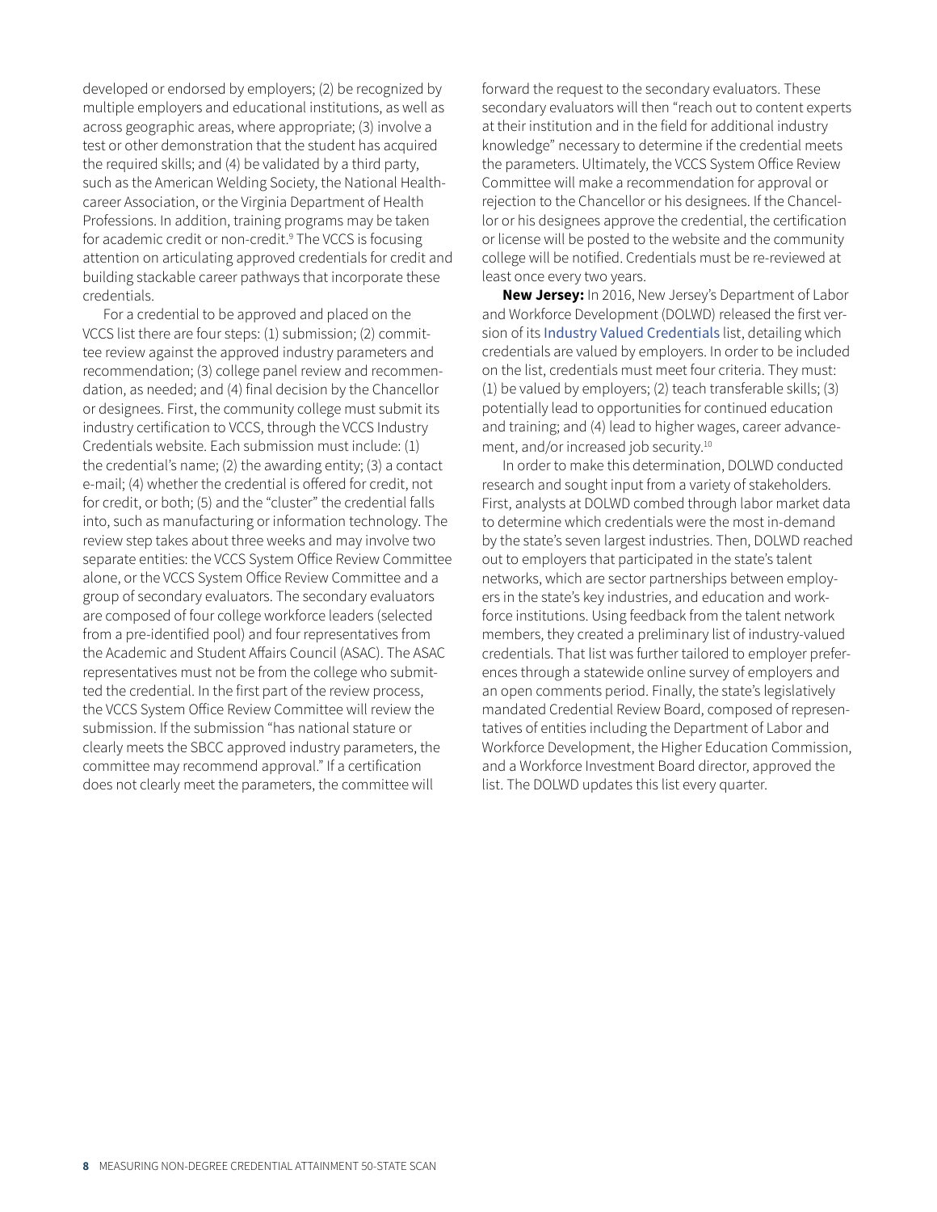developed or endorsed by employers; (2) be recognized by multiple employers and educational institutions, as well as across geographic areas, where appropriate; (3) involve a test or other demonstration that the student has acquired the required skills; and (4) be validated by a third party, such as the American Welding Society, the National Healthcareer Association, or the Virginia Department of Health Professions. In addition, training programs may be taken for academic credit or non-credit.[9] The VCCS is focusing attention on articulating approved credentials for credit and building stackable career pathways that incorporate these credentials.

For a credential to be approved and placed on the VCCS list there are four steps: (1) submission; (2) committee review against the approved industry parameters and recommendation; (3) college panel review and recommendation, as needed; and (4) final decision by the Chancellor or designees. First, the community college must submit its industry certification to VCCS, through the VCCS Industry Credentials website. Each submission must include: (1) the credential's name; (2) the awarding entity; (3) a contact e-mail; (4) whether the credential is offered for credit, not for credit, or both; (5) and the "cluster" the credential falls into, such as manufacturing or information technology. The review step takes about three weeks and may involve two separate entities: the VCCS System Office Review Committee alone, or the VCCS System Office Review Committee and a group of secondary evaluators. The secondary evaluators are composed of four college workforce leaders (selected from a pre-identified pool) and four representatives from the Academic and Student Affairs Council (ASAC). The ASAC representatives must not be from the college who submitted the credential. In the first part of the review process, the VCCS System Office Review Committee will review the submission. If the submission "has national stature or clearly meets the SBCC approved industry parameters, the committee may recommend approval." If a certification does not clearly meet the parameters, the committee will forward the request to the secondary evaluators. These secondary evaluators will then "reach out to content experts at their institution and in the field for additional industry knowledge" necessary to determine if the credential meets the parameters. Ultimately, the VCCS System Office Review Committee will make a recommendation for approval or rejection to the Chancellor or his designees. If the Chancellor or his designees approve the credential, the certification or license will be posted to the website and the community college will be notified. Credentials must be re-reviewed at least once every two years.

**New Jersey:** In 2016, New Jersey's Department of Labor and Workforce Development (DOLWD) released the first version of its Industry Valued Credentials list, detailing which credentials are valued by employers. In order to be included on the list, credentials must meet four criteria. They must: (1) be valued by employers; (2) teach transferable skills; (3) potentially lead to opportunities for continued education and training; and (4) lead to higher wages, career advancement, and/or increased job security.[10]

In order to make this determination, DOLWD conducted research and sought input from a variety of stakeholders. First, analysts at DOLWD combed through labor market data to determine which credentials were the most in-demand by the state's seven largest industries. Then, DOLWD reached out to employers that participated in the state's talent networks, which are sector partnerships between employers in the state's key industries, and education and workforce institutions. Using feedback from the talent network members, they created a preliminary list of industry-valued credentials. That list was further tailored to employer preferences through a statewide online survey of employers and an open comments period. Finally, the state's legislatively mandated Credential Review Board, composed of representatives of entities including the Department of Labor and Workforce Development, the Higher Education Commission, and a Workforce Investment Board director, approved the list. The DOLWD updates this list every quarter.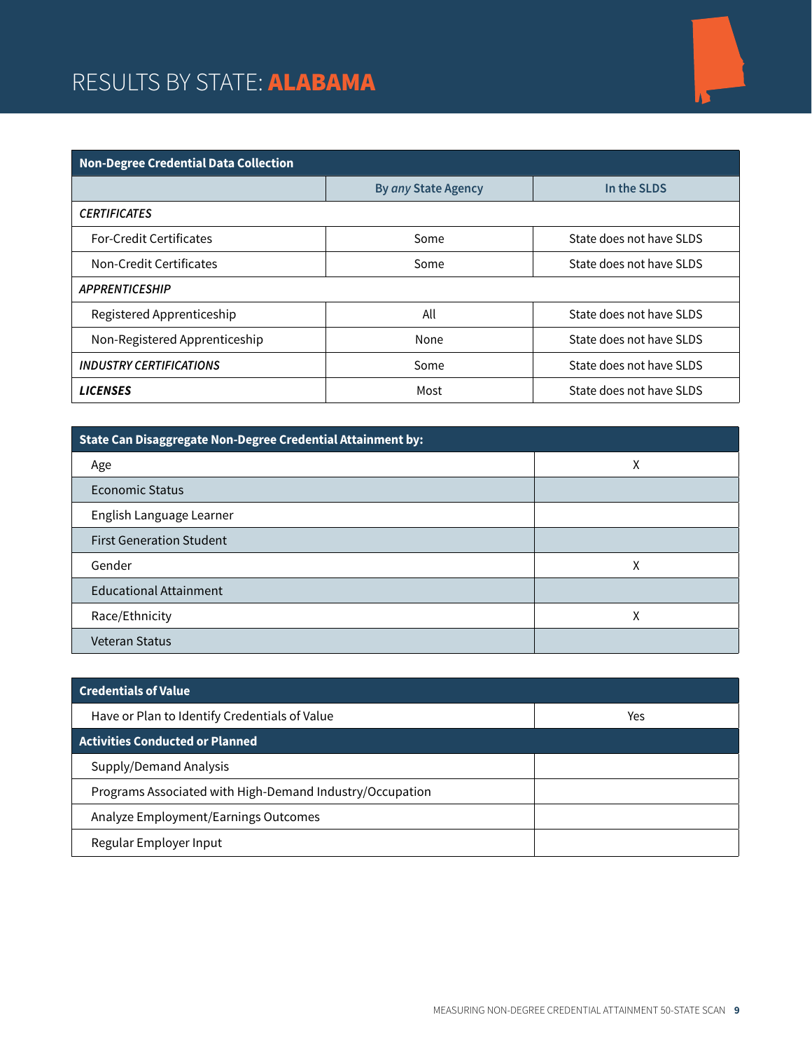# RESULTS BY STATE: **ALABAMA**

| Non-Degree Credential Data Collection | | |
|---|---|---|
| | By *any* State Agency | In the SLDS |
| ***CERTIFICATES*** | | |
| For-Credit Certificates | Some | State does not have SLDS |
| Non-Credit Certificates | Some | State does not have SLDS |
| ***APPRENTICESHIP*** | | |
| Registered Apprenticeship | All | State does not have SLDS |
| Non-Registered Apprenticeship | None | State does not have SLDS |
| ***INDUSTRY CERTIFICATIONS*** | Some | State does not have SLDS |
| ***LICENSES*** | Most | State does not have SLDS |

| State Can Disaggregate Non-Degree Credential Attainment by: | |
|---|---|
| Age | X |
| Economic Status | |
| English Language Learner | |
| First Generation Student | |
| Gender | X |
| Educational Attainment | |
| Race/Ethnicity | X |
| Veteran Status | |

| Credentials of Value | |
|---|---|
| Have or Plan to Identify Credentials of Value | Yes |
| **Activities Conducted or Planned** | |
| Supply/Demand Analysis | |
| Programs Associated with High-Demand Industry/Occupation | |
| Analyze Employment/Earnings Outcomes | |
| Regular Employer Input | |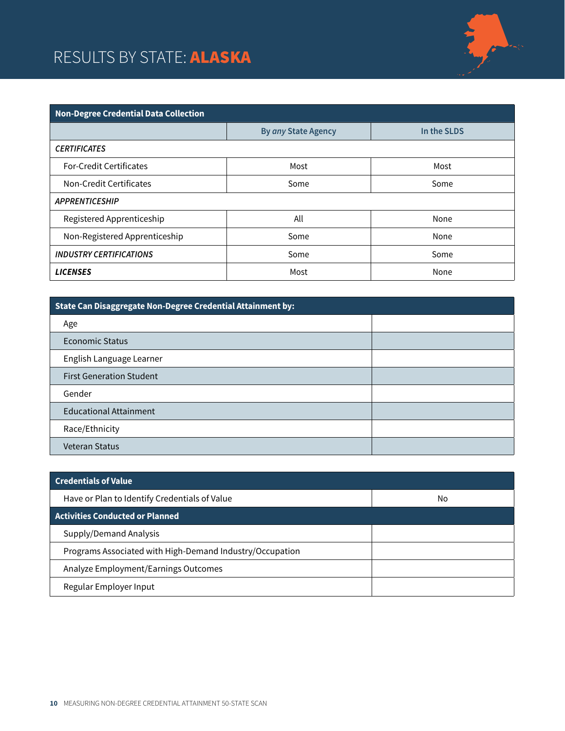# RESULTS BY STATE: **ALASKA**

| Non-Degree Credential Data Collection | | |
|---|---|---|
| | By *any* State Agency | In the SLDS |
| ***CERTIFICATES*** | | |
| For-Credit Certificates | Most | Most |
| Non-Credit Certificates | Some | Some |
| ***APPRENTICESHIP*** | | |
| Registered Apprenticeship | All | None |
| Non-Registered Apprenticeship | Some | None |
| ***INDUSTRY CERTIFICATIONS*** | Some | Some |
| ***LICENSES*** | Most | None |

| State Can Disaggregate Non-Degree Credential Attainment by: | |
|---|---|
| Age | |
| Economic Status | |
| English Language Learner | |
| First Generation Student | |
| Gender | |
| Educational Attainment | |
| Race/Ethnicity | |
| Veteran Status | |

| Credentials of Value | |
|---|---|
| Have or Plan to Identify Credentials of Value | No |
| **Activities Conducted or Planned** | |
| Supply/Demand Analysis | |
| Programs Associated with High-Demand Industry/Occupation | |
| Analyze Employment/Earnings Outcomes | |
| Regular Employer Input | |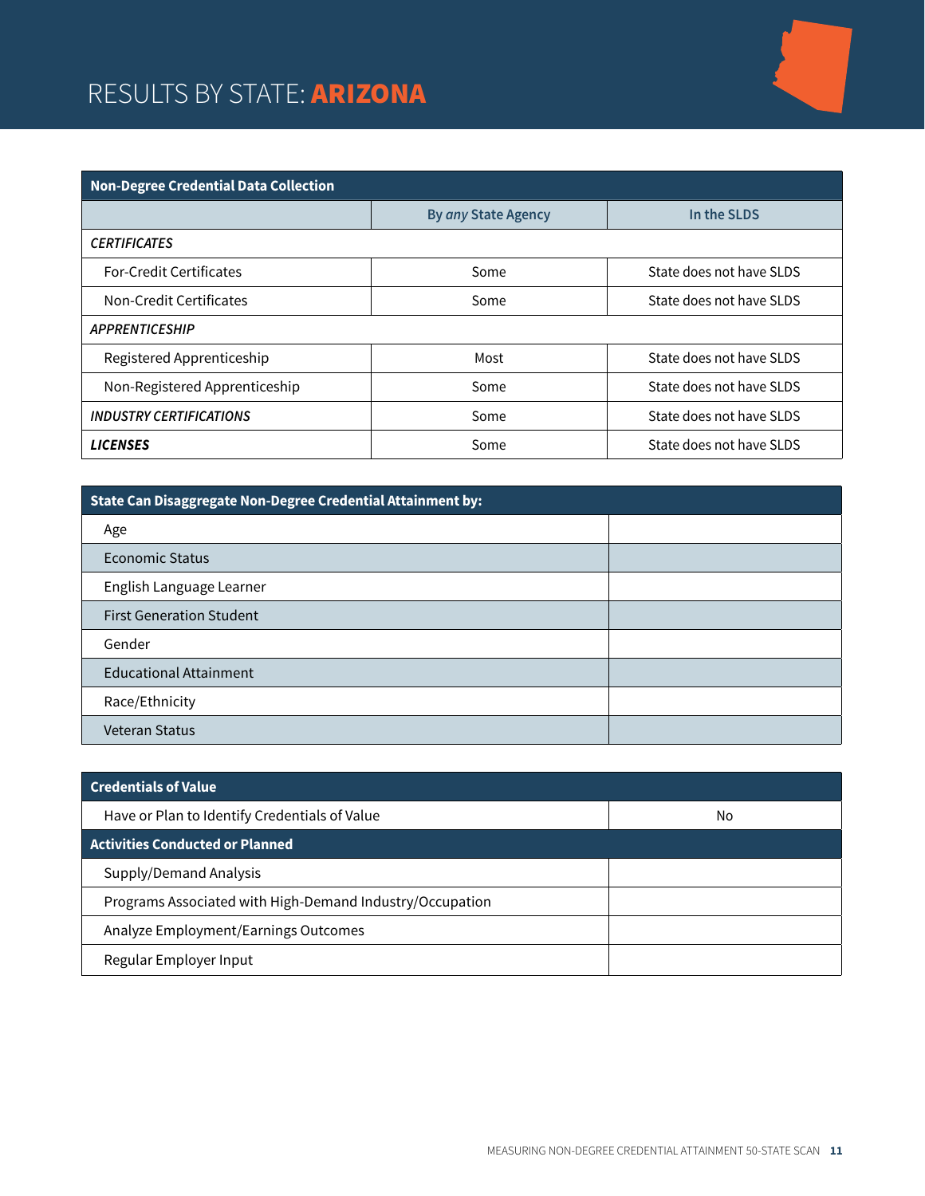# RESULTS BY STATE: **ARIZONA**

| Non-Degree Credential Data Collection | | |
|---|---|---|
| | By *any* State Agency | In the SLDS |
| ***CERTIFICATES*** | | |
| For-Credit Certificates | Some | State does not have SLDS |
| Non-Credit Certificates | Some | State does not have SLDS |
| ***APPRENTICESHIP*** | | |
| Registered Apprenticeship | Most | State does not have SLDS |
| Non-Registered Apprenticeship | Some | State does not have SLDS |
| ***INDUSTRY CERTIFICATIONS*** | Some | State does not have SLDS |
| ***LICENSES*** | Some | State does not have SLDS |

| State Can Disaggregate Non-Degree Credential Attainment by: | |
|---|---|
| Age | |
| Economic Status | |
| English Language Learner | |
| First Generation Student | |
| Gender | |
| Educational Attainment | |
| Race/Ethnicity | |
| Veteran Status | |

| Credentials of Value | |
|---|---|
| Have or Plan to Identify Credentials of Value | No |
| **Activities Conducted or Planned** | |
| Supply/Demand Analysis | |
| Programs Associated with High-Demand Industry/Occupation | |
| Analyze Employment/Earnings Outcomes | |
| Regular Employer Input | |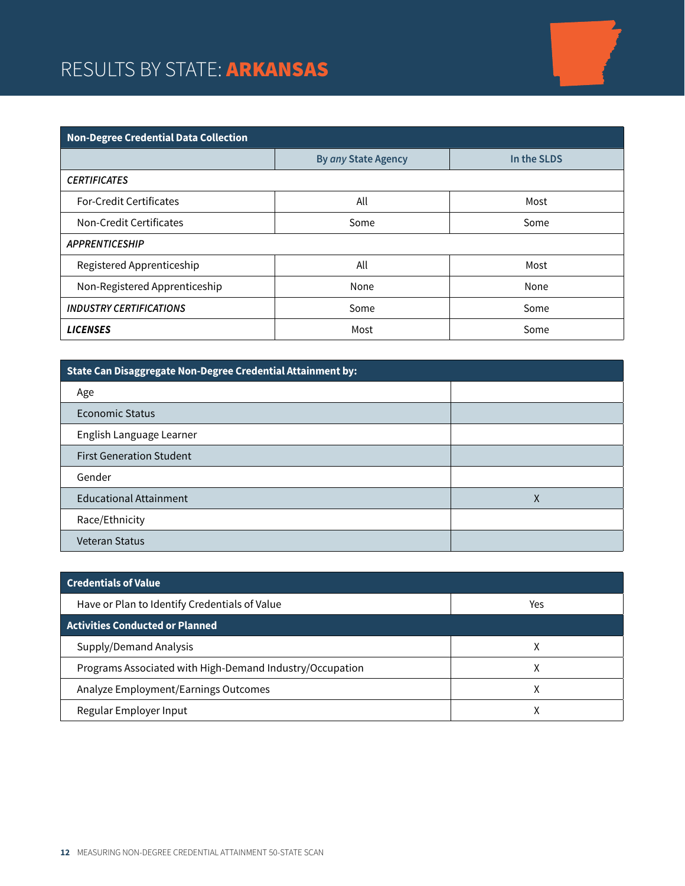# RESULTS BY STATE: **ARKANSAS**

| **Non-Degree Credential Data Collection** | | |
|---|---|---|
| | **By *any* State Agency** | **In the SLDS** |
| ***CERTIFICATES*** | | |
| For-Credit Certificates | All | Most |
| Non-Credit Certificates | Some | Some |
| ***APPRENTICESHIP*** | | |
| Registered Apprenticeship | All | Most |
| Non-Registered Apprenticeship | None | None |
| ***INDUSTRY CERTIFICATIONS*** | Some | Some |
| ***LICENSES*** | Most | Some |

| **State Can Disaggregate Non-Degree Credential Attainment by:** | |
|---|---|
| Age | |
| Economic Status | |
| English Language Learner | |
| First Generation Student | |
| Gender | |
| Educational Attainment | X |
| Race/Ethnicity | |
| Veteran Status | |

| **Credentials of Value** | |
|---|---|
| Have or Plan to Identify Credentials of Value | Yes |
| **Activities Conducted or Planned** | |
| Supply/Demand Analysis | X |
| Programs Associated with High-Demand Industry/Occupation | X |
| Analyze Employment/Earnings Outcomes | X |
| Regular Employer Input | X |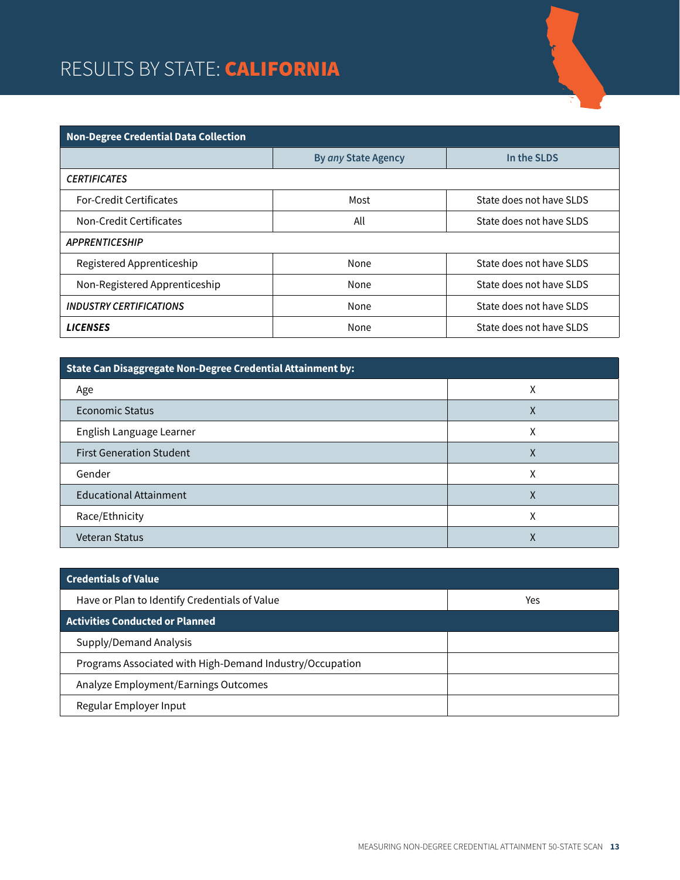# RESULTS BY STATE: **CALIFORNIA**

| **Non-Degree Credential Data Collection** | | |
|---|---|---|
| | **By *any* State Agency** | **In the SLDS** |
| ***CERTIFICATES*** | | |
| For-Credit Certificates | Most | State does not have SLDS |
| Non-Credit Certificates | All | State does not have SLDS |
| ***APPRENTICESHIP*** | | |
| Registered Apprenticeship | None | State does not have SLDS |
| Non-Registered Apprenticeship | None | State does not have SLDS |
| ***INDUSTRY CERTIFICATIONS*** | None | State does not have SLDS |
| ***LICENSES*** | None | State does not have SLDS |

| **State Can Disaggregate Non-Degree Credential Attainment by:** | |
|---|---|
| Age | X |
| Economic Status | X |
| English Language Learner | X |
| First Generation Student | X |
| Gender | X |
| Educational Attainment | X |
| Race/Ethnicity | X |
| Veteran Status | X |

| **Credentials of Value** | |
|---|---|
| Have or Plan to Identify Credentials of Value | Yes |
| **Activities Conducted or Planned** | |
| Supply/Demand Analysis | |
| Programs Associated with High-Demand Industry/Occupation | |
| Analyze Employment/Earnings Outcomes | |
| Regular Employer Input | |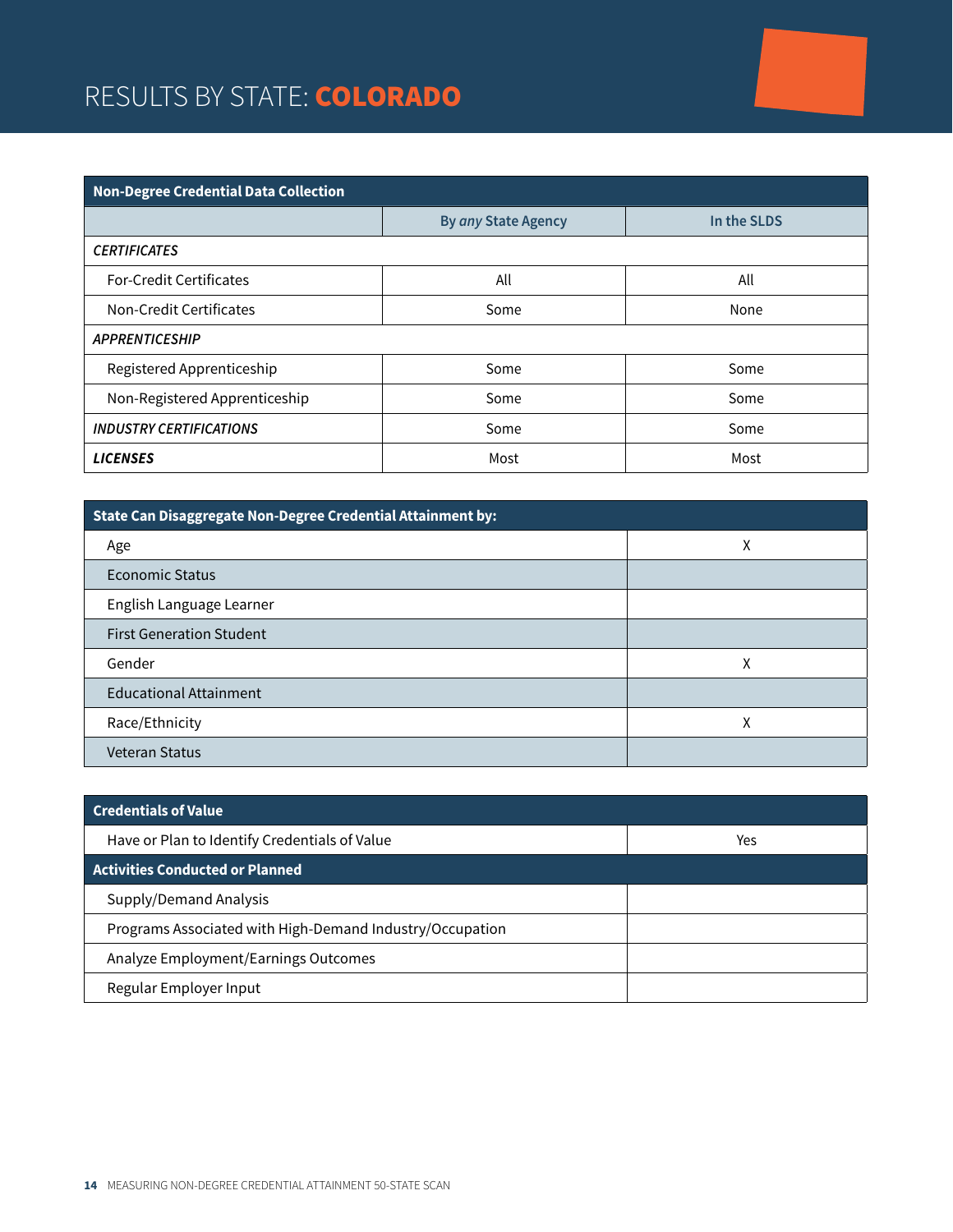# RESULTS BY STATE: **COLORADO**

| Non-Degree Credential Data Collection | | |
|---|---|---|
| | By *any* State Agency | In the SLDS |
| ***CERTIFICATES*** | | |
| For-Credit Certificates | All | All |
| Non-Credit Certificates | Some | None |
| ***APPRENTICESHIP*** | | |
| Registered Apprenticeship | Some | Some |
| Non-Registered Apprenticeship | Some | Some |
| ***INDUSTRY CERTIFICATIONS*** | Some | Some |
| ***LICENSES*** | Most | Most |

| State Can Disaggregate Non-Degree Credential Attainment by: | |
|---|---|
| Age | X |
| Economic Status | |
| English Language Learner | |
| First Generation Student | |
| Gender | X |
| Educational Attainment | |
| Race/Ethnicity | X |
| Veteran Status | |

| Credentials of Value | |
|---|---|
| Have or Plan to Identify Credentials of Value | Yes |
| **Activities Conducted or Planned** | |
| Supply/Demand Analysis | |
| Programs Associated with High-Demand Industry/Occupation | |
| Analyze Employment/Earnings Outcomes | |
| Regular Employer Input | |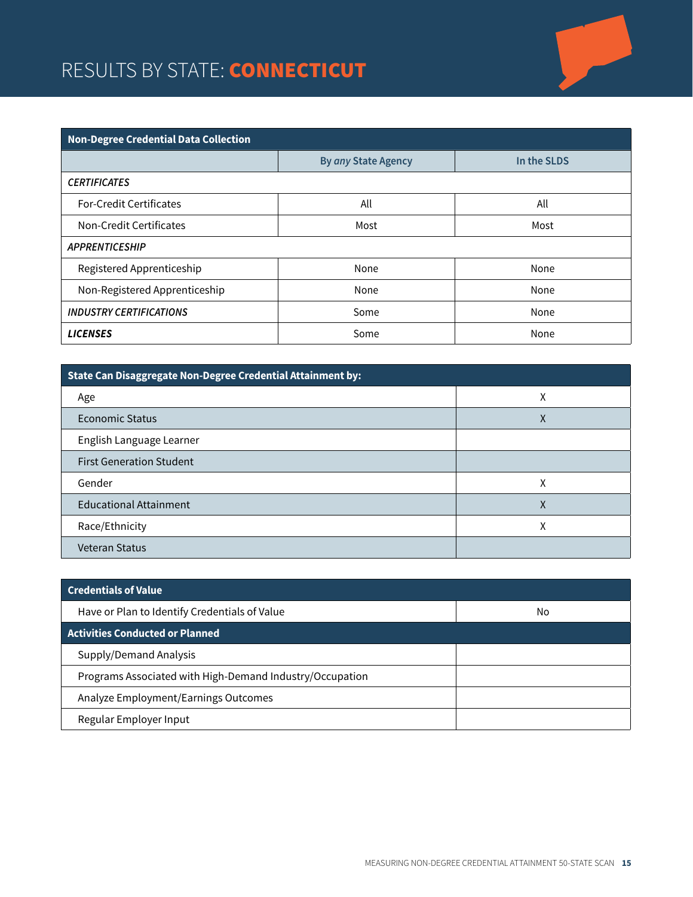# RESULTS BY STATE: **CONNECTICUT**

| Non-Degree Credential Data Collection | | |
|---|---|---|
| | By *any* State Agency | In the SLDS |
| ***CERTIFICATES*** | | |
| For-Credit Certificates | All | All |
| Non-Credit Certificates | Most | Most |
| ***APPRENTICESHIP*** | | |
| Registered Apprenticeship | None | None |
| Non-Registered Apprenticeship | None | None |
| ***INDUSTRY CERTIFICATIONS*** | Some | None |
| ***LICENSES*** | Some | None |

| State Can Disaggregate Non-Degree Credential Attainment by: | |
|---|---|
| Age | X |
| Economic Status | X |
| English Language Learner | |
| First Generation Student | |
| Gender | X |
| Educational Attainment | X |
| Race/Ethnicity | X |
| Veteran Status | |

| Credentials of Value | |
|---|---|
| Have or Plan to Identify Credentials of Value | No |
| **Activities Conducted or Planned** | |
| Supply/Demand Analysis | |
| Programs Associated with High-Demand Industry/Occupation | |
| Analyze Employment/Earnings Outcomes | |
| Regular Employer Input | |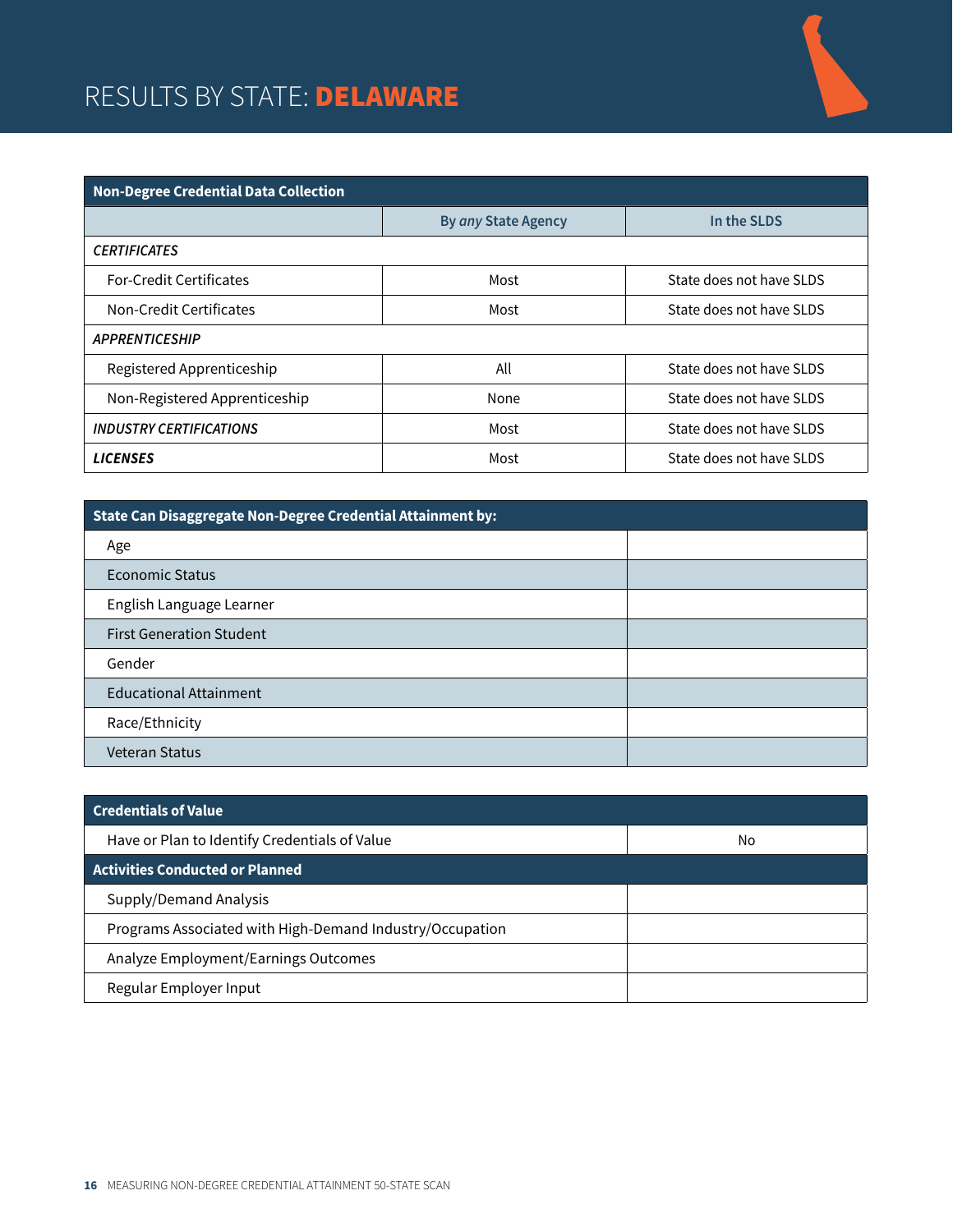# RESULTS BY STATE: **DELAWARE**

| Non-Degree Credential Data Collection | | |
|---|---|---|
| | By *any* State Agency | In the SLDS |
| *CERTIFICATES* | | |
| For-Credit Certificates | Most | State does not have SLDS |
| Non-Credit Certificates | Most | State does not have SLDS |
| *APPRENTICESHIP* | | |
| Registered Apprenticeship | All | State does not have SLDS |
| Non-Registered Apprenticeship | None | State does not have SLDS |
| ***INDUSTRY CERTIFICATIONS*** | Most | State does not have SLDS |
| ***LICENSES*** | Most | State does not have SLDS |

| State Can Disaggregate Non-Degree Credential Attainment by: | |
|---|---|
| Age | |
| Economic Status | |
| English Language Learner | |
| First Generation Student | |
| Gender | |
| Educational Attainment | |
| Race/Ethnicity | |
| Veteran Status | |

| Credentials of Value | |
|---|---|
| Have or Plan to Identify Credentials of Value | No |
| **Activities Conducted or Planned** | |
| Supply/Demand Analysis | |
| Programs Associated with High-Demand Industry/Occupation | |
| Analyze Employment/Earnings Outcomes | |
| Regular Employer Input | |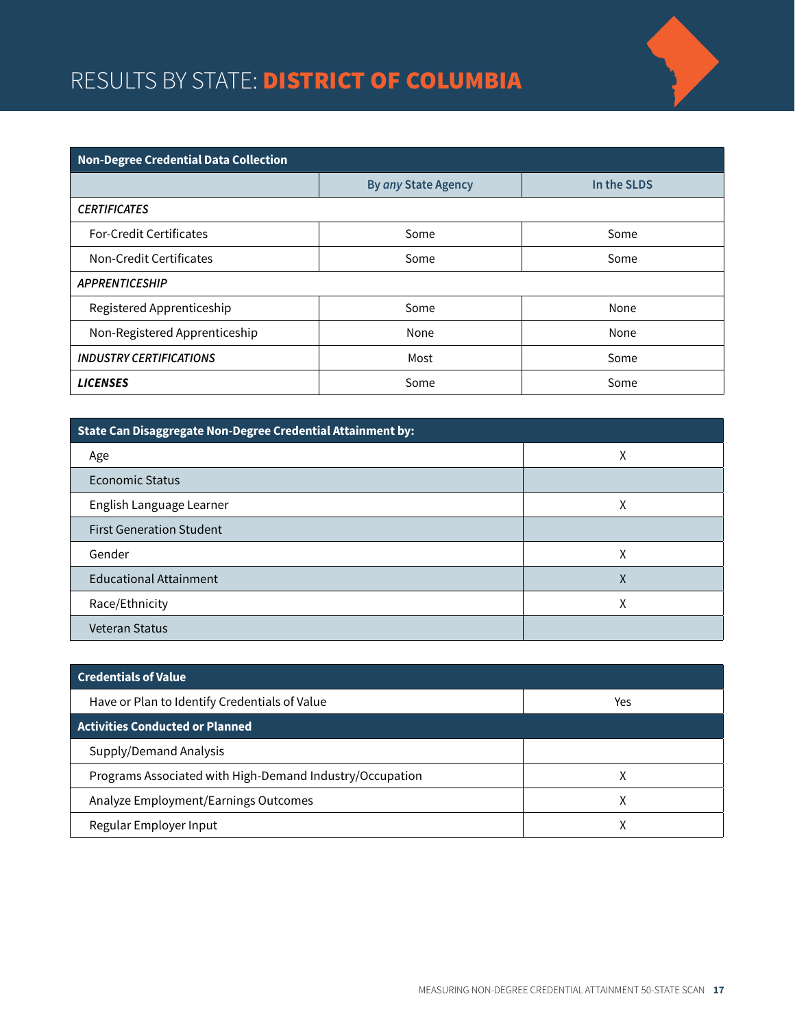# RESULTS BY STATE: **DISTRICT OF COLUMBIA**

| Non-Degree Credential Data Collection | | |
|---|---|---|
| | By *any* State Agency | In the SLDS |
| ***CERTIFICATES*** | | |
| For-Credit Certificates | Some | Some |
| Non-Credit Certificates | Some | Some |
| ***APPRENTICESHIP*** | | |
| Registered Apprenticeship | Some | None |
| Non-Registered Apprenticeship | None | None |
| ***INDUSTRY CERTIFICATIONS*** | Most | Some |
| ***LICENSES*** | Some | Some |

| State Can Disaggregate Non-Degree Credential Attainment by: | |
|---|---|
| Age | X |
| Economic Status | |
| English Language Learner | X |
| First Generation Student | |
| Gender | X |
| Educational Attainment | X |
| Race/Ethnicity | X |
| Veteran Status | |

| Credentials of Value | |
|---|---|
| Have or Plan to Identify Credentials of Value | Yes |
| **Activities Conducted or Planned** | |
| Supply/Demand Analysis | |
| Programs Associated with High-Demand Industry/Occupation | X |
| Analyze Employment/Earnings Outcomes | X |
| Regular Employer Input | X |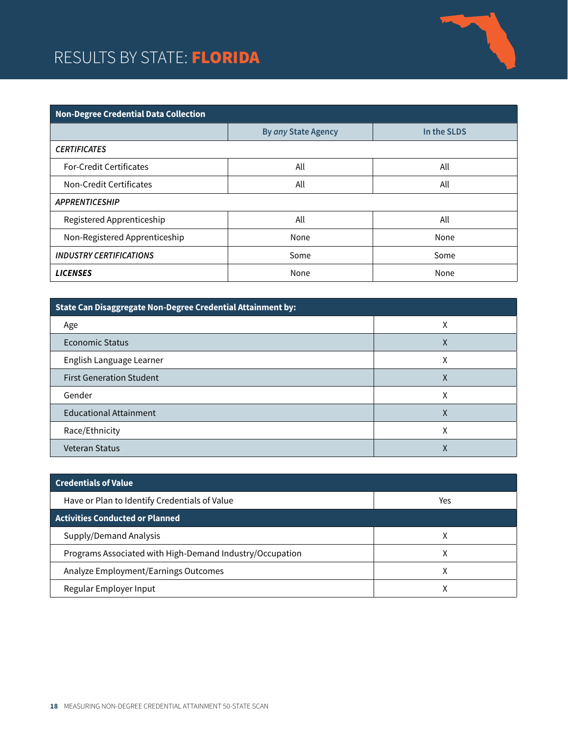# RESULTS BY STATE: **FLORIDA**

| Non-Degree Credential Data Collection | | |
|---|---|---|
| | By *any* State Agency | In the SLDS |
| *CERTIFICATES* | | |
| For-Credit Certificates | All | All |
| Non-Credit Certificates | All | All |
| *APPRENTICESHIP* | | |
| Registered Apprenticeship | All | All |
| Non-Registered Apprenticeship | None | None |
| ***INDUSTRY CERTIFICATIONS*** | Some | Some |
| ***LICENSES*** | None | None |

| State Can Disaggregate Non-Degree Credential Attainment by: | |
|---|---|
| Age | X |
| Economic Status | X |
| English Language Learner | X |
| First Generation Student | X |
| Gender | X |
| Educational Attainment | X |
| Race/Ethnicity | X |
| Veteran Status | X |

| Credentials of Value | |
|---|---|
| Have or Plan to Identify Credentials of Value | Yes |
| **Activities Conducted or Planned** | |
| Supply/Demand Analysis | X |
| Programs Associated with High-Demand Industry/Occupation | X |
| Analyze Employment/Earnings Outcomes | X |
| Regular Employer Input | X |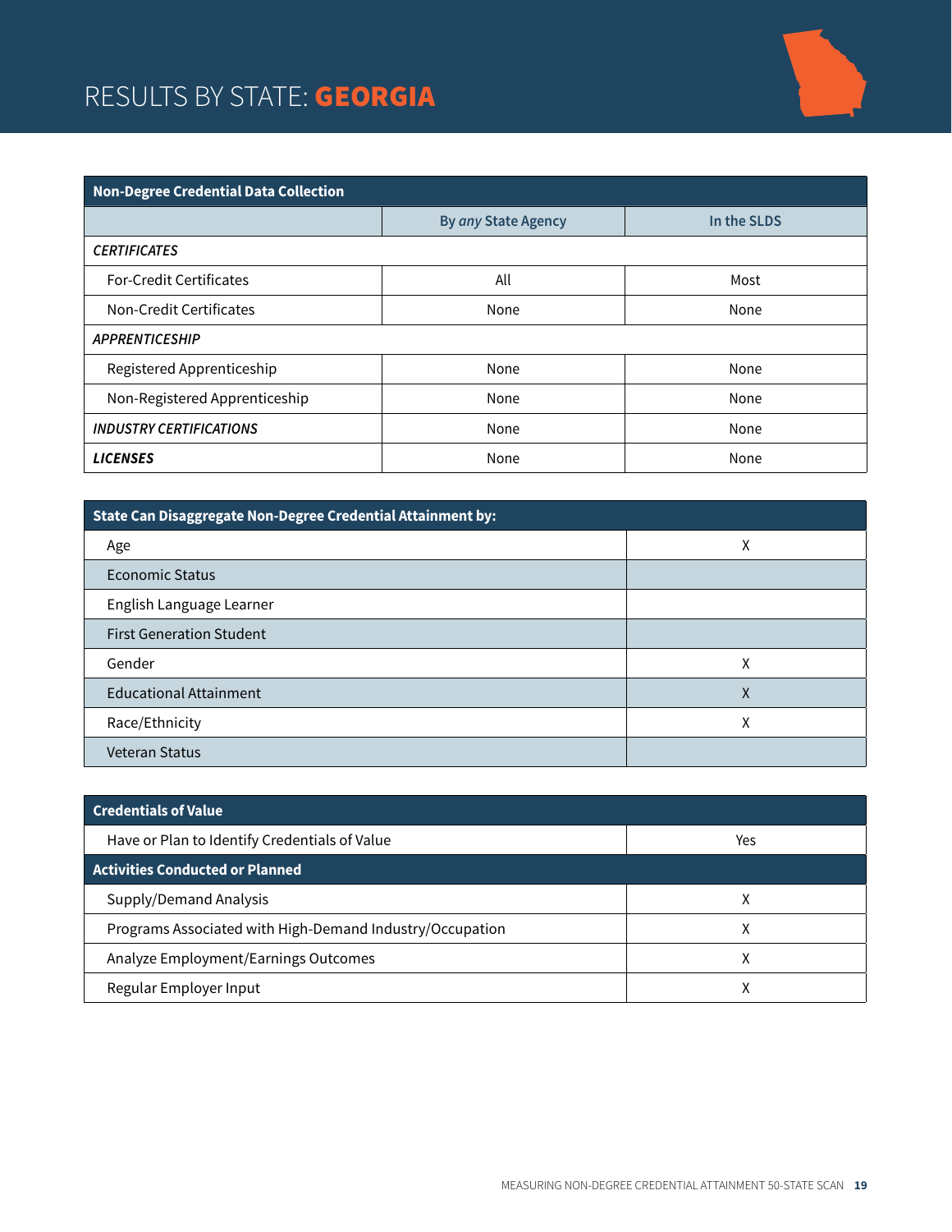# RESULTS BY STATE: **GEORGIA**

| **Non-Degree Credential Data Collection** | | |
|---|---|---|
| | **By *any* State Agency** | **In the SLDS** |
| ***CERTIFICATES*** | | |
| For-Credit Certificates | All | Most |
| Non-Credit Certificates | None | None |
| ***APPRENTICESHIP*** | | |
| Registered Apprenticeship | None | None |
| Non-Registered Apprenticeship | None | None |
| ***INDUSTRY CERTIFICATIONS*** | None | None |
| ***LICENSES*** | None | None |

| **State Can Disaggregate Non-Degree Credential Attainment by:** | |
|---|---|
| Age | X |
| Economic Status | |
| English Language Learner | |
| First Generation Student | |
| Gender | X |
| Educational Attainment | X |
| Race/Ethnicity | X |
| Veteran Status | |

| **Credentials of Value** | |
|---|---|
| Have or Plan to Identify Credentials of Value | Yes |
| **Activities Conducted or Planned** | |
| Supply/Demand Analysis | X |
| Programs Associated with High-Demand Industry/Occupation | X |
| Analyze Employment/Earnings Outcomes | X |
| Regular Employer Input | X |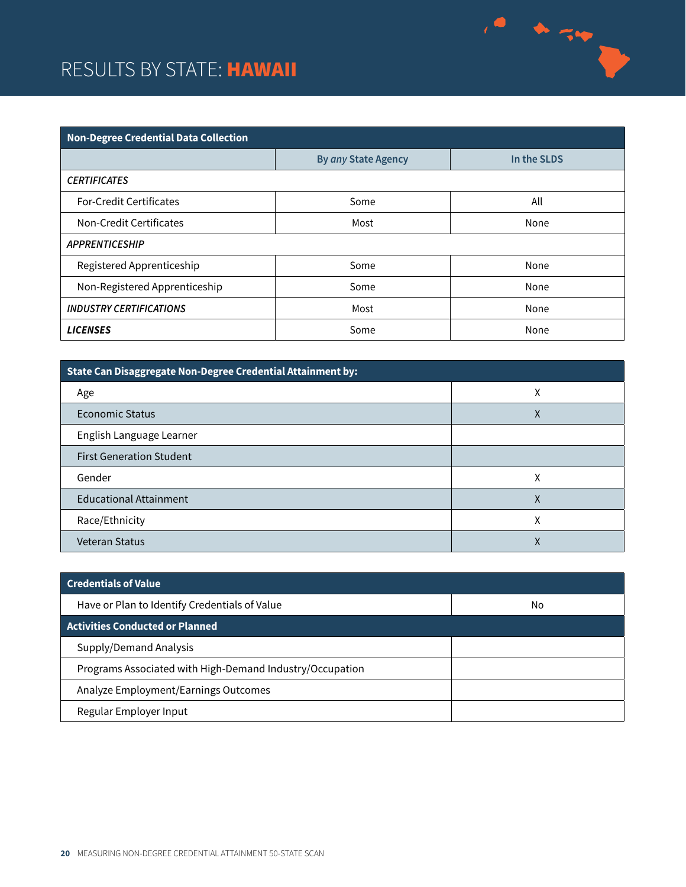# RESULTS BY STATE: **HAWAII**

| Non-Degree Credential Data Collection | | |
|---|---|---|
| | By *any* State Agency | In the SLDS |
| ***CERTIFICATES*** | | |
| For-Credit Certificates | Some | All |
| Non-Credit Certificates | Most | None |
| ***APPRENTICESHIP*** | | |
| Registered Apprenticeship | Some | None |
| Non-Registered Apprenticeship | Some | None |
| ***INDUSTRY CERTIFICATIONS*** | Most | None |
| ***LICENSES*** | Some | None |

| State Can Disaggregate Non-Degree Credential Attainment by: | |
|---|---|
| Age | X |
| Economic Status | X |
| English Language Learner | |
| First Generation Student | |
| Gender | X |
| Educational Attainment | X |
| Race/Ethnicity | X |
| Veteran Status | X |

| Credentials of Value | |
|---|---|
| Have or Plan to Identify Credentials of Value | No |
| **Activities Conducted or Planned** | |
| Supply/Demand Analysis | |
| Programs Associated with High-Demand Industry/Occupation | |
| Analyze Employment/Earnings Outcomes | |
| Regular Employer Input | |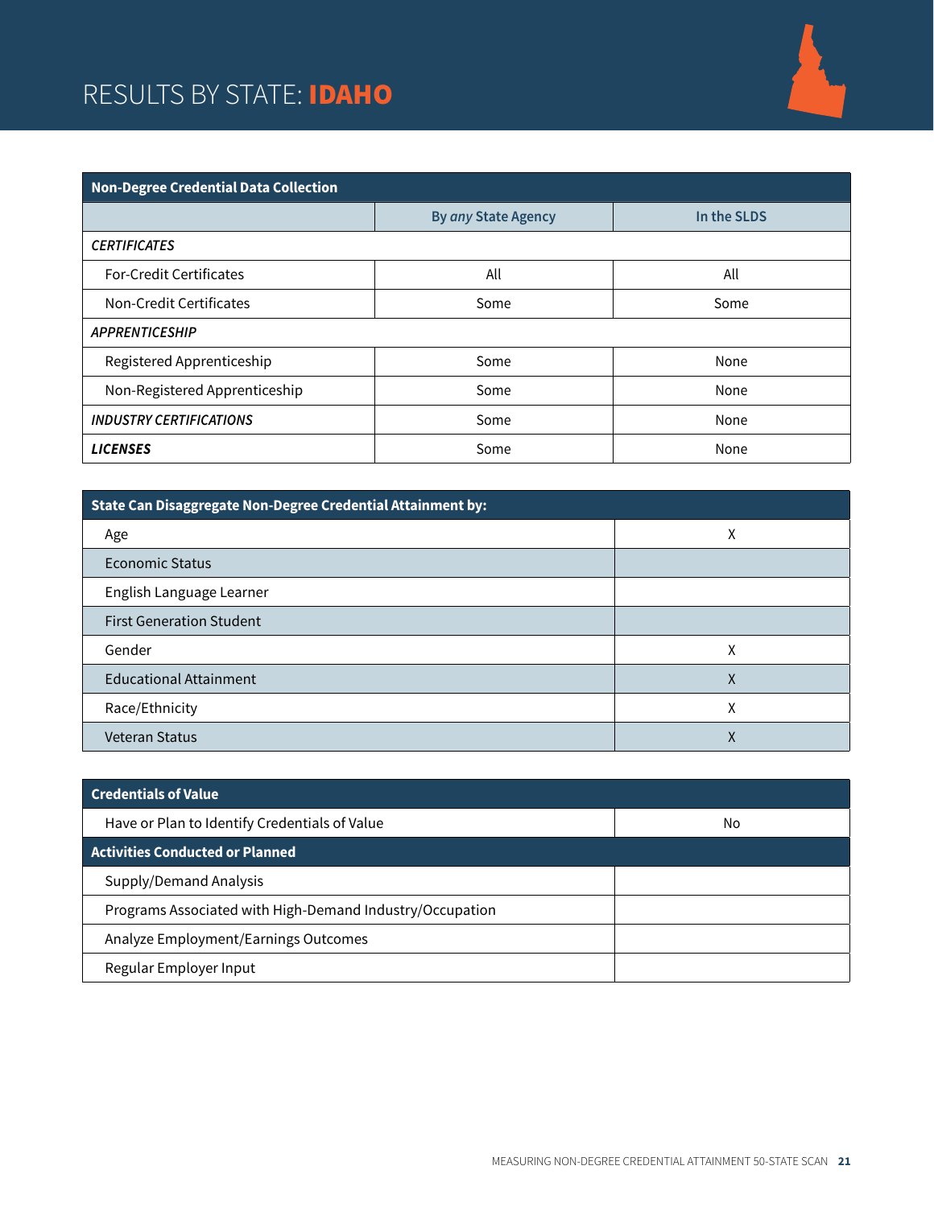# RESULTS BY STATE: **IDAHO**

| **Non-Degree Credential Data Collection** | | |
|---|---|---|
| | By *any* State Agency | In the SLDS |
| ***CERTIFICATES*** | | |
| For-Credit Certificates | All | All |
| Non-Credit Certificates | Some | Some |
| ***APPRENTICESHIP*** | | |
| Registered Apprenticeship | Some | None |
| Non-Registered Apprenticeship | Some | None |
| ***INDUSTRY CERTIFICATIONS*** | Some | None |
| ***LICENSES*** | Some | None |

| **State Can Disaggregate Non-Degree Credential Attainment by:** | |
|---|---|
| Age | X |
| Economic Status | |
| English Language Learner | |
| First Generation Student | |
| Gender | X |
| Educational Attainment | X |
| Race/Ethnicity | X |
| Veteran Status | X |

| **Credentials of Value** | |
|---|---|
| Have or Plan to Identify Credentials of Value | No |
| **Activities Conducted or Planned** | |
| Supply/Demand Analysis | |
| Programs Associated with High-Demand Industry/Occupation | |
| Analyze Employment/Earnings Outcomes | |
| Regular Employer Input | |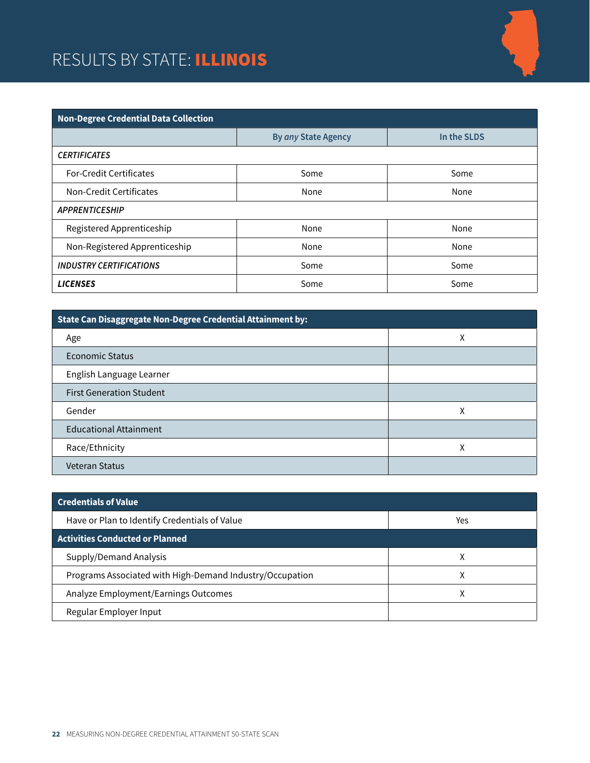# RESULTS BY STATE: ILLINOIS

| Non-Degree Credential Data Collection | | |
|---|---|---|
| | By *any* State Agency | In the SLDS |
| ***CERTIFICATES*** | | |
| For-Credit Certificates | Some | Some |
| Non-Credit Certificates | None | None |
| ***APPRENTICESHIP*** | | |
| Registered Apprenticeship | None | None |
| Non-Registered Apprenticeship | None | None |
| ***INDUSTRY CERTIFICATIONS*** | Some | Some |
| ***LICENSES*** | Some | Some |

| State Can Disaggregate Non-Degree Credential Attainment by: | |
|---|---|
| Age | X |
| Economic Status | |
| English Language Learner | |
| First Generation Student | |
| Gender | X |
| Educational Attainment | |
| Race/Ethnicity | X |
| Veteran Status | |

| Credentials of Value | |
|---|---|
| Have or Plan to Identify Credentials of Value | Yes |
| **Activities Conducted or Planned** | |
| Supply/Demand Analysis | X |
| Programs Associated with High-Demand Industry/Occupation | X |
| Analyze Employment/Earnings Outcomes | X |
| Regular Employer Input | |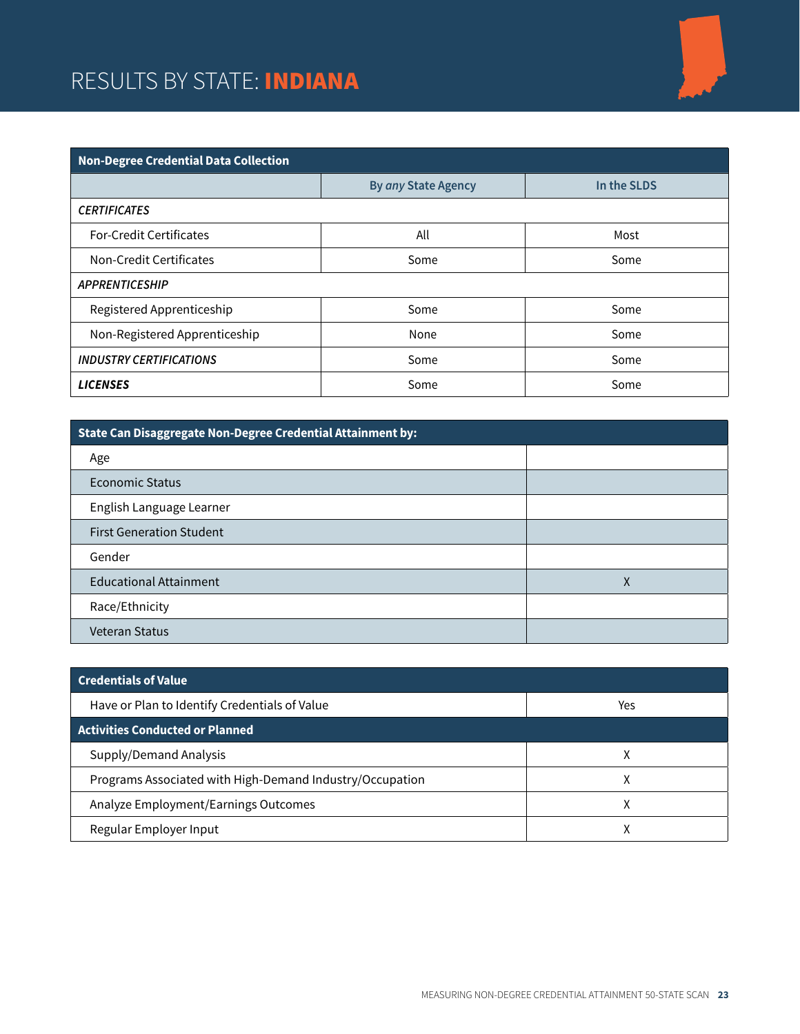# RESULTS BY STATE: **INDIANA**

| Non-Degree Credential Data Collection | | |
|---|---|---|
| | By *any* State Agency | In the SLDS |
| ***CERTIFICATES*** | | |
| For-Credit Certificates | All | Most |
| Non-Credit Certificates | Some | Some |
| ***APPRENTICESHIP*** | | |
| Registered Apprenticeship | Some | Some |
| Non-Registered Apprenticeship | None | Some |
| ***INDUSTRY CERTIFICATIONS*** | Some | Some |
| ***LICENSES*** | Some | Some |

| State Can Disaggregate Non-Degree Credential Attainment by: | |
|---|---|
| Age | |
| Economic Status | |
| English Language Learner | |
| First Generation Student | |
| Gender | |
| Educational Attainment | X |
| Race/Ethnicity | |
| Veteran Status | |

| Credentials of Value | |
|---|---|
| Have or Plan to Identify Credentials of Value | Yes |
| **Activities Conducted or Planned** | |
| Supply/Demand Analysis | X |
| Programs Associated with High-Demand Industry/Occupation | X |
| Analyze Employment/Earnings Outcomes | X |
| Regular Employer Input | X |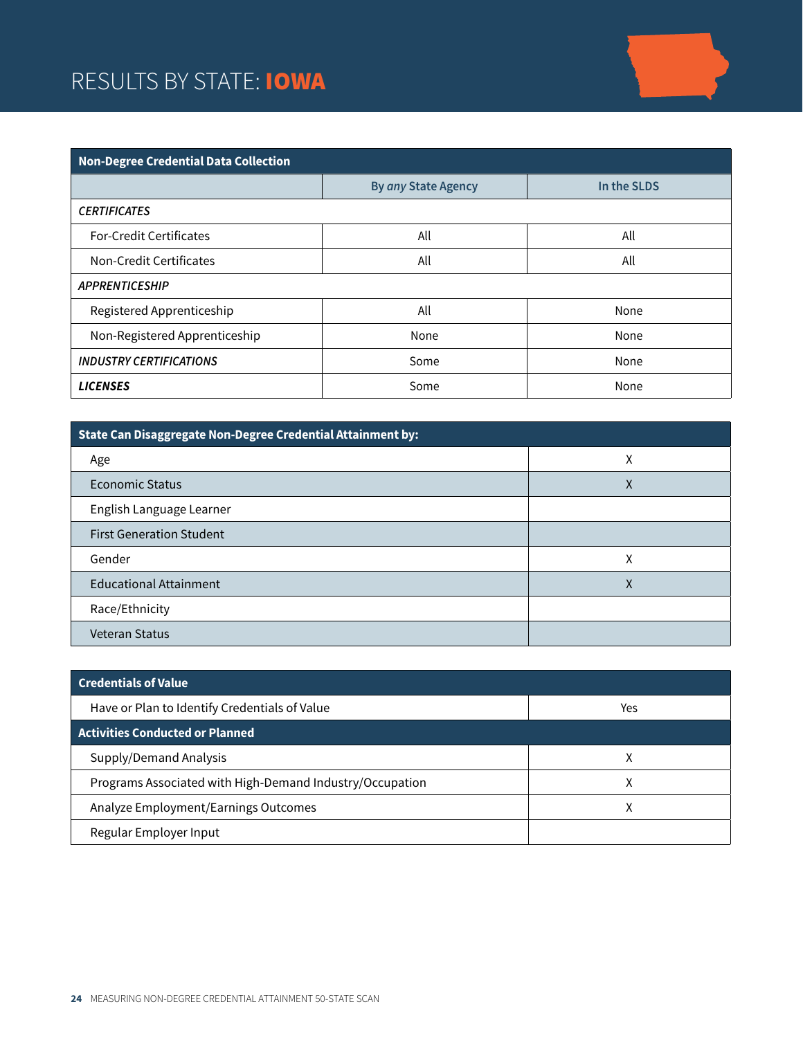# RESULTS BY STATE: **IOWA**

| **Non-Degree Credential Data Collection** | | |
|---|---|---|
| | By *any* State Agency | In the SLDS |
| ***CERTIFICATES*** | | |
| For-Credit Certificates | All | All |
| Non-Credit Certificates | All | All |
| ***APPRENTICESHIP*** | | |
| Registered Apprenticeship | All | None |
| Non-Registered Apprenticeship | None | None |
| ***INDUSTRY CERTIFICATIONS*** | Some | None |
| ***LICENSES*** | Some | None |

| **State Can Disaggregate Non-Degree Credential Attainment by:** | |
|---|---|
| Age | X |
| Economic Status | X |
| English Language Learner | |
| First Generation Student | |
| Gender | X |
| Educational Attainment | X |
| Race/Ethnicity | |
| Veteran Status | |

| **Credentials of Value** | |
|---|---|
| Have or Plan to Identify Credentials of Value | Yes |
| **Activities Conducted or Planned** | |
| Supply/Demand Analysis | X |
| Programs Associated with High-Demand Industry/Occupation | X |
| Analyze Employment/Earnings Outcomes | X |
| Regular Employer Input | |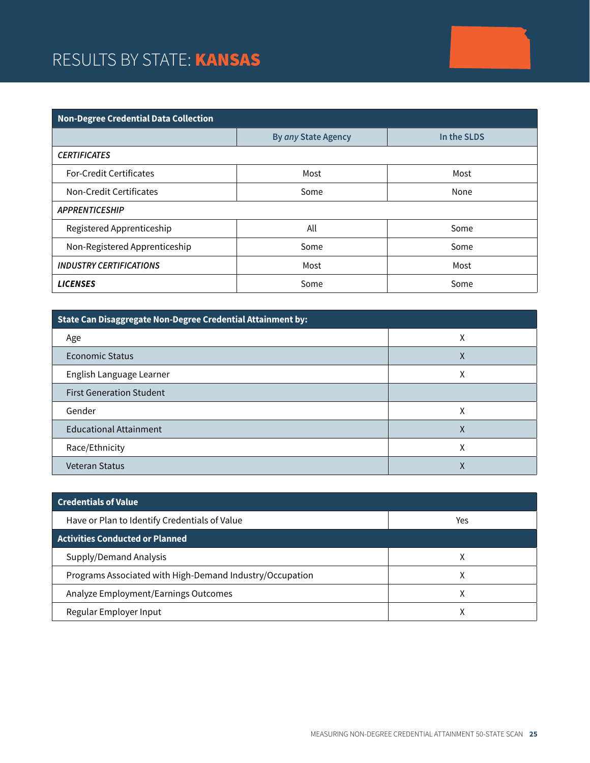# RESULTS BY STATE: **KANSAS**

| **Non-Degree Credential Data Collection** | | |
|---|---|---|
| | By *any* State Agency | In the SLDS |
| ***CERTIFICATES*** | | |
| For-Credit Certificates | Most | Most |
| Non-Credit Certificates | Some | None |
| ***APPRENTICESHIP*** | | |
| Registered Apprenticeship | All | Some |
| Non-Registered Apprenticeship | Some | Some |
| ***INDUSTRY CERTIFICATIONS*** | Most | Most |
| ***LICENSES*** | Some | Some |

| **State Can Disaggregate Non-Degree Credential Attainment by:** | |
|---|---|
| Age | X |
| Economic Status | X |
| English Language Learner | X |
| First Generation Student | |
| Gender | X |
| Educational Attainment | X |
| Race/Ethnicity | X |
| Veteran Status | X |

| **Credentials of Value** | |
|---|---|
| Have or Plan to Identify Credentials of Value | Yes |
| **Activities Conducted or Planned** | |
| Supply/Demand Analysis | X |
| Programs Associated with High-Demand Industry/Occupation | X |
| Analyze Employment/Earnings Outcomes | X |
| Regular Employer Input | X |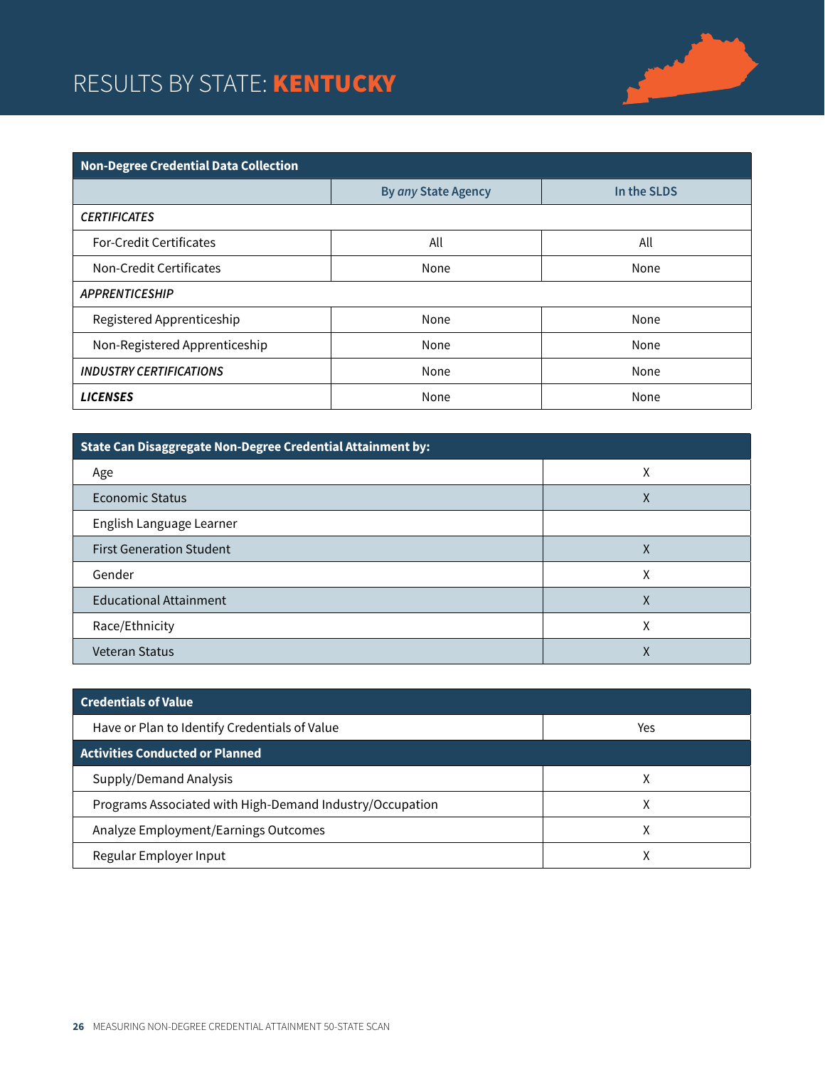# RESULTS BY STATE: KENTUCKY

| Non-Degree Credential Data Collection | | |
|---|---|---|
| | By *any* State Agency | In the SLDS |
| *CERTIFICATES* | | |
| For-Credit Certificates | All | All |
| Non-Credit Certificates | None | None |
| *APPRENTICESHIP* | | |
| Registered Apprenticeship | None | None |
| Non-Registered Apprenticeship | None | None |
| ***INDUSTRY CERTIFICATIONS*** | None | None |
| ***LICENSES*** | None | None |

| State Can Disaggregate Non-Degree Credential Attainment by: | |
|---|---|
| Age | X |
| Economic Status | X |
| English Language Learner | |
| First Generation Student | X |
| Gender | X |
| Educational Attainment | X |
| Race/Ethnicity | X |
| Veteran Status | X |

| Credentials of Value | |
|---|---|
| Have or Plan to Identify Credentials of Value | Yes |
| **Activities Conducted or Planned** | |
| Supply/Demand Analysis | X |
| Programs Associated with High-Demand Industry/Occupation | X |
| Analyze Employment/Earnings Outcomes | X |
| Regular Employer Input | X |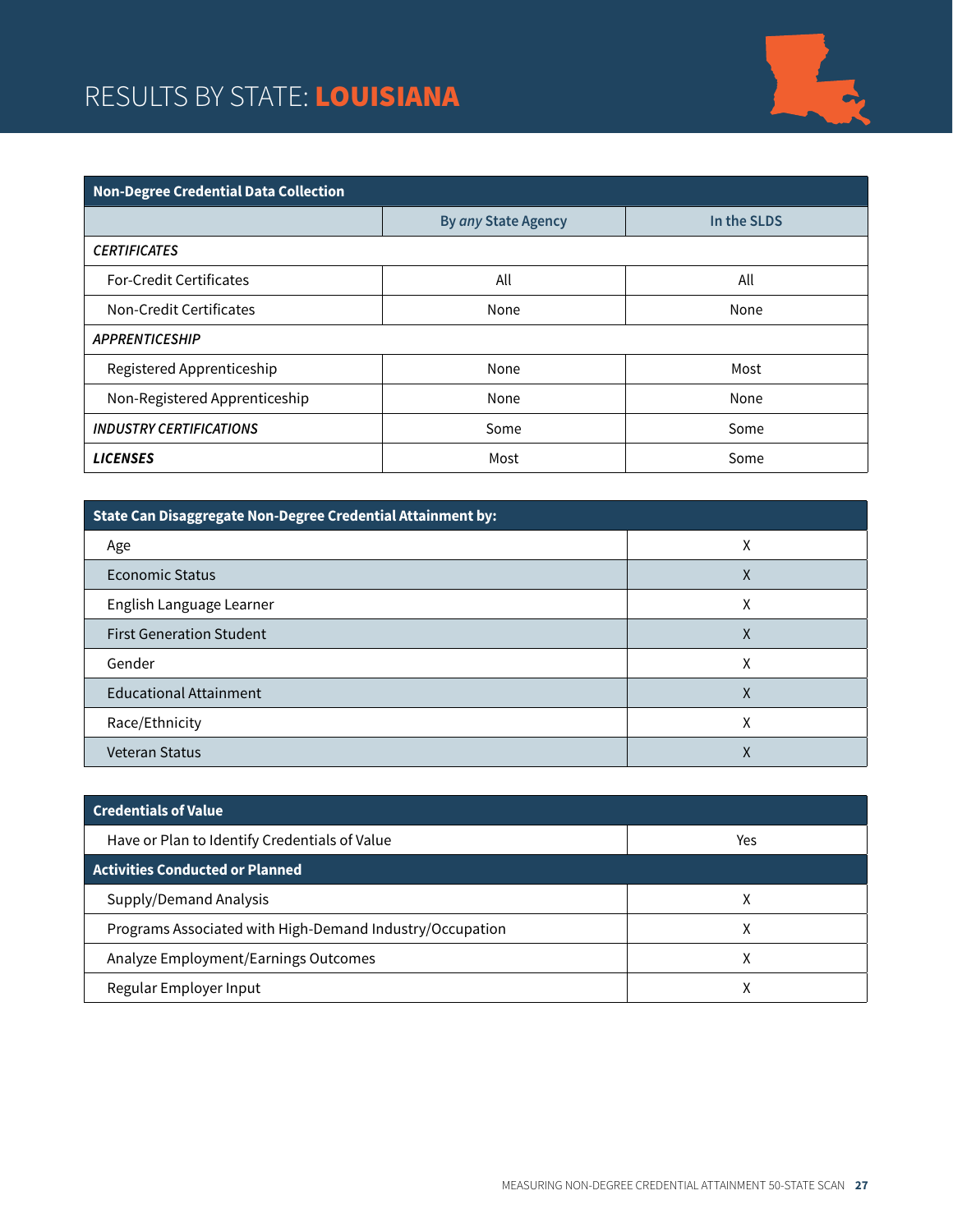# RESULTS BY STATE: **LOUISIANA**

| Non-Degree Credential Data Collection | | |
|---|---|---|
| | By *any* State Agency | In the SLDS |
| ***CERTIFICATES*** | | |
| For-Credit Certificates | All | All |
| Non-Credit Certificates | None | None |
| ***APPRENTICESHIP*** | | |
| Registered Apprenticeship | None | Most |
| Non-Registered Apprenticeship | None | None |
| ***INDUSTRY CERTIFICATIONS*** | Some | Some |
| ***LICENSES*** | Most | Some |

| State Can Disaggregate Non-Degree Credential Attainment by: | |
|---|---|
| Age | X |
| Economic Status | X |
| English Language Learner | X |
| First Generation Student | X |
| Gender | X |
| Educational Attainment | X |
| Race/Ethnicity | X |
| Veteran Status | X |

| Credentials of Value | |
|---|---|
| Have or Plan to Identify Credentials of Value | Yes |
| **Activities Conducted or Planned** | |
| Supply/Demand Analysis | X |
| Programs Associated with High-Demand Industry/Occupation | X |
| Analyze Employment/Earnings Outcomes | X |
| Regular Employer Input | X |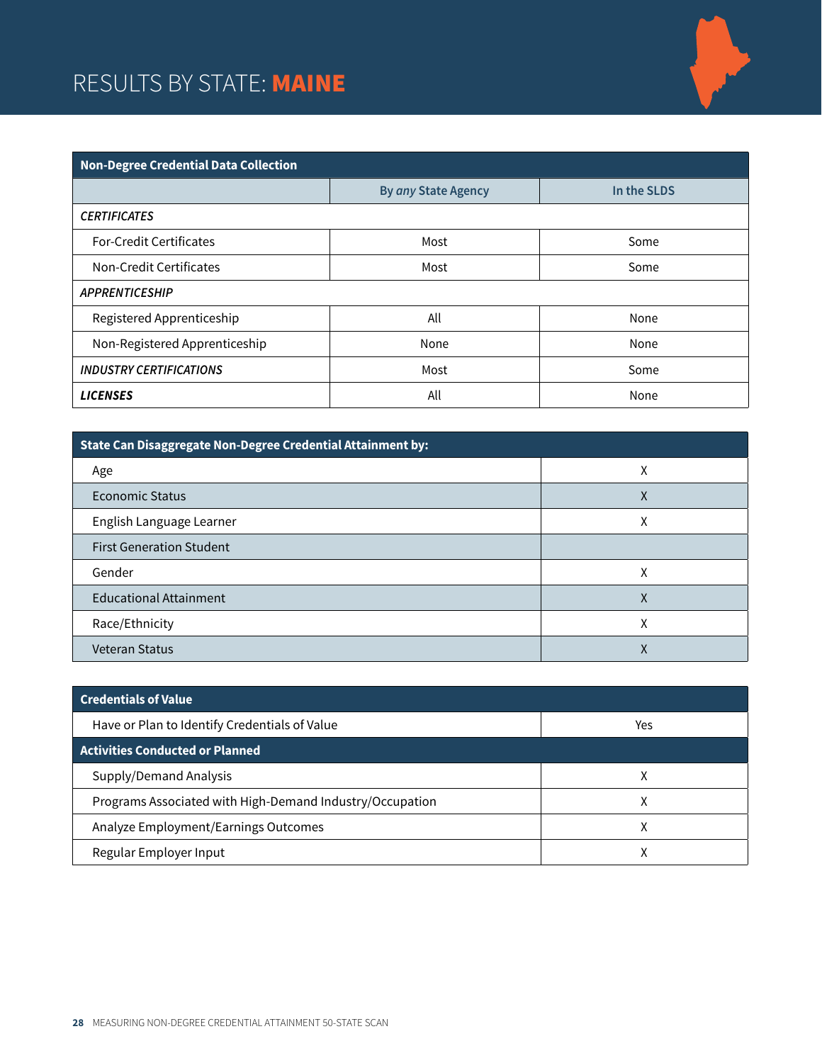# RESULTS BY STATE: **MAINE**

| Non-Degree Credential Data Collection | | |
|---|---|---|
| | By *any* State Agency | In the SLDS |
| ***CERTIFICATES*** | | |
| For-Credit Certificates | Most | Some |
| Non-Credit Certificates | Most | Some |
| ***APPRENTICESHIP*** | | |
| Registered Apprenticeship | All | None |
| Non-Registered Apprenticeship | None | None |
| ***INDUSTRY CERTIFICATIONS*** | Most | Some |
| ***LICENSES*** | All | None |

| State Can Disaggregate Non-Degree Credential Attainment by: | |
|---|---|
| Age | X |
| Economic Status | X |
| English Language Learner | X |
| First Generation Student | |
| Gender | X |
| Educational Attainment | X |
| Race/Ethnicity | X |
| Veteran Status | X |

| Credentials of Value | |
|---|---|
| Have or Plan to Identify Credentials of Value | Yes |
| **Activities Conducted or Planned** | |
| Supply/Demand Analysis | X |
| Programs Associated with High-Demand Industry/Occupation | X |
| Analyze Employment/Earnings Outcomes | X |
| Regular Employer Input | X |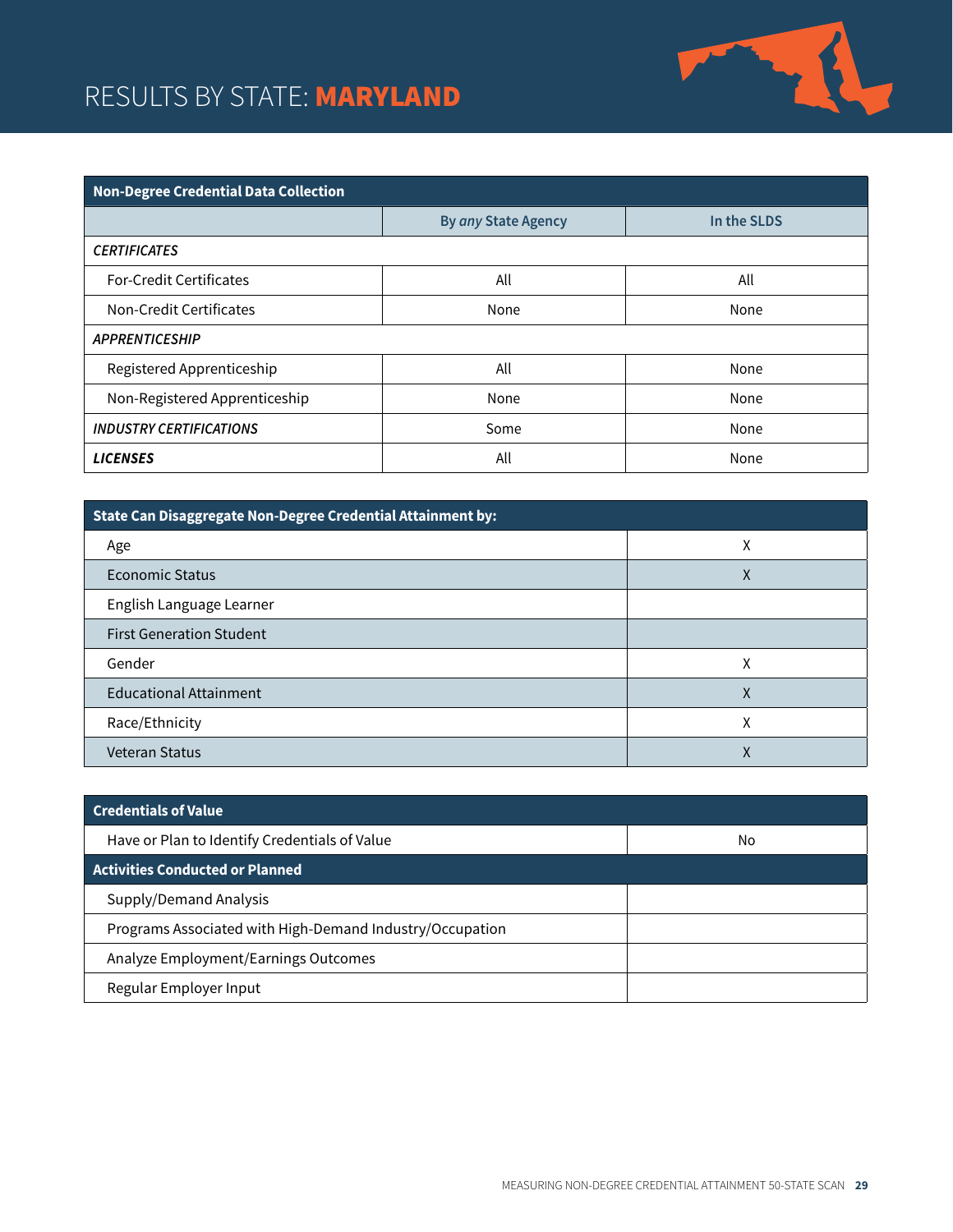# RESULTS BY STATE: **MARYLAND**

| **Non-Degree Credential Data Collection** | | |
|---|---|---|
| | By *any* State Agency | In the SLDS |
| ***CERTIFICATES*** | | |
| For-Credit Certificates | All | All |
| Non-Credit Certificates | None | None |
| ***APPRENTICESHIP*** | | |
| Registered Apprenticeship | All | None |
| Non-Registered Apprenticeship | None | None |
| ***INDUSTRY CERTIFICATIONS*** | Some | None |
| ***LICENSES*** | All | None |

| **State Can Disaggregate Non-Degree Credential Attainment by:** | |
|---|---|
| Age | X |
| Economic Status | X |
| English Language Learner | |
| First Generation Student | |
| Gender | X |
| Educational Attainment | X |
| Race/Ethnicity | X |
| Veteran Status | X |

| **Credentials of Value** | |
|---|---|
| Have or Plan to Identify Credentials of Value | No |
| **Activities Conducted or Planned** | |
| Supply/Demand Analysis | |
| Programs Associated with High-Demand Industry/Occupation | |
| Analyze Employment/Earnings Outcomes | |
| Regular Employer Input | |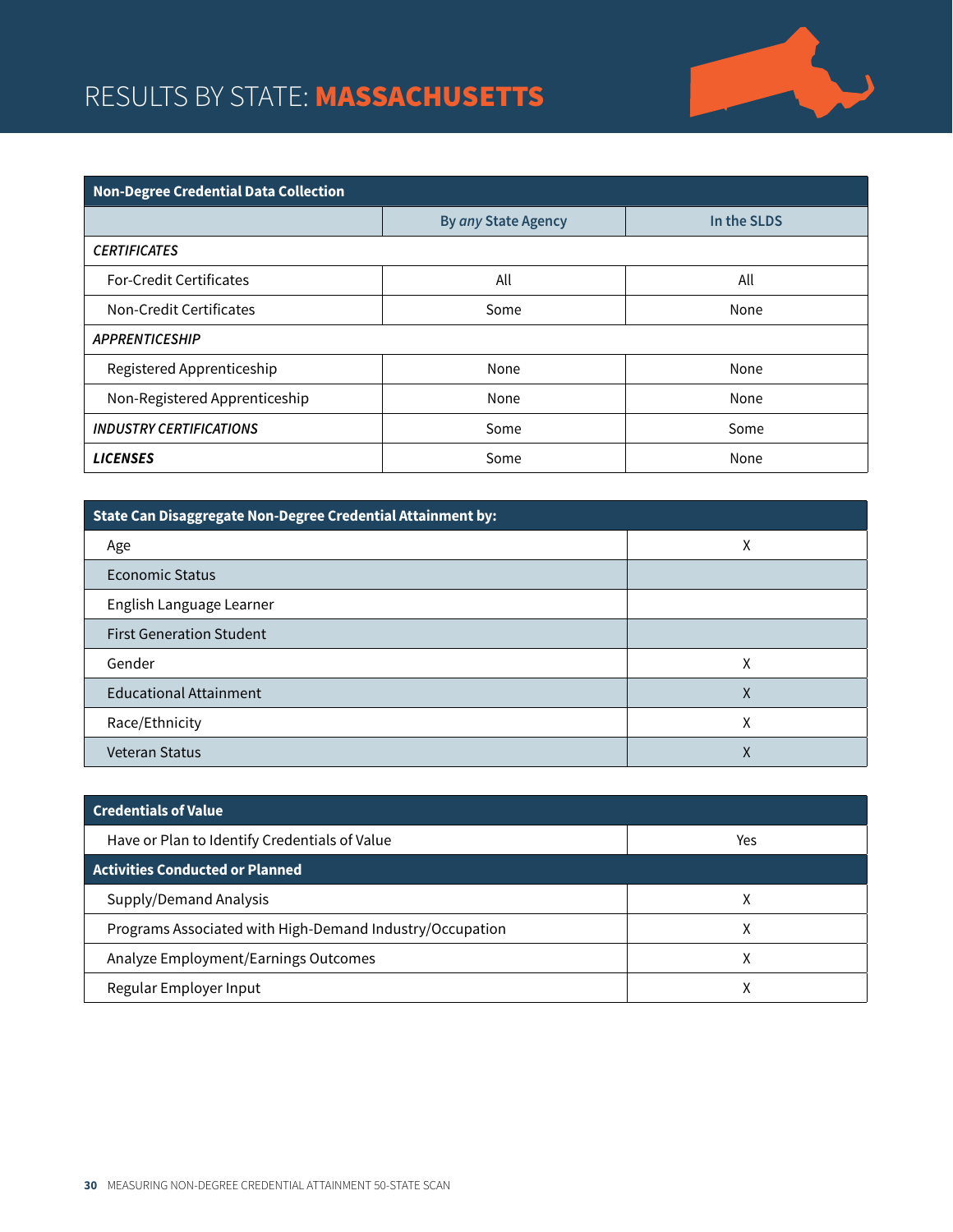# RESULTS BY STATE: **MASSACHUSETTS**

| **Non-Degree Credential Data Collection** | | |
|---|---|---|
| | **By *any* State Agency** | **In the SLDS** |
| ***CERTIFICATES*** | | |
| For-Credit Certificates | All | All |
| Non-Credit Certificates | Some | None |
| ***APPRENTICESHIP*** | | |
| Registered Apprenticeship | None | None |
| Non-Registered Apprenticeship | None | None |
| ***INDUSTRY CERTIFICATIONS*** | Some | Some |
| ***LICENSES*** | Some | None |

| **State Can Disaggregate Non-Degree Credential Attainment by:** | |
|---|---|
| Age | X |
| Economic Status | |
| English Language Learner | |
| First Generation Student | |
| Gender | X |
| Educational Attainment | X |
| Race/Ethnicity | X |
| Veteran Status | X |

| **Credentials of Value** | |
|---|---|
| Have or Plan to Identify Credentials of Value | Yes |
| **Activities Conducted or Planned** | |
| Supply/Demand Analysis | X |
| Programs Associated with High-Demand Industry/Occupation | X |
| Analyze Employment/Earnings Outcomes | X |
| Regular Employer Input | X |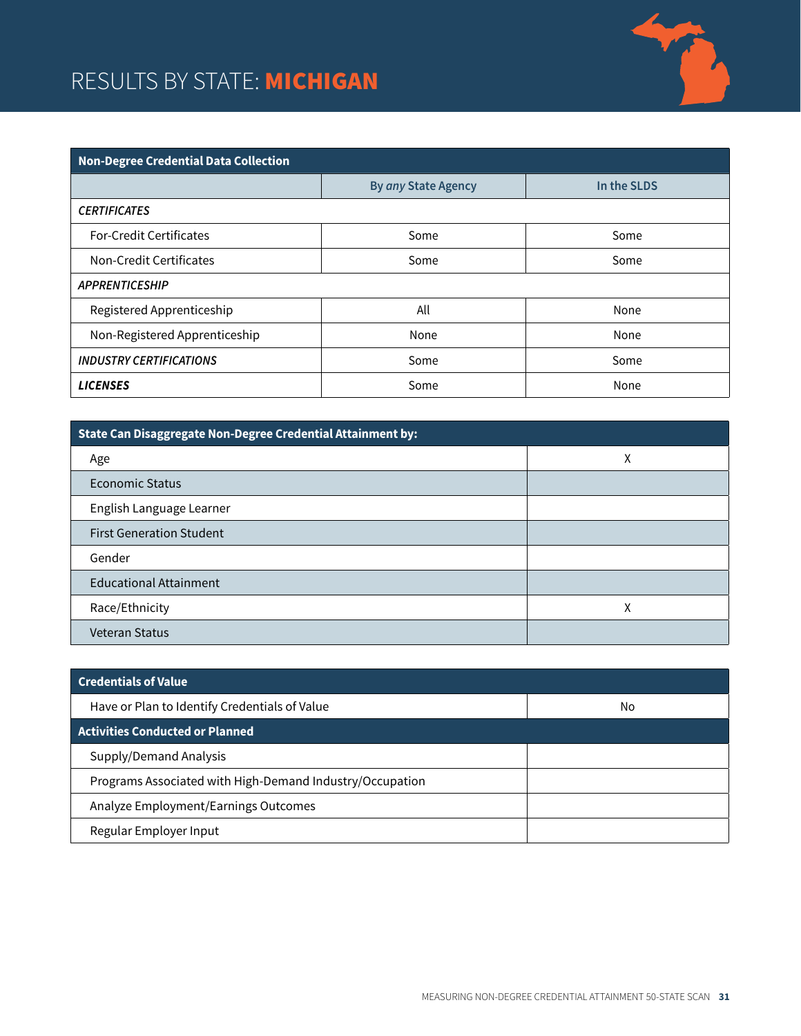# RESULTS BY STATE: MICHIGAN

| Non-Degree Credential Data Collection | | |
|---|---|---|
| | By *any* State Agency | In the SLDS |
| *CERTIFICATES* | | |
| For-Credit Certificates | Some | Some |
| Non-Credit Certificates | Some | Some |
| *APPRENTICESHIP* | | |
| Registered Apprenticeship | All | None |
| Non-Registered Apprenticeship | None | None |
| ***INDUSTRY CERTIFICATIONS*** | Some | Some |
| ***LICENSES*** | Some | None |

| State Can Disaggregate Non-Degree Credential Attainment by: | |
|---|---|
| Age | X |
| Economic Status | |
| English Language Learner | |
| First Generation Student | |
| Gender | |
| Educational Attainment | |
| Race/Ethnicity | X |
| Veteran Status | |

| Credentials of Value | |
|---|---|
| Have or Plan to Identify Credentials of Value | No |
| **Activities Conducted or Planned** | |
| Supply/Demand Analysis | |
| Programs Associated with High-Demand Industry/Occupation | |
| Analyze Employment/Earnings Outcomes | |
| Regular Employer Input | |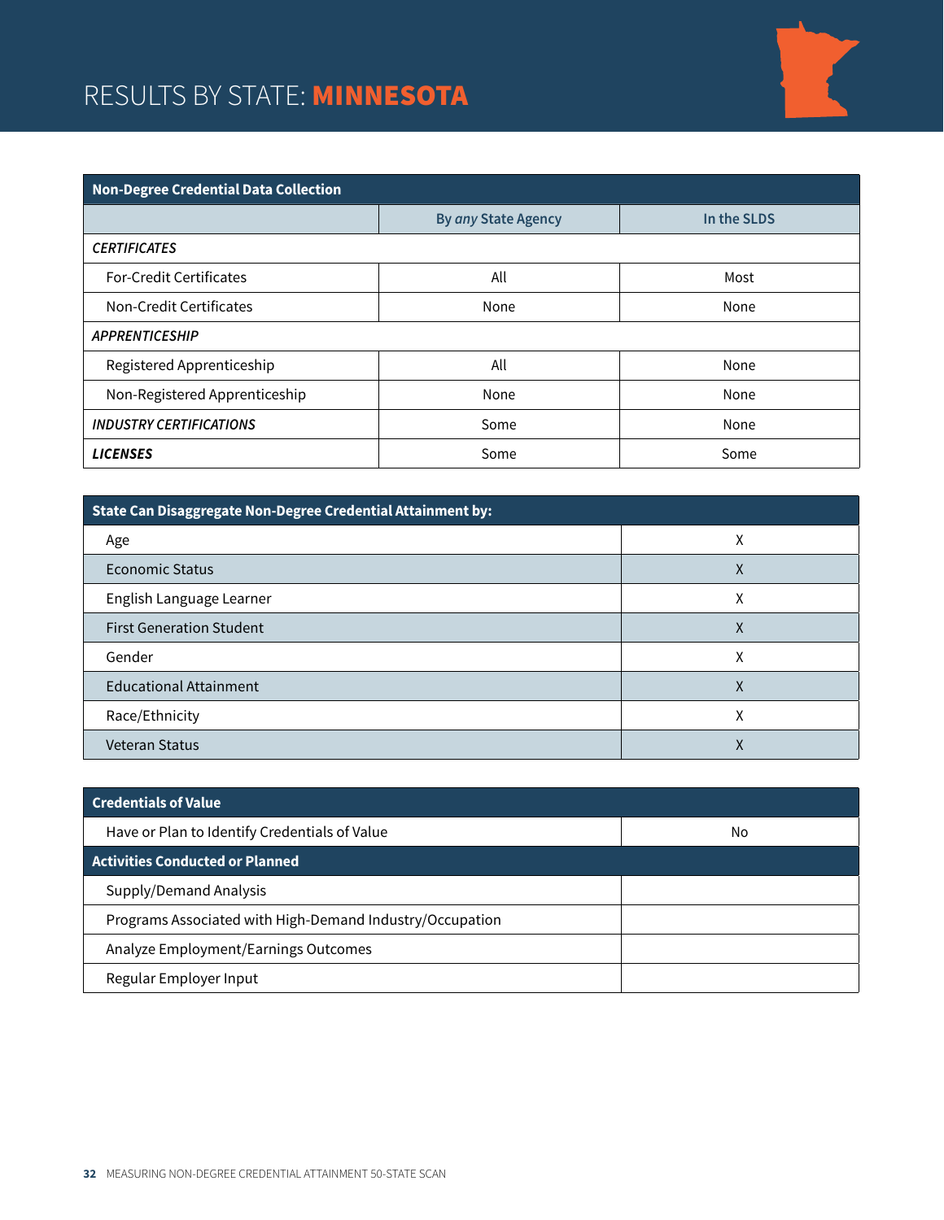# RESULTS BY STATE: **MINNESOTA**

| Non-Degree Credential Data Collection | | |
|---|---|---|
| | By *any* State Agency | In the SLDS |
| *CERTIFICATES* | | |
| For-Credit Certificates | All | Most |
| Non-Credit Certificates | None | None |
| *APPRENTICESHIP* | | |
| Registered Apprenticeship | All | None |
| Non-Registered Apprenticeship | None | None |
| *INDUSTRY CERTIFICATIONS* | Some | None |
| *LICENSES* | Some | Some |

| State Can Disaggregate Non-Degree Credential Attainment by: | |
|---|---|
| Age | X |
| Economic Status | X |
| English Language Learner | X |
| First Generation Student | X |
| Gender | X |
| Educational Attainment | X |
| Race/Ethnicity | X |
| Veteran Status | X |

| Credentials of Value | |
|---|---|
| Have or Plan to Identify Credentials of Value | No |
| **Activities Conducted or Planned** | |
| Supply/Demand Analysis | |
| Programs Associated with High-Demand Industry/Occupation | |
| Analyze Employment/Earnings Outcomes | |
| Regular Employer Input | |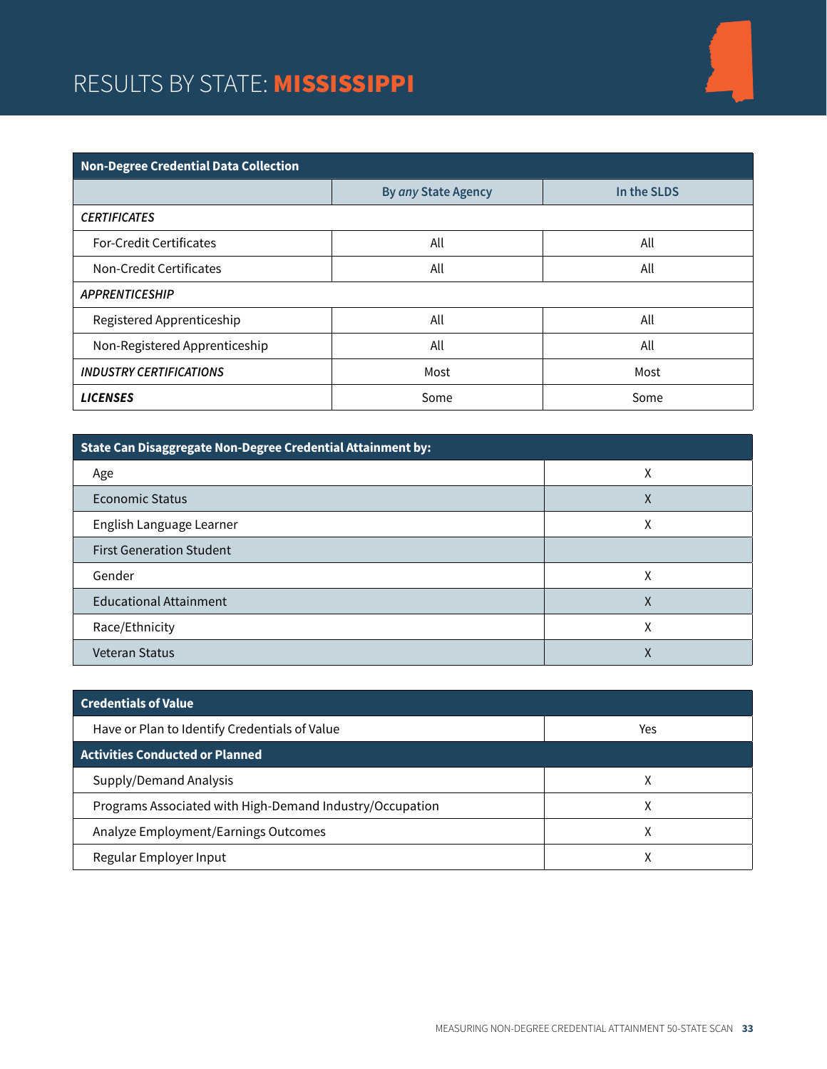# RESULTS BY STATE: MISSISSIPPI

| Non-Degree Credential Data Collection | | |
|---|---|---|
| | By *any* State Agency | In the SLDS |
| ***CERTIFICATES*** | | |
| For-Credit Certificates | All | All |
| Non-Credit Certificates | All | All |
| ***APPRENTICESHIP*** | | |
| Registered Apprenticeship | All | All |
| Non-Registered Apprenticeship | All | All |
| ***INDUSTRY CERTIFICATIONS*** | Most | Most |
| ***LICENSES*** | Some | Some |

| State Can Disaggregate Non-Degree Credential Attainment by: | |
|---|---|
| Age | X |
| Economic Status | X |
| English Language Learner | X |
| First Generation Student | |
| Gender | X |
| Educational Attainment | X |
| Race/Ethnicity | X |
| Veteran Status | X |

| Credentials of Value | |
|---|---|
| Have or Plan to Identify Credentials of Value | Yes |
| **Activities Conducted or Planned** | |
| Supply/Demand Analysis | X |
| Programs Associated with High-Demand Industry/Occupation | X |
| Analyze Employment/Earnings Outcomes | X |
| Regular Employer Input | X |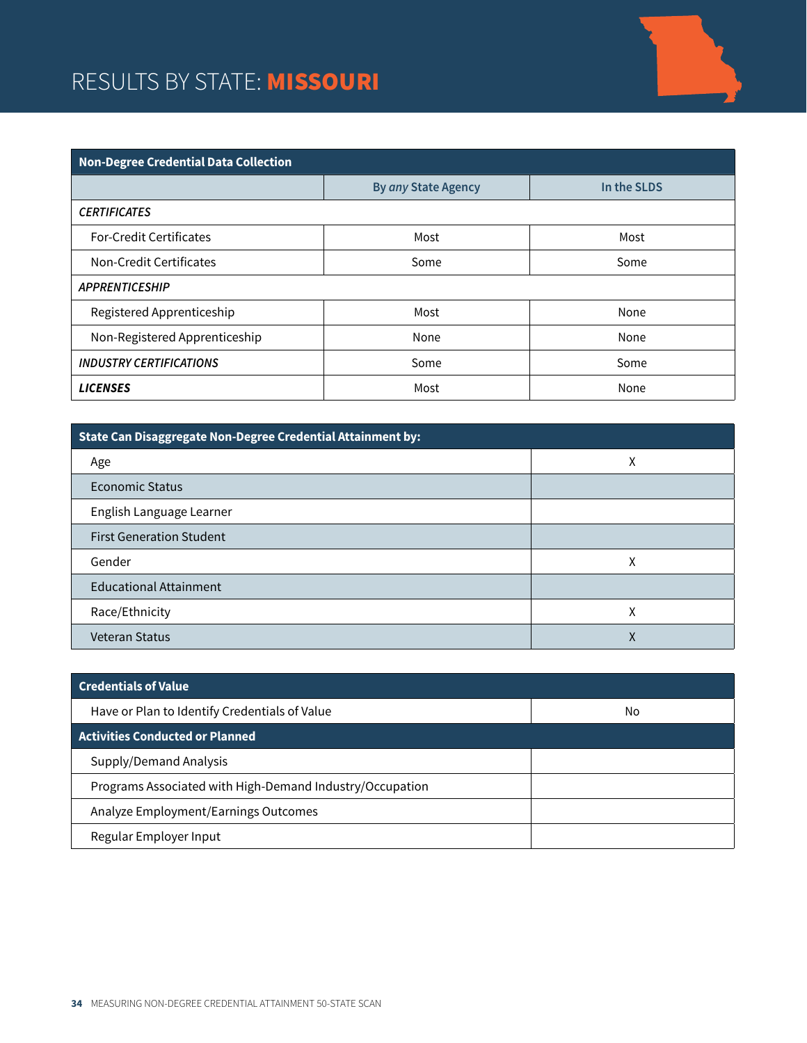# RESULTS BY STATE: **MISSOURI**

| **Non-Degree Credential Data Collection** | | |
|---|---|---|
| | By *any* State Agency | In the SLDS |
| ***CERTIFICATES*** | | |
| For-Credit Certificates | Most | Most |
| Non-Credit Certificates | Some | Some |
| ***APPRENTICESHIP*** | | |
| Registered Apprenticeship | Most | None |
| Non-Registered Apprenticeship | None | None |
| ***INDUSTRY CERTIFICATIONS*** | Some | Some |
| ***LICENSES*** | Most | None |

| **State Can Disaggregate Non-Degree Credential Attainment by:** | |
|---|---|
| Age | X |
| Economic Status | |
| English Language Learner | |
| First Generation Student | |
| Gender | X |
| Educational Attainment | |
| Race/Ethnicity | X |
| Veteran Status | X |

| **Credentials of Value** | |
|---|---|
| Have or Plan to Identify Credentials of Value | No |
| **Activities Conducted or Planned** | |
| Supply/Demand Analysis | |
| Programs Associated with High-Demand Industry/Occupation | |
| Analyze Employment/Earnings Outcomes | |
| Regular Employer Input | |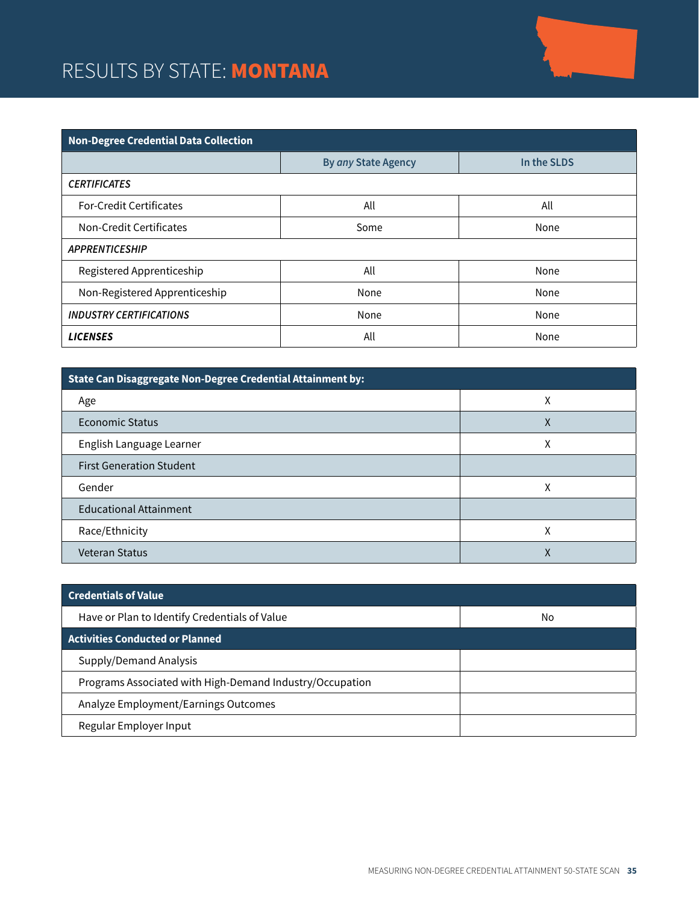# RESULTS BY STATE: **MONTANA**

| **Non-Degree Credential Data Collection** | | |
|---|---|---|
| | By *any* State Agency | In the SLDS |
| *CERTIFICATES* | | |
| For-Credit Certificates | All | All |
| Non-Credit Certificates | Some | None |
| *APPRENTICESHIP* | | |
| Registered Apprenticeship | All | None |
| Non-Registered Apprenticeship | None | None |
| ***INDUSTRY CERTIFICATIONS*** | None | None |
| ***LICENSES*** | All | None |

| **State Can Disaggregate Non-Degree Credential Attainment by:** | |
|---|---|
| Age | X |
| Economic Status | X |
| English Language Learner | X |
| First Generation Student | |
| Gender | X |
| Educational Attainment | |
| Race/Ethnicity | X |
| Veteran Status | X |

| **Credentials of Value** | |
|---|---|
| Have or Plan to Identify Credentials of Value | No |
| **Activities Conducted or Planned** | |
| Supply/Demand Analysis | |
| Programs Associated with High-Demand Industry/Occupation | |
| Analyze Employment/Earnings Outcomes | |
| Regular Employer Input | |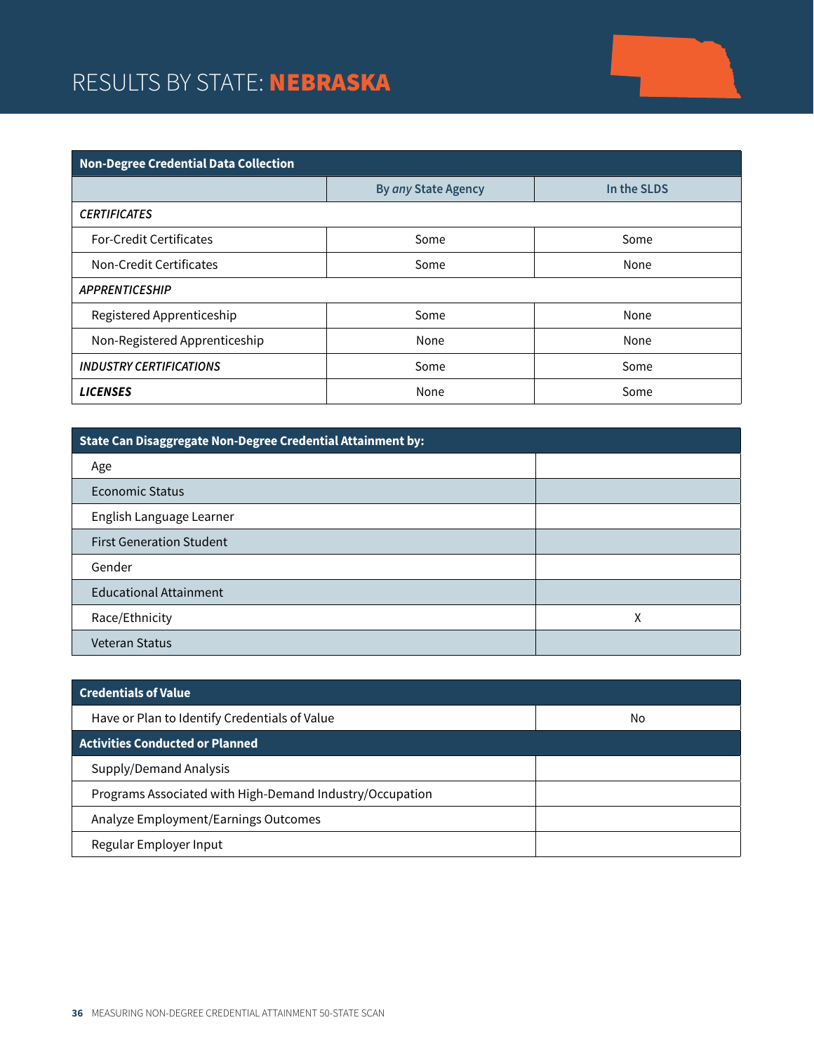# RESULTS BY STATE: **NEBRASKA**

| Non-Degree Credential Data Collection | | |
|---|---|---|
| | By *any* State Agency | In the SLDS |
| ***CERTIFICATES*** | | |
| For-Credit Certificates | Some | Some |
| Non-Credit Certificates | Some | None |
| ***APPRENTICESHIP*** | | |
| Registered Apprenticeship | Some | None |
| Non-Registered Apprenticeship | None | None |
| ***INDUSTRY CERTIFICATIONS*** | Some | Some |
| ***LICENSES*** | None | Some |

| State Can Disaggregate Non-Degree Credential Attainment by: | |
|---|---|
| Age | |
| Economic Status | |
| English Language Learner | |
| First Generation Student | |
| Gender | |
| Educational Attainment | |
| Race/Ethnicity | X |
| Veteran Status | |

| Credentials of Value | |
|---|---|
| Have or Plan to Identify Credentials of Value | No |
| **Activities Conducted or Planned** | |
| Supply/Demand Analysis | |
| Programs Associated with High-Demand Industry/Occupation | |
| Analyze Employment/Earnings Outcomes | |
| Regular Employer Input | |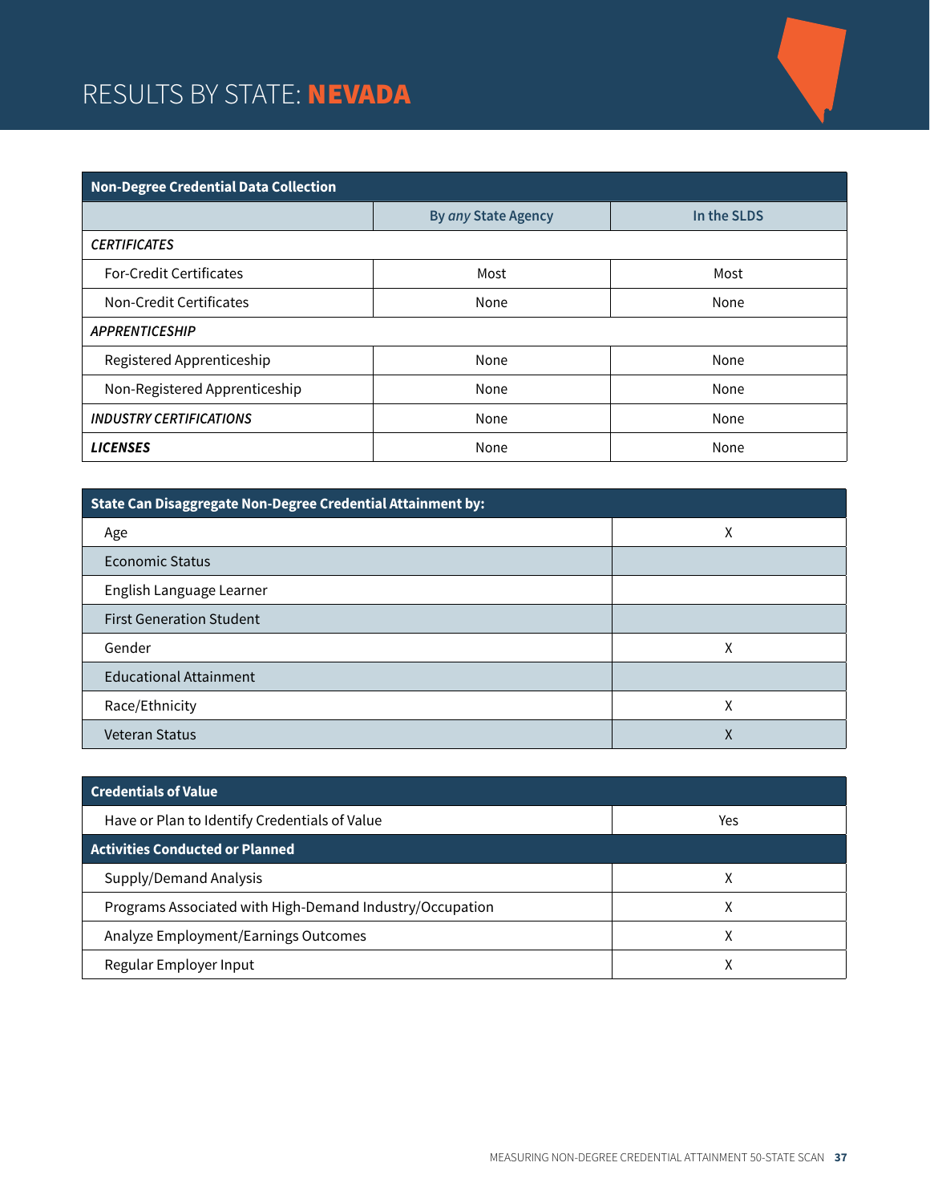# RESULTS BY STATE: **NEVADA**

| Non-Degree Credential Data Collection | | |
|---|---|---|
| | By *any* State Agency | In the SLDS |
| ***CERTIFICATES*** | | |
| For-Credit Certificates | Most | Most |
| Non-Credit Certificates | None | None |
| ***APPRENTICESHIP*** | | |
| Registered Apprenticeship | None | None |
| Non-Registered Apprenticeship | None | None |
| ***INDUSTRY CERTIFICATIONS*** | None | None |
| ***LICENSES*** | None | None |

| State Can Disaggregate Non-Degree Credential Attainment by: | |
|---|---|
| Age | X |
| Economic Status | |
| English Language Learner | |
| First Generation Student | |
| Gender | X |
| Educational Attainment | |
| Race/Ethnicity | X |
| Veteran Status | X |

| Credentials of Value | |
|---|---|
| Have or Plan to Identify Credentials of Value | Yes |
| **Activities Conducted or Planned** | |
| Supply/Demand Analysis | X |
| Programs Associated with High-Demand Industry/Occupation | X |
| Analyze Employment/Earnings Outcomes | X |
| Regular Employer Input | X |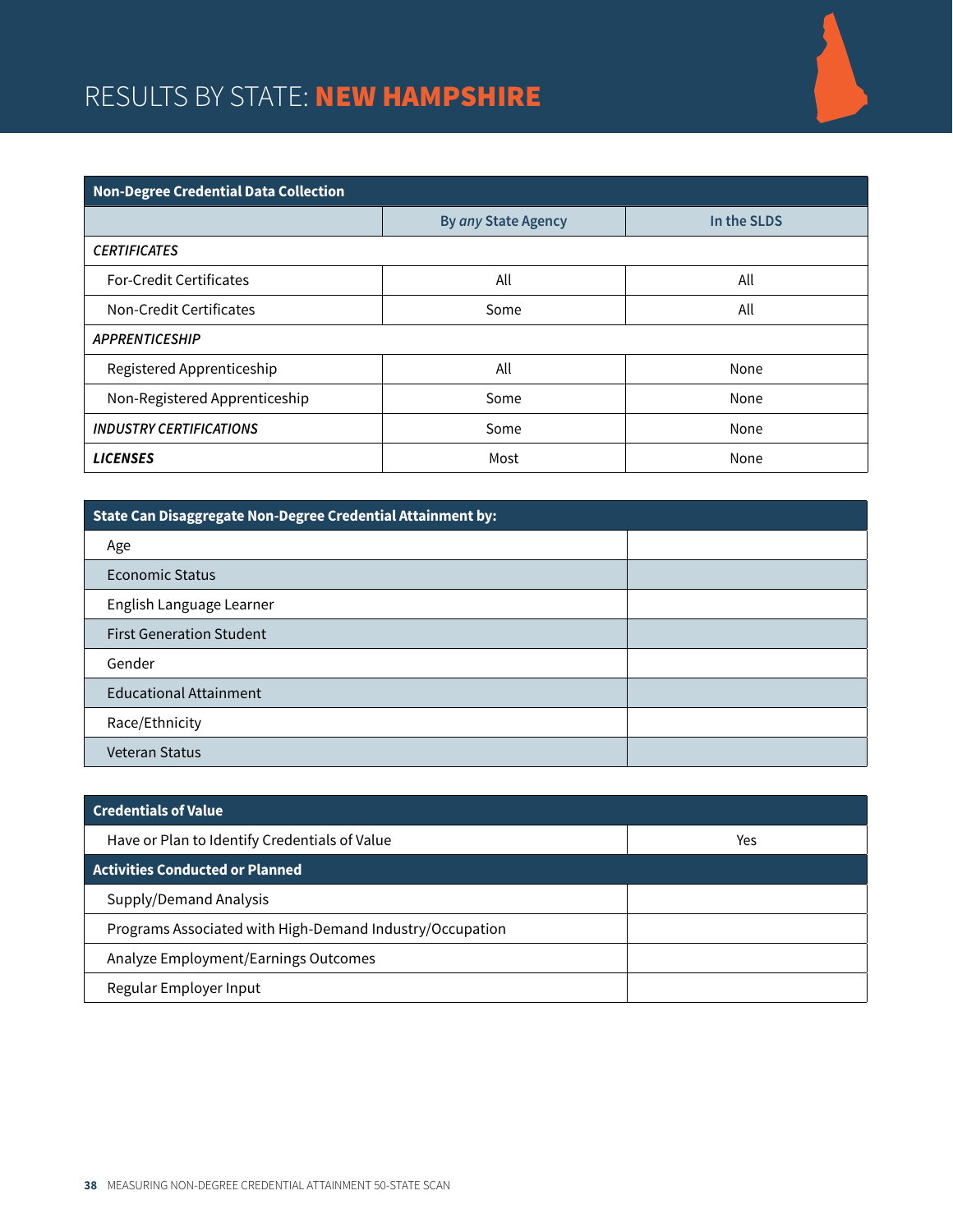# RESULTS BY STATE: **NEW HAMPSHIRE**

| Non-Degree Credential Data Collection | | |
|---|---|---|
| | By *any* State Agency | In the SLDS |
| *CERTIFICATES* | | |
| For-Credit Certificates | All | All |
| Non-Credit Certificates | Some | All |
| *APPRENTICESHIP* | | |
| Registered Apprenticeship | All | None |
| Non-Registered Apprenticeship | Some | None |
| ***INDUSTRY CERTIFICATIONS*** | Some | None |
| ***LICENSES*** | Most | None |

| State Can Disaggregate Non-Degree Credential Attainment by: | |
|---|---|
| Age | |
| Economic Status | |
| English Language Learner | |
| First Generation Student | |
| Gender | |
| Educational Attainment | |
| Race/Ethnicity | |
| Veteran Status | |

| Credentials of Value | |
|---|---|
| Have or Plan to Identify Credentials of Value | Yes |
| **Activities Conducted or Planned** | |
| Supply/Demand Analysis | |
| Programs Associated with High-Demand Industry/Occupation | |
| Analyze Employment/Earnings Outcomes | |
| Regular Employer Input | |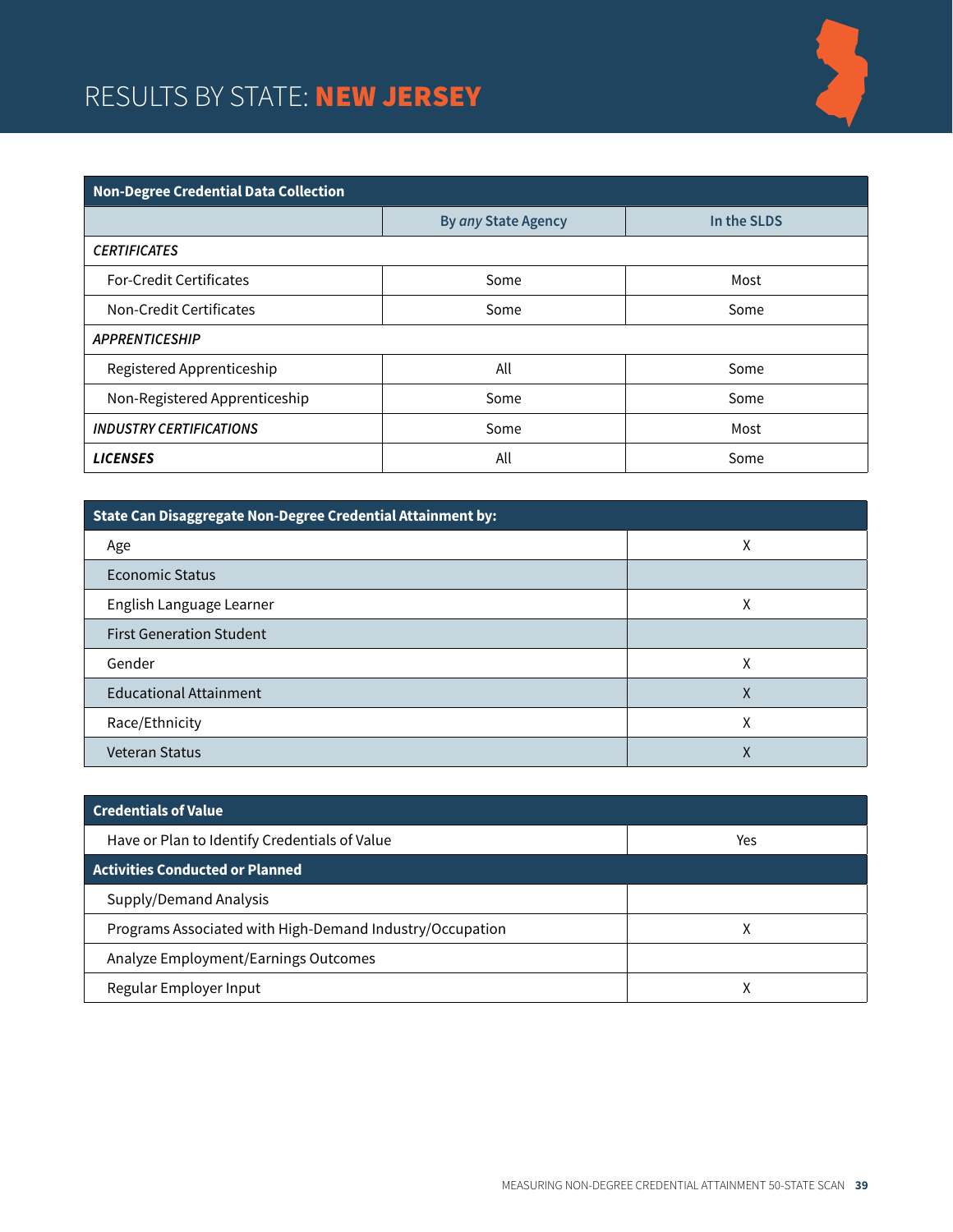# RESULTS BY STATE: **NEW JERSEY**

| Non-Degree Credential Data Collection | | |
|---|---|---|
| | By *any* State Agency | In the SLDS |
| ***CERTIFICATES*** | | |
| For-Credit Certificates | Some | Most |
| Non-Credit Certificates | Some | Some |
| ***APPRENTICESHIP*** | | |
| Registered Apprenticeship | All | Some |
| Non-Registered Apprenticeship | Some | Some |
| ***INDUSTRY CERTIFICATIONS*** | Some | Most |
| ***LICENSES*** | All | Some |

| State Can Disaggregate Non-Degree Credential Attainment by: | |
|---|---|
| Age | X |
| Economic Status | |
| English Language Learner | X |
| First Generation Student | |
| Gender | X |
| Educational Attainment | X |
| Race/Ethnicity | X |
| Veteran Status | X |

| Credentials of Value | |
|---|---|
| Have or Plan to Identify Credentials of Value | Yes |
| **Activities Conducted or Planned** | |
| Supply/Demand Analysis | |
| Programs Associated with High-Demand Industry/Occupation | X |
| Analyze Employment/Earnings Outcomes | |
| Regular Employer Input | X |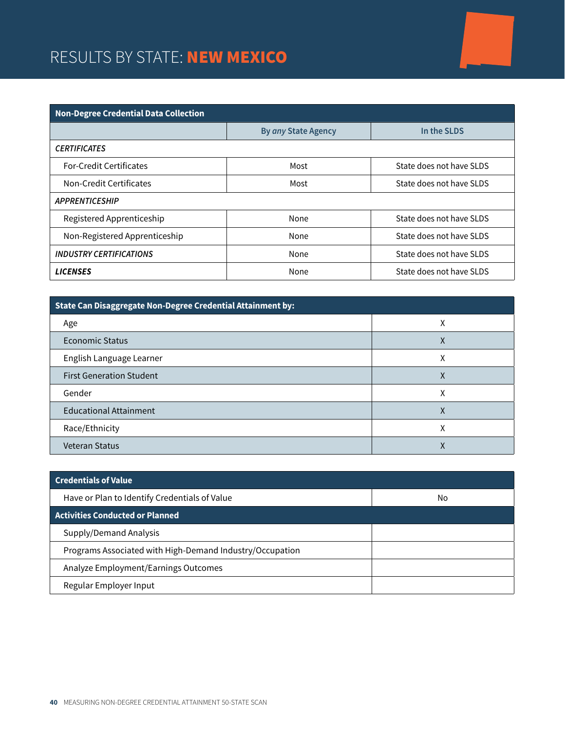# RESULTS BY STATE: **NEW MEXICO**

| Non-Degree Credential Data Collection | | |
|---|---|---|
| | By *any* State Agency | In the SLDS |
| *CERTIFICATES* | | |
| For-Credit Certificates | Most | State does not have SLDS |
| Non-Credit Certificates | Most | State does not have SLDS |
| *APPRENTICESHIP* | | |
| Registered Apprenticeship | None | State does not have SLDS |
| Non-Registered Apprenticeship | None | State does not have SLDS |
| ***INDUSTRY CERTIFICATIONS*** | None | State does not have SLDS |
| ***LICENSES*** | None | State does not have SLDS |

| State Can Disaggregate Non-Degree Credential Attainment by: | |
|---|---|
| Age | X |
| Economic Status | X |
| English Language Learner | X |
| First Generation Student | X |
| Gender | X |
| Educational Attainment | X |
| Race/Ethnicity | X |
| Veteran Status | X |

| Credentials of Value | |
|---|---|
| Have or Plan to Identify Credentials of Value | No |
| **Activities Conducted or Planned** | |
| Supply/Demand Analysis | |
| Programs Associated with High-Demand Industry/Occupation | |
| Analyze Employment/Earnings Outcomes | |
| Regular Employer Input | |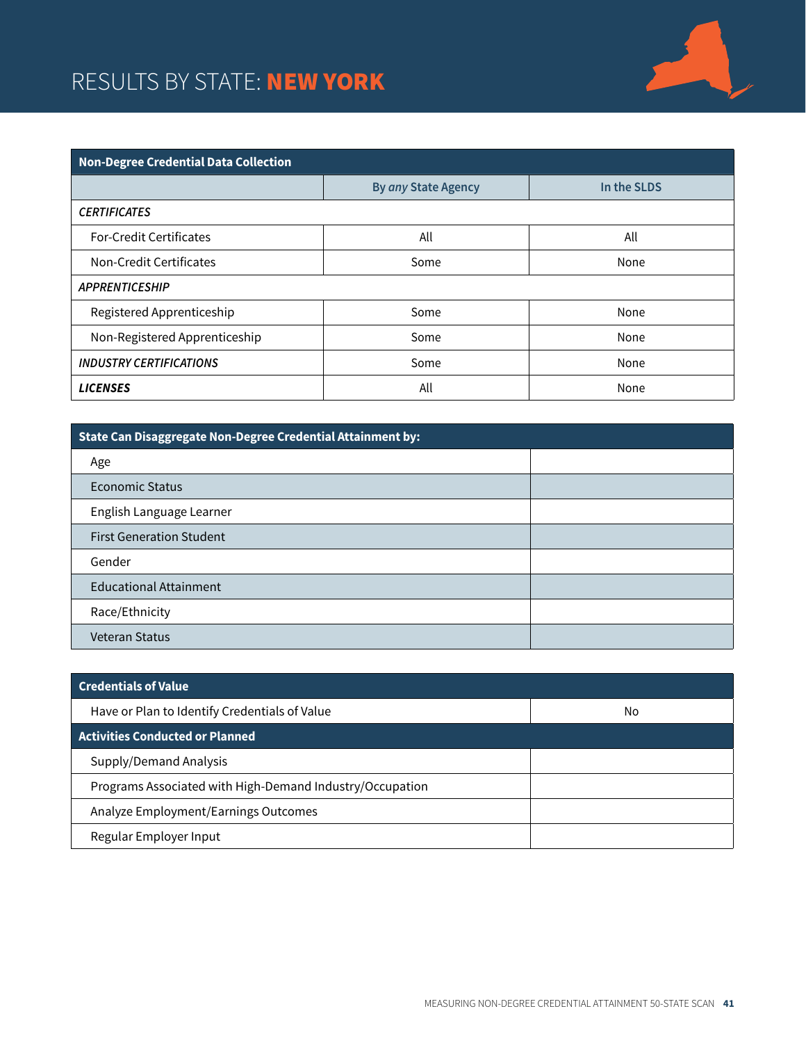# RESULTS BY STATE: **NEW YORK**

| **Non-Degree Credential Data Collection** | | |
|---|---|---|
| | By *any* State Agency | In the SLDS |
| ***CERTIFICATES*** | | |
| For-Credit Certificates | All | All |
| Non-Credit Certificates | Some | None |
| ***APPRENTICESHIP*** | | |
| Registered Apprenticeship | Some | None |
| Non-Registered Apprenticeship | Some | None |
| ***INDUSTRY CERTIFICATIONS*** | Some | None |
| ***LICENSES*** | All | None |

| **State Can Disaggregate Non-Degree Credential Attainment by:** | |
|---|---|
| Age | |
| Economic Status | |
| English Language Learner | |
| First Generation Student | |
| Gender | |
| Educational Attainment | |
| Race/Ethnicity | |
| Veteran Status | |

| **Credentials of Value** | |
|---|---|
| Have or Plan to Identify Credentials of Value | No |
| **Activities Conducted or Planned** | |
| Supply/Demand Analysis | |
| Programs Associated with High-Demand Industry/Occupation | |
| Analyze Employment/Earnings Outcomes | |
| Regular Employer Input | |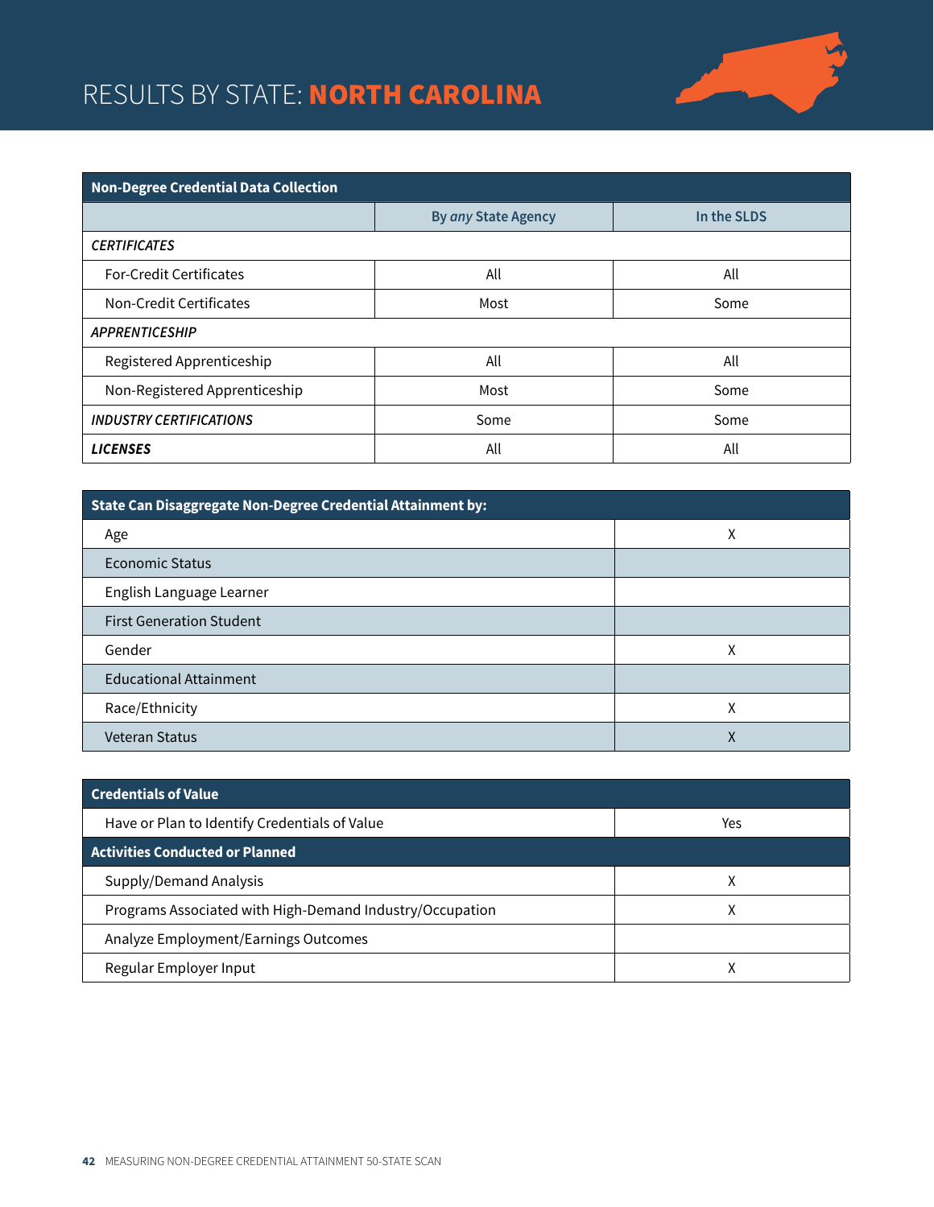# RESULTS BY STATE: **NORTH CAROLINA**

| **Non-Degree Credential Data Collection** | | |
|---|---|---|
| | **By *any* State Agency** | **In the SLDS** |
| ***CERTIFICATES*** | | |
| For-Credit Certificates | All | All |
| Non-Credit Certificates | Most | Some |
| ***APPRENTICESHIP*** | | |
| Registered Apprenticeship | All | All |
| Non-Registered Apprenticeship | Most | Some |
| ***INDUSTRY CERTIFICATIONS*** | Some | Some |
| ***LICENSES*** | All | All |

| **State Can Disaggregate Non-Degree Credential Attainment by:** | |
|---|---|
| Age | X |
| Economic Status | |
| English Language Learner | |
| First Generation Student | |
| Gender | X |
| Educational Attainment | |
| Race/Ethnicity | X |
| Veteran Status | X |

| **Credentials of Value** | |
|---|---|
| Have or Plan to Identify Credentials of Value | Yes |
| **Activities Conducted or Planned** | |
| Supply/Demand Analysis | X |
| Programs Associated with High-Demand Industry/Occupation | X |
| Analyze Employment/Earnings Outcomes | |
| Regular Employer Input | X |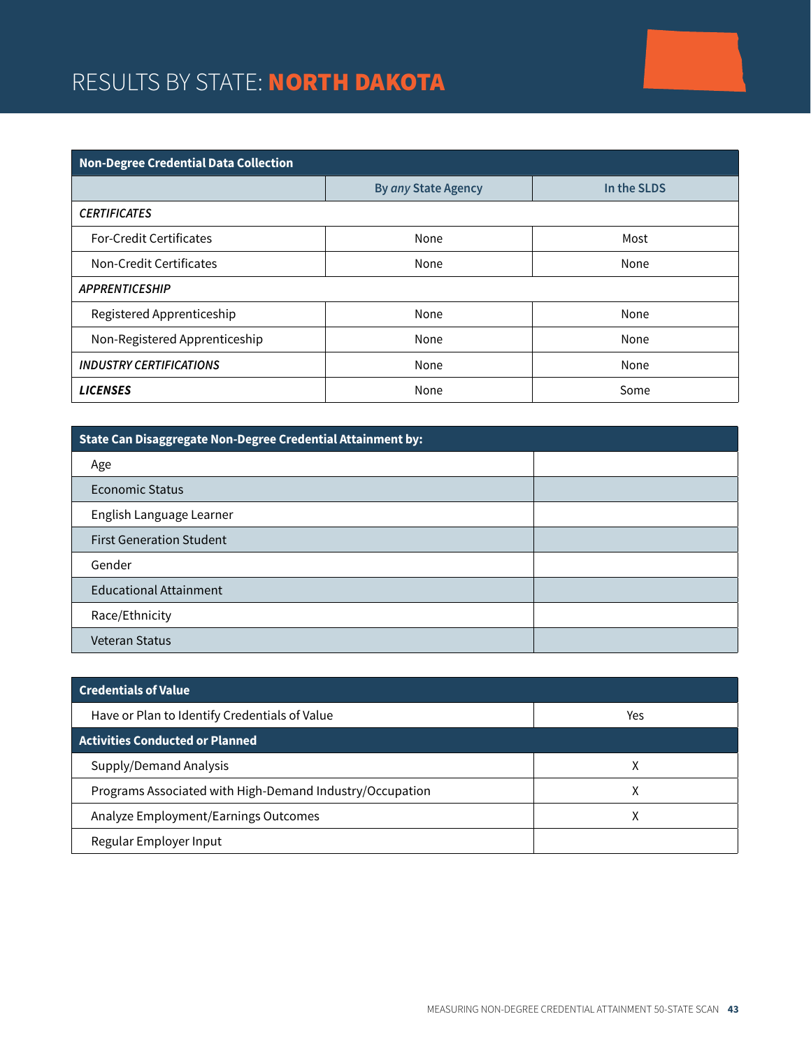# RESULTS BY STATE: **NORTH DAKOTA**

| Non-Degree Credential Data Collection | | |
|---|---|---|
| | By *any* State Agency | In the SLDS |
| ***CERTIFICATES*** | | |
| For-Credit Certificates | None | Most |
| Non-Credit Certificates | None | None |
| ***APPRENTICESHIP*** | | |
| Registered Apprenticeship | None | None |
| Non-Registered Apprenticeship | None | None |
| ***INDUSTRY CERTIFICATIONS*** | None | None |
| ***LICENSES*** | None | Some |

| State Can Disaggregate Non-Degree Credential Attainment by: | |
|---|---|
| Age | |
| Economic Status | |
| English Language Learner | |
| First Generation Student | |
| Gender | |
| Educational Attainment | |
| Race/Ethnicity | |
| Veteran Status | |

| Credentials of Value | |
|---|---|
| Have or Plan to Identify Credentials of Value | Yes |
| **Activities Conducted or Planned** | |
| Supply/Demand Analysis | X |
| Programs Associated with High-Demand Industry/Occupation | X |
| Analyze Employment/Earnings Outcomes | X |
| Regular Employer Input | |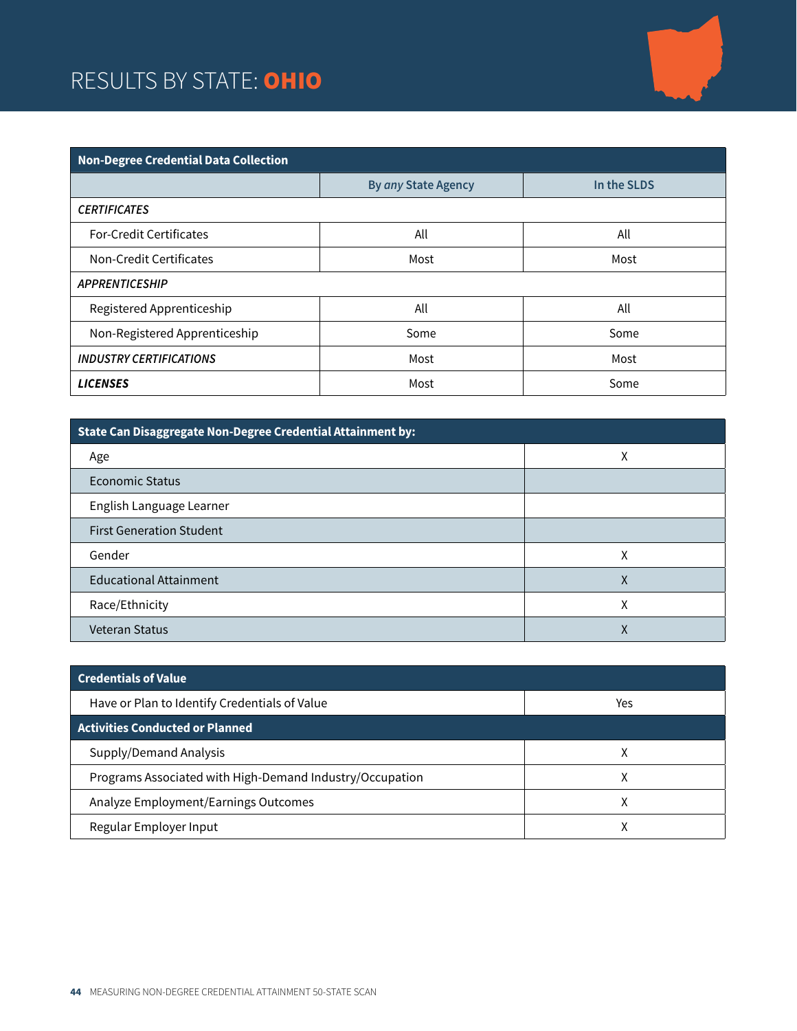# RESULTS BY STATE: OHIO

| Non-Degree Credential Data Collection | | |
|---|---|---|
| | By *any* State Agency | In the SLDS |
| *CERTIFICATES* | | |
| For-Credit Certificates | All | All |
| Non-Credit Certificates | Most | Most |
| *APPRENTICESHIP* | | |
| Registered Apprenticeship | All | All |
| Non-Registered Apprenticeship | Some | Some |
| ***INDUSTRY CERTIFICATIONS*** | Most | Most |
| ***LICENSES*** | Most | Some |

| State Can Disaggregate Non-Degree Credential Attainment by: | |
|---|---|
| Age | X |
| Economic Status | |
| English Language Learner | |
| First Generation Student | |
| Gender | X |
| Educational Attainment | X |
| Race/Ethnicity | X |
| Veteran Status | X |

| Credentials of Value | |
|---|---|
| Have or Plan to Identify Credentials of Value | Yes |
| **Activities Conducted or Planned** | |
| Supply/Demand Analysis | X |
| Programs Associated with High-Demand Industry/Occupation | X |
| Analyze Employment/Earnings Outcomes | X |
| Regular Employer Input | X |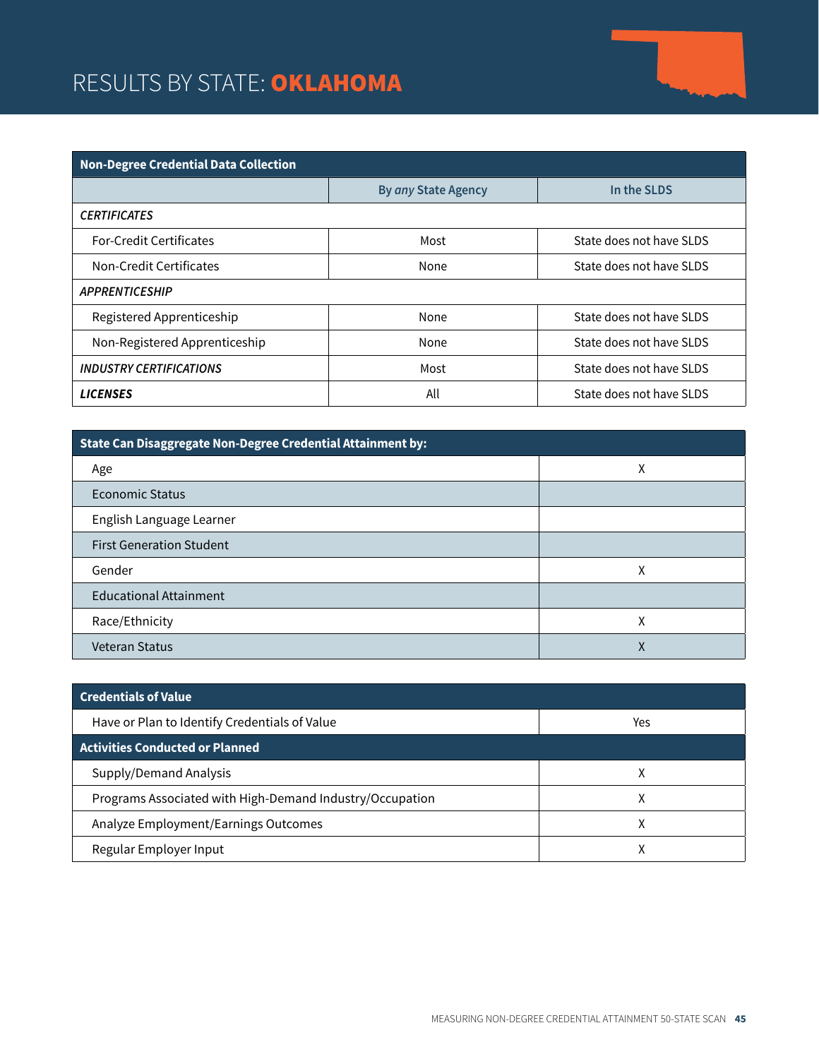# RESULTS BY STATE: **OKLAHOMA**

| Non-Degree Credential Data Collection | | |
|---|---|---|
| | By *any* State Agency | In the SLDS |
| *CERTIFICATES* | | |
| For-Credit Certificates | Most | State does not have SLDS |
| Non-Credit Certificates | None | State does not have SLDS |
| *APPRENTICESHIP* | | |
| Registered Apprenticeship | None | State does not have SLDS |
| Non-Registered Apprenticeship | None | State does not have SLDS |
| ***INDUSTRY CERTIFICATIONS*** | Most | State does not have SLDS |
| ***LICENSES*** | All | State does not have SLDS |

| State Can Disaggregate Non-Degree Credential Attainment by: | |
|---|---|
| Age | X |
| Economic Status | |
| English Language Learner | |
| First Generation Student | |
| Gender | X |
| Educational Attainment | |
| Race/Ethnicity | X |
| Veteran Status | X |

| Credentials of Value | |
|---|---|
| Have or Plan to Identify Credentials of Value | Yes |
| **Activities Conducted or Planned** | |
| Supply/Demand Analysis | X |
| Programs Associated with High-Demand Industry/Occupation | X |
| Analyze Employment/Earnings Outcomes | X |
| Regular Employer Input | X |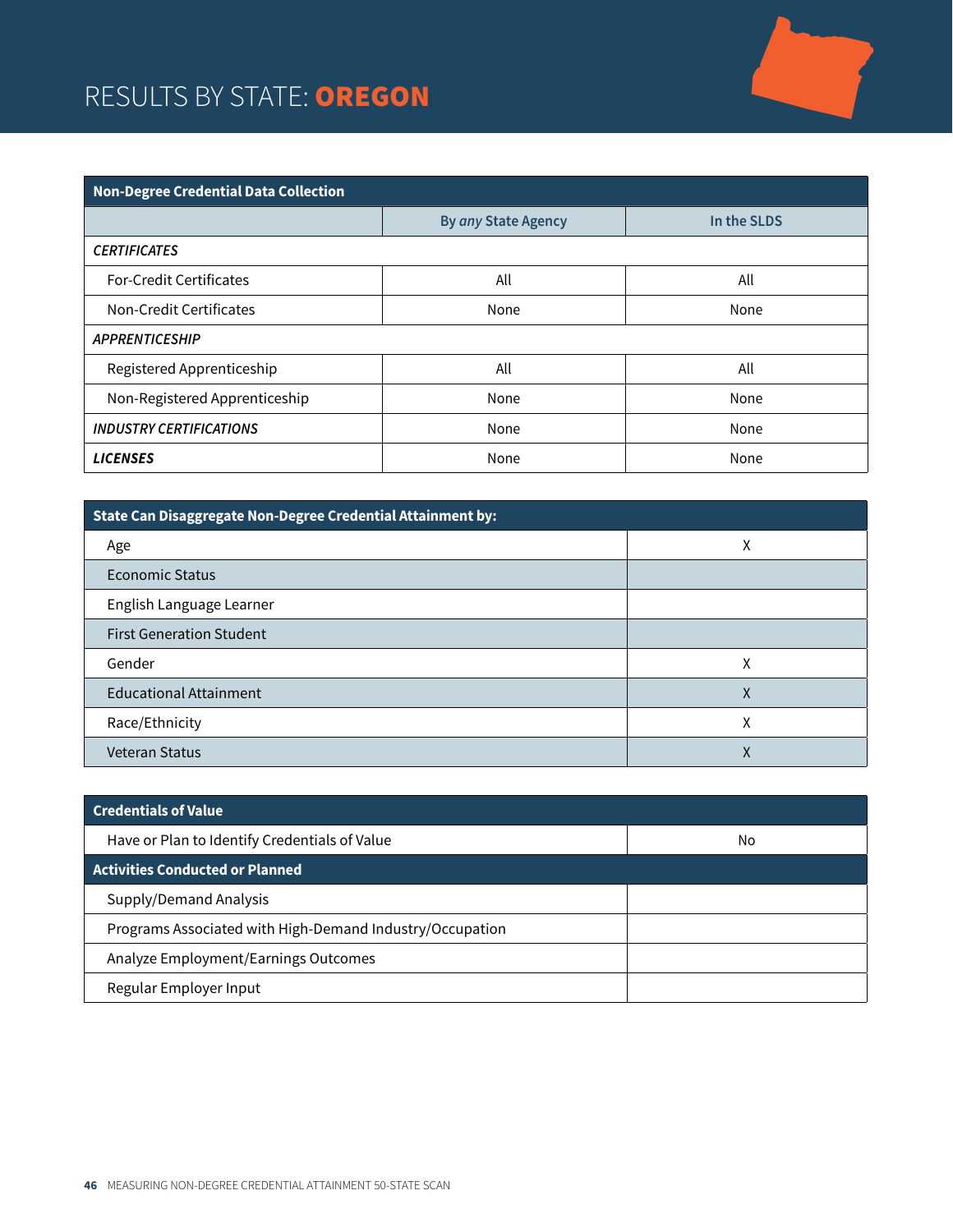# RESULTS BY STATE: **OREGON**

| Non-Degree Credential Data Collection | | |
|---|---|---|
| | By *any* State Agency | In the SLDS |
| ***CERTIFICATES*** | | |
| For-Credit Certificates | All | All |
| Non-Credit Certificates | None | None |
| ***APPRENTICESHIP*** | | |
| Registered Apprenticeship | All | All |
| Non-Registered Apprenticeship | None | None |
| ***INDUSTRY CERTIFICATIONS*** | None | None |
| ***LICENSES*** | None | None |

| State Can Disaggregate Non-Degree Credential Attainment by: | |
|---|---|
| Age | X |
| Economic Status | |
| English Language Learner | |
| First Generation Student | |
| Gender | X |
| Educational Attainment | X |
| Race/Ethnicity | X |
| Veteran Status | X |

| Credentials of Value | |
|---|---|
| Have or Plan to Identify Credentials of Value | No |
| **Activities Conducted or Planned** | |
| Supply/Demand Analysis | |
| Programs Associated with High-Demand Industry/Occupation | |
| Analyze Employment/Earnings Outcomes | |
| Regular Employer Input | |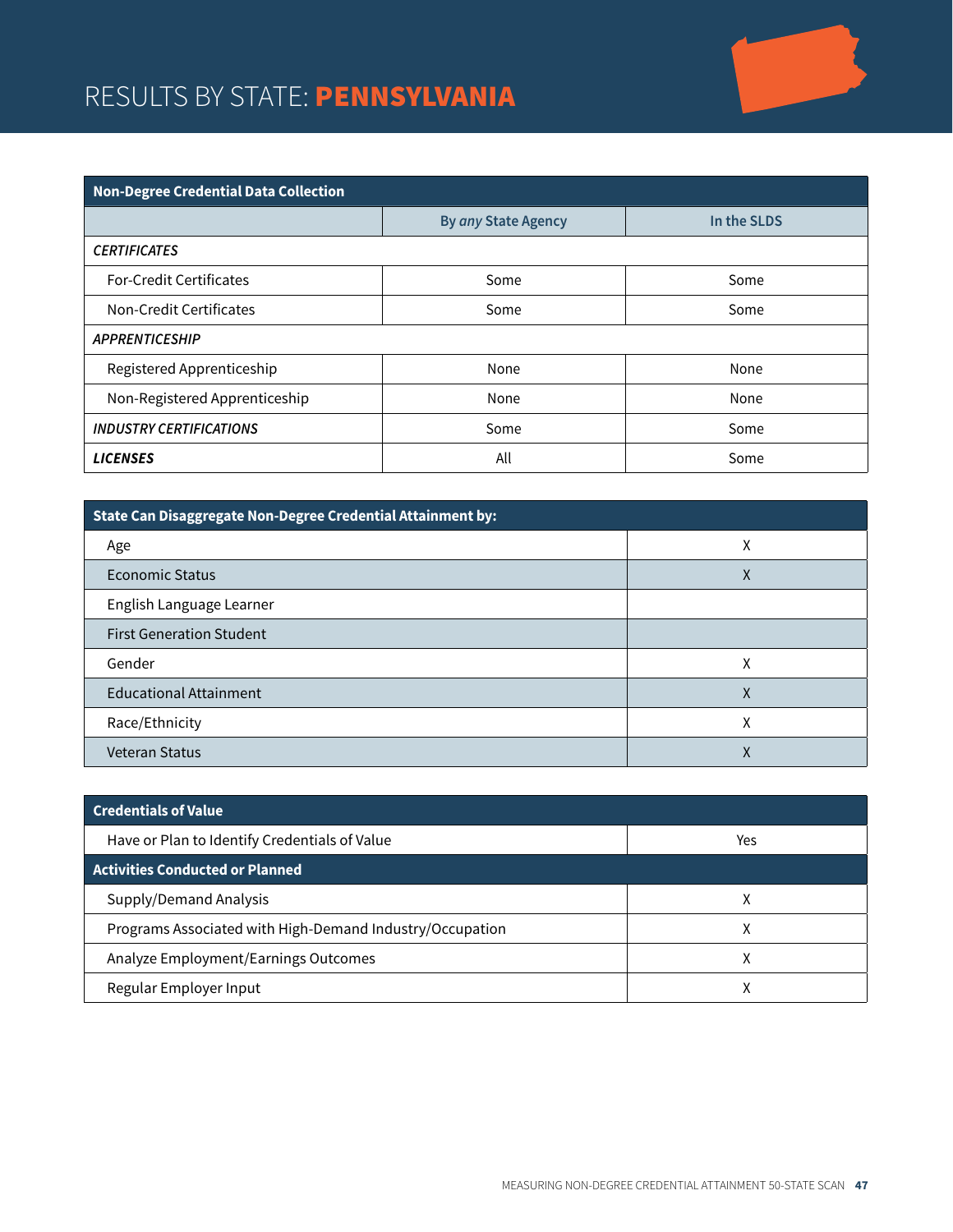# RESULTS BY STATE: **PENNSYLVANIA**

| Non-Degree Credential Data Collection | | |
|---|---|---|
| | By *any* State Agency | In the SLDS |
| ***CERTIFICATES*** | | |
| For-Credit Certificates | Some | Some |
| Non-Credit Certificates | Some | Some |
| ***APPRENTICESHIP*** | | |
| Registered Apprenticeship | None | None |
| Non-Registered Apprenticeship | None | None |
| ***INDUSTRY CERTIFICATIONS*** | Some | Some |
| ***LICENSES*** | All | Some |

| State Can Disaggregate Non-Degree Credential Attainment by: | |
|---|---|
| Age | X |
| Economic Status | X |
| English Language Learner | |
| First Generation Student | |
| Gender | X |
| Educational Attainment | X |
| Race/Ethnicity | X |
| Veteran Status | X |

| Credentials of Value | |
|---|---|
| Have or Plan to Identify Credentials of Value | Yes |
| **Activities Conducted or Planned** | |
| Supply/Demand Analysis | X |
| Programs Associated with High-Demand Industry/Occupation | X |
| Analyze Employment/Earnings Outcomes | X |
| Regular Employer Input | X |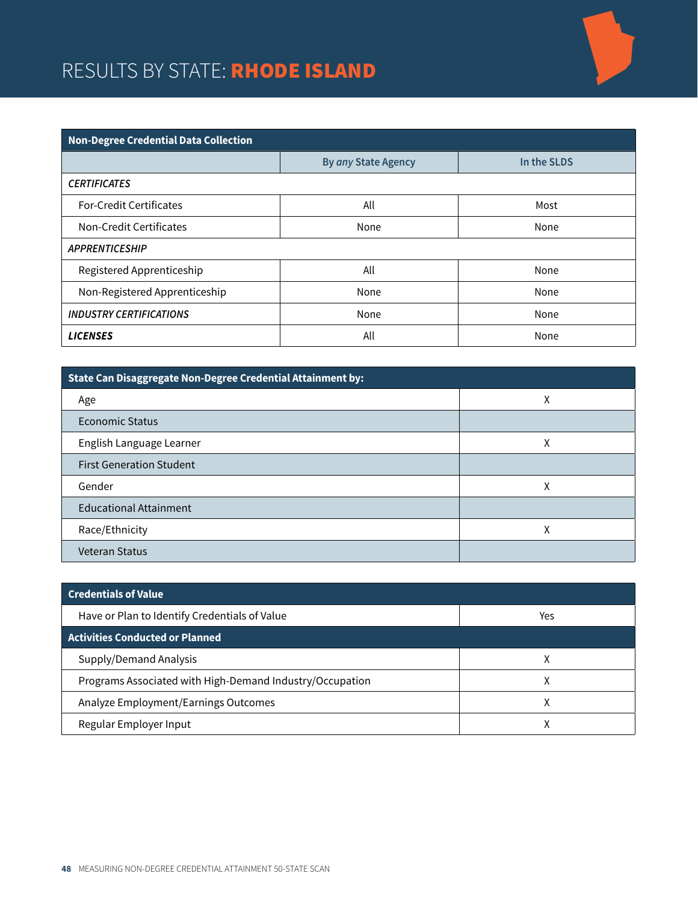# RESULTS BY STATE: **RHODE ISLAND**

| Non-Degree Credential Data Collection | | |
|---|---|---|
| | By *any* State Agency | In the SLDS |
| ***CERTIFICATES*** | | |
| For-Credit Certificates | All | Most |
| Non-Credit Certificates | None | None |
| ***APPRENTICESHIP*** | | |
| Registered Apprenticeship | All | None |
| Non-Registered Apprenticeship | None | None |
| ***INDUSTRY CERTIFICATIONS*** | None | None |
| ***LICENSES*** | All | None |

| State Can Disaggregate Non-Degree Credential Attainment by: | |
|---|---|
| Age | X |
| Economic Status | |
| English Language Learner | X |
| First Generation Student | |
| Gender | X |
| Educational Attainment | |
| Race/Ethnicity | X |
| Veteran Status | |

| Credentials of Value | |
|---|---|
| Have or Plan to Identify Credentials of Value | Yes |
| **Activities Conducted or Planned** | |
| Supply/Demand Analysis | X |
| Programs Associated with High-Demand Industry/Occupation | X |
| Analyze Employment/Earnings Outcomes | X |
| Regular Employer Input | X |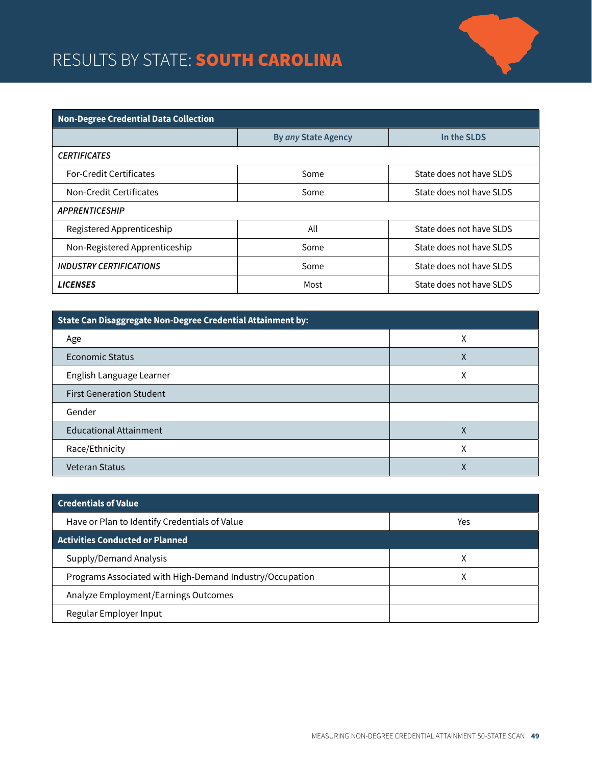# RESULTS BY STATE: SOUTH CAROLINA

| Non-Degree Credential Data Collection | | |
|---|---|---|
| | By *any* State Agency | In the SLDS |
| ***CERTIFICATES*** | | |
| For-Credit Certificates | Some | State does not have SLDS |
| Non-Credit Certificates | Some | State does not have SLDS |
| ***APPRENTICESHIP*** | | |
| Registered Apprenticeship | All | State does not have SLDS |
| Non-Registered Apprenticeship | Some | State does not have SLDS |
| ***INDUSTRY CERTIFICATIONS*** | Some | State does not have SLDS |
| ***LICENSES*** | Most | State does not have SLDS |

| State Can Disaggregate Non-Degree Credential Attainment by: | |
|---|---|
| Age | X |
| Economic Status | X |
| English Language Learner | X |
| First Generation Student | |
| Gender | |
| Educational Attainment | X |
| Race/Ethnicity | X |
| Veteran Status | X |

| Credentials of Value | |
|---|---|
| Have or Plan to Identify Credentials of Value | Yes |
| **Activities Conducted or Planned** | |
| Supply/Demand Analysis | X |
| Programs Associated with High-Demand Industry/Occupation | X |
| Analyze Employment/Earnings Outcomes | |
| Regular Employer Input | |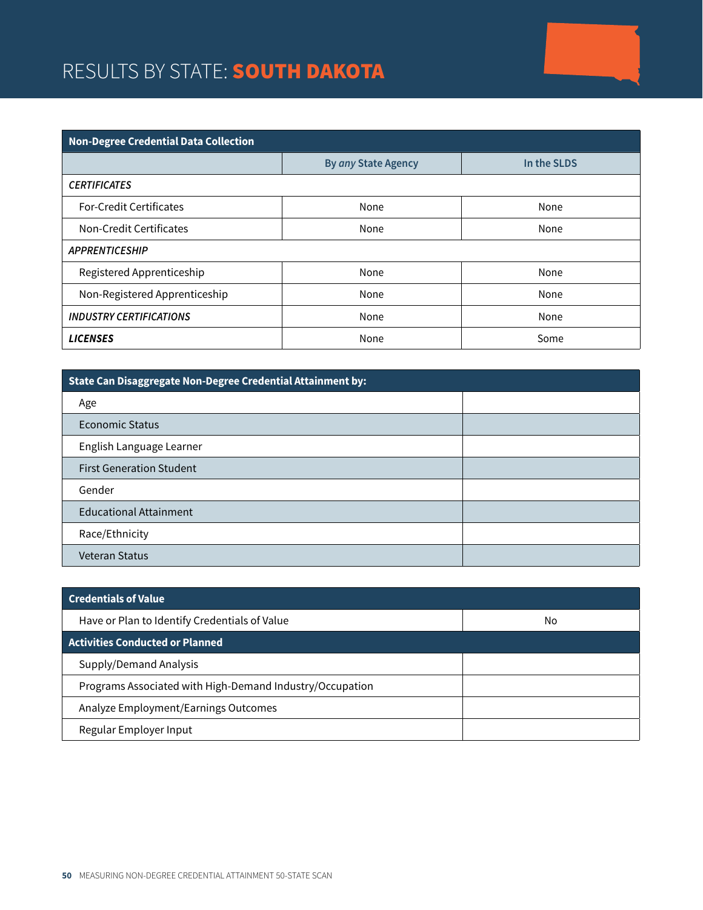# RESULTS BY STATE: SOUTH DAKOTA

| Non-Degree Credential Data Collection | | |
|---|---|---|
| | By *any* State Agency | In the SLDS |
| ***CERTIFICATES*** | | |
| For-Credit Certificates | None | None |
| Non-Credit Certificates | None | None |
| ***APPRENTICESHIP*** | | |
| Registered Apprenticeship | None | None |
| Non-Registered Apprenticeship | None | None |
| ***INDUSTRY CERTIFICATIONS*** | None | None |
| ***LICENSES*** | None | Some |

| State Can Disaggregate Non-Degree Credential Attainment by: | |
|---|---|
| Age | |
| Economic Status | |
| English Language Learner | |
| First Generation Student | |
| Gender | |
| Educational Attainment | |
| Race/Ethnicity | |
| Veteran Status | |

| Credentials of Value | |
|---|---|
| Have or Plan to Identify Credentials of Value | No |
| **Activities Conducted or Planned** | |
| Supply/Demand Analysis | |
| Programs Associated with High-Demand Industry/Occupation | |
| Analyze Employment/Earnings Outcomes | |
| Regular Employer Input | |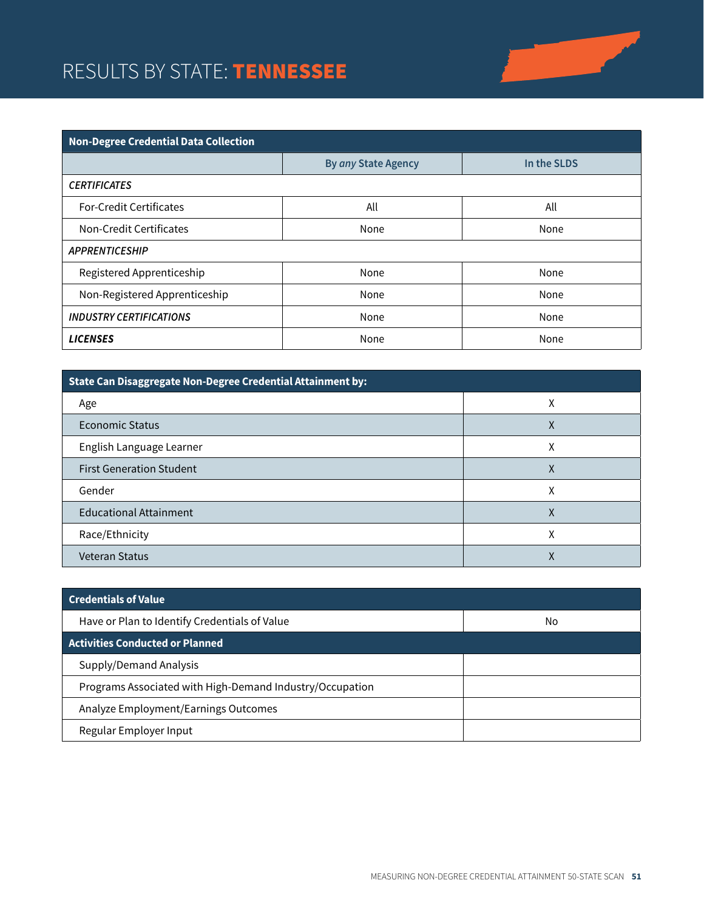# RESULTS BY STATE: TENNESSEE

| Non-Degree Credential Data Collection | | |
|---|---|---|
| | By *any* State Agency | In the SLDS |
| ***CERTIFICATES*** | | |
| For-Credit Certificates | All | All |
| Non-Credit Certificates | None | None |
| ***APPRENTICESHIP*** | | |
| Registered Apprenticeship | None | None |
| Non-Registered Apprenticeship | None | None |
| ***INDUSTRY CERTIFICATIONS*** | None | None |
| ***LICENSES*** | None | None |

| State Can Disaggregate Non-Degree Credential Attainment by: | |
|---|---|
| Age | X |
| Economic Status | X |
| English Language Learner | X |
| First Generation Student | X |
| Gender | X |
| Educational Attainment | X |
| Race/Ethnicity | X |
| Veteran Status | X |

| Credentials of Value | |
|---|---|
| Have or Plan to Identify Credentials of Value | No |
| **Activities Conducted or Planned** | |
| Supply/Demand Analysis | |
| Programs Associated with High-Demand Industry/Occupation | |
| Analyze Employment/Earnings Outcomes | |
| Regular Employer Input | |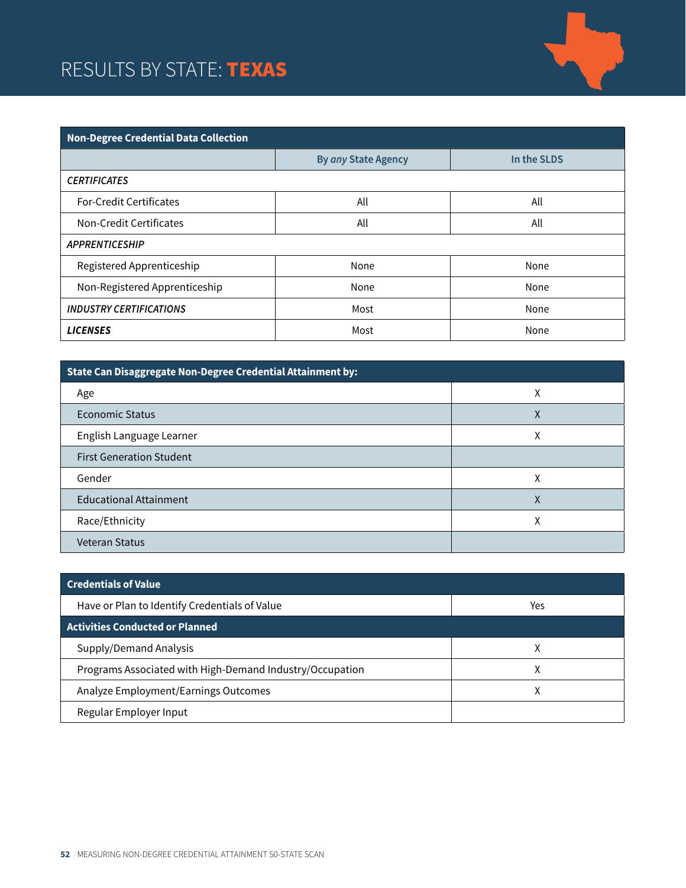# RESULTS BY STATE: **TEXAS**

| Non-Degree Credential Data Collection | | |
|---|---|---|
| | By *any* State Agency | In the SLDS |
| ***CERTIFICATES*** | | |
| For-Credit Certificates | All | All |
| Non-Credit Certificates | All | All |
| ***APPRENTICESHIP*** | | |
| Registered Apprenticeship | None | None |
| Non-Registered Apprenticeship | None | None |
| ***INDUSTRY CERTIFICATIONS*** | Most | None |
| ***LICENSES*** | Most | None |

| State Can Disaggregate Non-Degree Credential Attainment by: | |
|---|---|
| Age | X |
| Economic Status | X |
| English Language Learner | X |
| First Generation Student | |
| Gender | X |
| Educational Attainment | X |
| Race/Ethnicity | X |
| Veteran Status | |

| Credentials of Value | |
|---|---|
| Have or Plan to Identify Credentials of Value | Yes |
| **Activities Conducted or Planned** | |
| Supply/Demand Analysis | X |
| Programs Associated with High-Demand Industry/Occupation | X |
| Analyze Employment/Earnings Outcomes | X |
| Regular Employer Input | |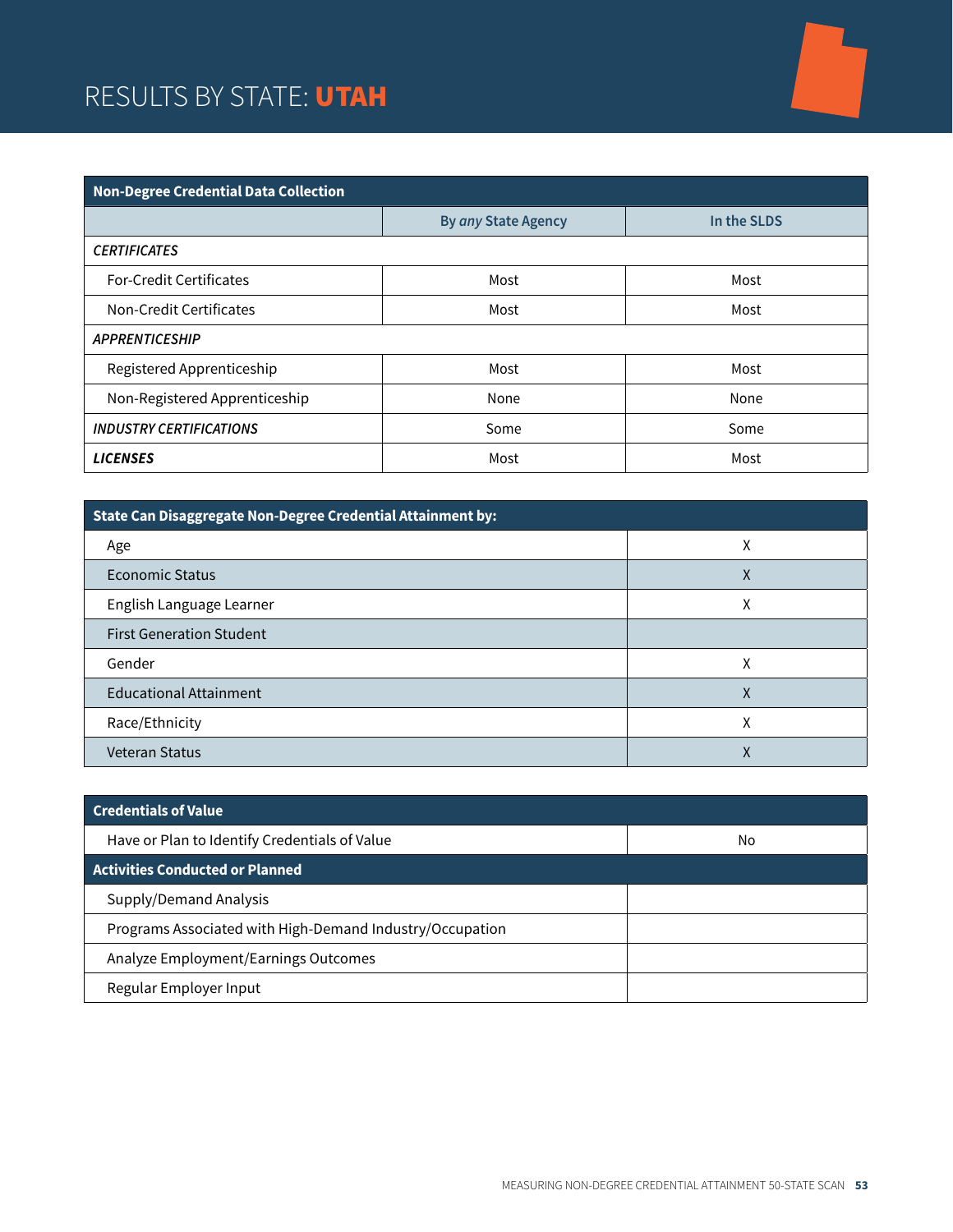# RESULTS BY STATE: **UTAH**

| Non-Degree Credential Data Collection | | |
|---|---|---|
| | By *any* State Agency | In the SLDS |
| ***CERTIFICATES*** | | |
| For-Credit Certificates | Most | Most |
| Non-Credit Certificates | Most | Most |
| ***APPRENTICESHIP*** | | |
| Registered Apprenticeship | Most | Most |
| Non-Registered Apprenticeship | None | None |
| ***INDUSTRY CERTIFICATIONS*** | Some | Some |
| ***LICENSES*** | Most | Most |

| State Can Disaggregate Non-Degree Credential Attainment by: | |
|---|---|
| Age | X |
| Economic Status | X |
| English Language Learner | X |
| First Generation Student | |
| Gender | X |
| Educational Attainment | X |
| Race/Ethnicity | X |
| Veteran Status | X |

| Credentials of Value | |
|---|---|
| Have or Plan to Identify Credentials of Value | No |
| **Activities Conducted or Planned** | |
| Supply/Demand Analysis | |
| Programs Associated with High-Demand Industry/Occupation | |
| Analyze Employment/Earnings Outcomes | |
| Regular Employer Input | |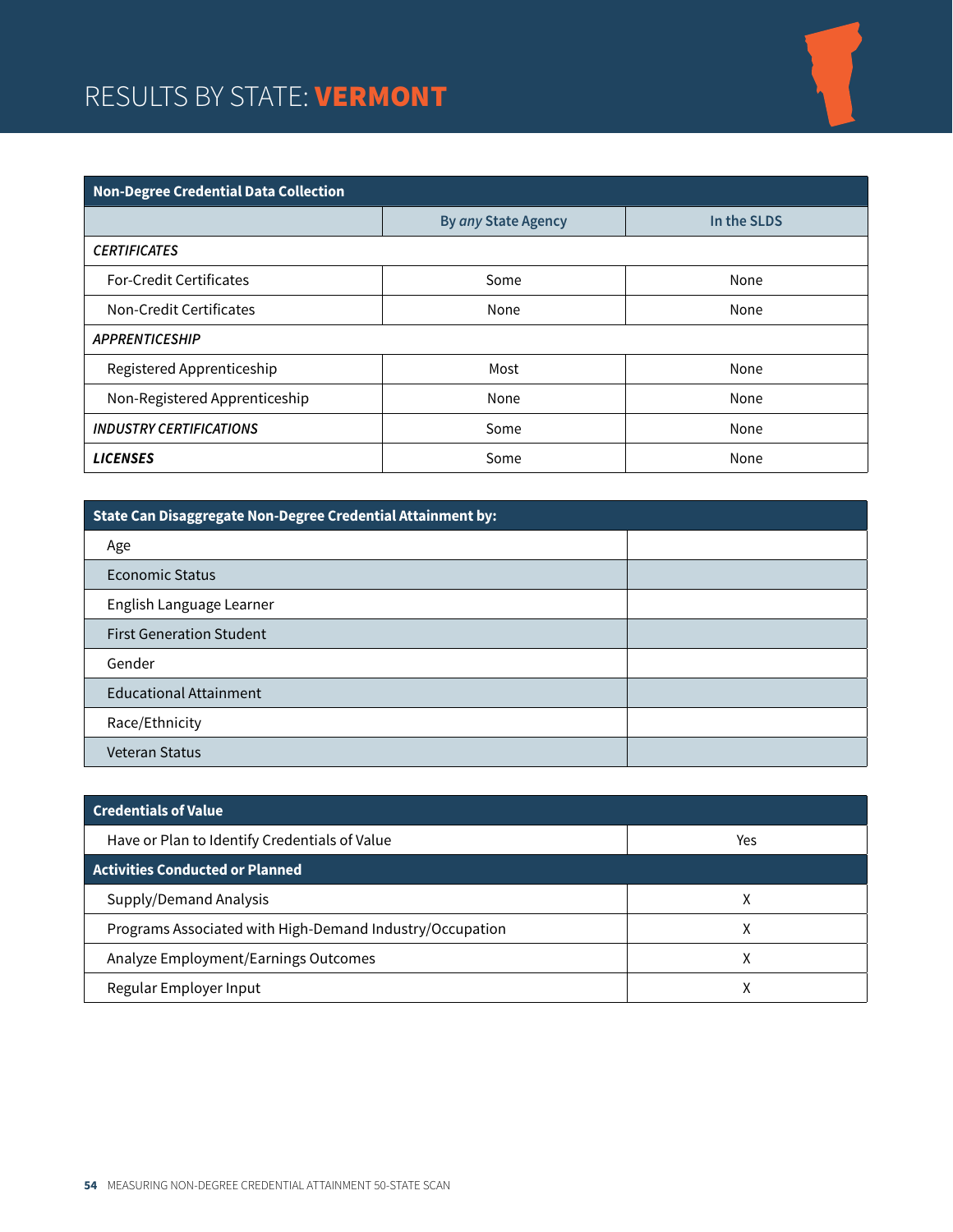# RESULTS BY STATE: VERMONT

| Non-Degree Credential Data Collection | | |
|---|---|---|
| | By *any* State Agency | In the SLDS |
| ***CERTIFICATES*** | | |
| For-Credit Certificates | Some | None |
| Non-Credit Certificates | None | None |
| ***APPRENTICESHIP*** | | |
| Registered Apprenticeship | Most | None |
| Non-Registered Apprenticeship | None | None |
| ***INDUSTRY CERTIFICATIONS*** | Some | None |
| ***LICENSES*** | Some | None |

| State Can Disaggregate Non-Degree Credential Attainment by: | |
|---|---|
| Age | |
| Economic Status | |
| English Language Learner | |
| First Generation Student | |
| Gender | |
| Educational Attainment | |
| Race/Ethnicity | |
| Veteran Status | |

| Credentials of Value | |
|---|---|
| Have or Plan to Identify Credentials of Value | Yes |
| **Activities Conducted or Planned** | |
| Supply/Demand Analysis | X |
| Programs Associated with High-Demand Industry/Occupation | X |
| Analyze Employment/Earnings Outcomes | X |
| Regular Employer Input | X |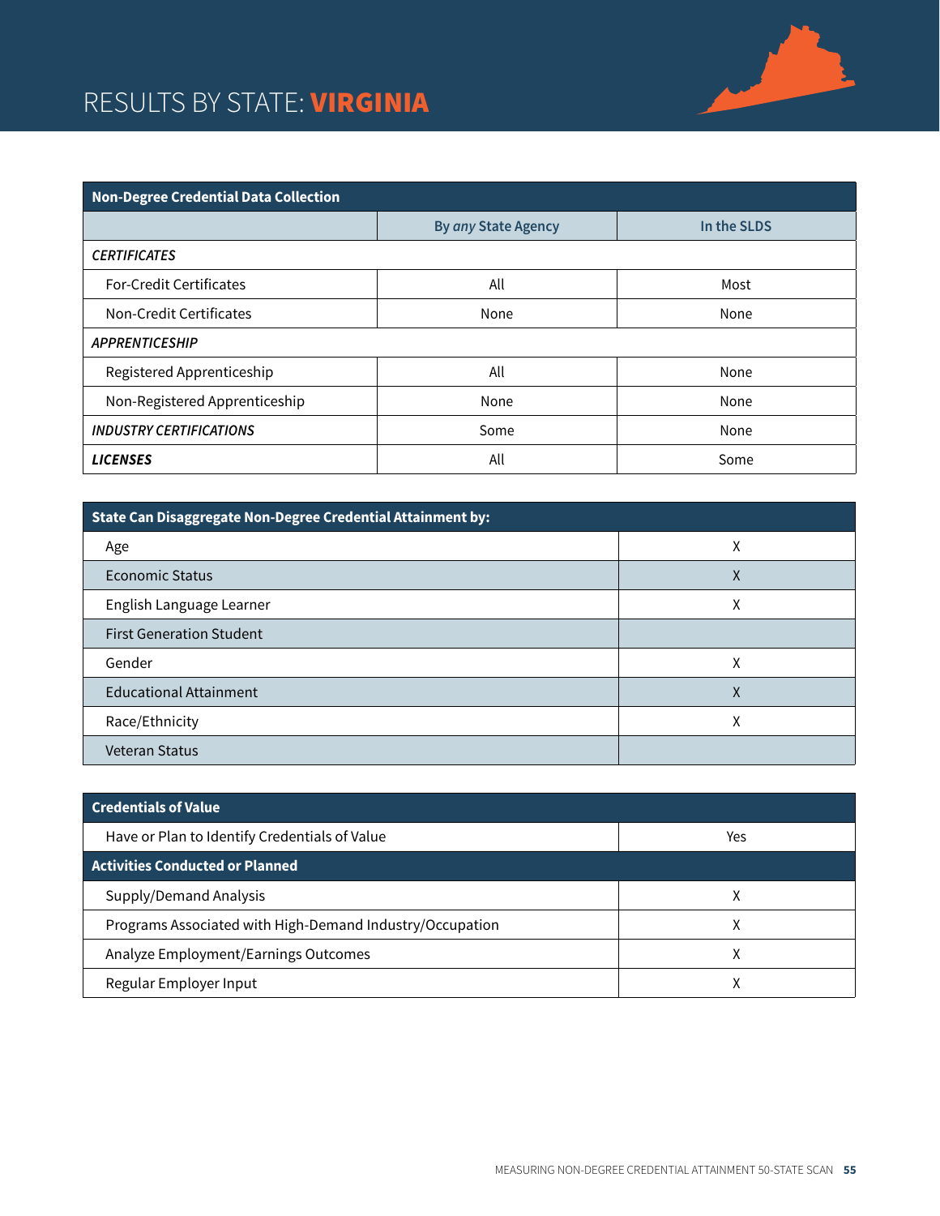# RESULTS BY STATE: **VIRGINIA**

| Non-Degree Credential Data Collection | | |
|---|---|---|
| | By *any* State Agency | In the SLDS |
| *CERTIFICATES* | | |
| For-Credit Certificates | All | Most |
| Non-Credit Certificates | None | None |
| *APPRENTICESHIP* | | |
| Registered Apprenticeship | All | None |
| Non-Registered Apprenticeship | None | None |
| ***INDUSTRY CERTIFICATIONS*** | Some | None |
| ***LICENSES*** | All | Some |

| State Can Disaggregate Non-Degree Credential Attainment by: | |
|---|---|
| Age | X |
| Economic Status | X |
| English Language Learner | X |
| First Generation Student | |
| Gender | X |
| Educational Attainment | X |
| Race/Ethnicity | X |
| Veteran Status | |

| Credentials of Value | |
|---|---|
| Have or Plan to Identify Credentials of Value | Yes |
| **Activities Conducted or Planned** | |
| Supply/Demand Analysis | X |
| Programs Associated with High-Demand Industry/Occupation | X |
| Analyze Employment/Earnings Outcomes | X |
| Regular Employer Input | X |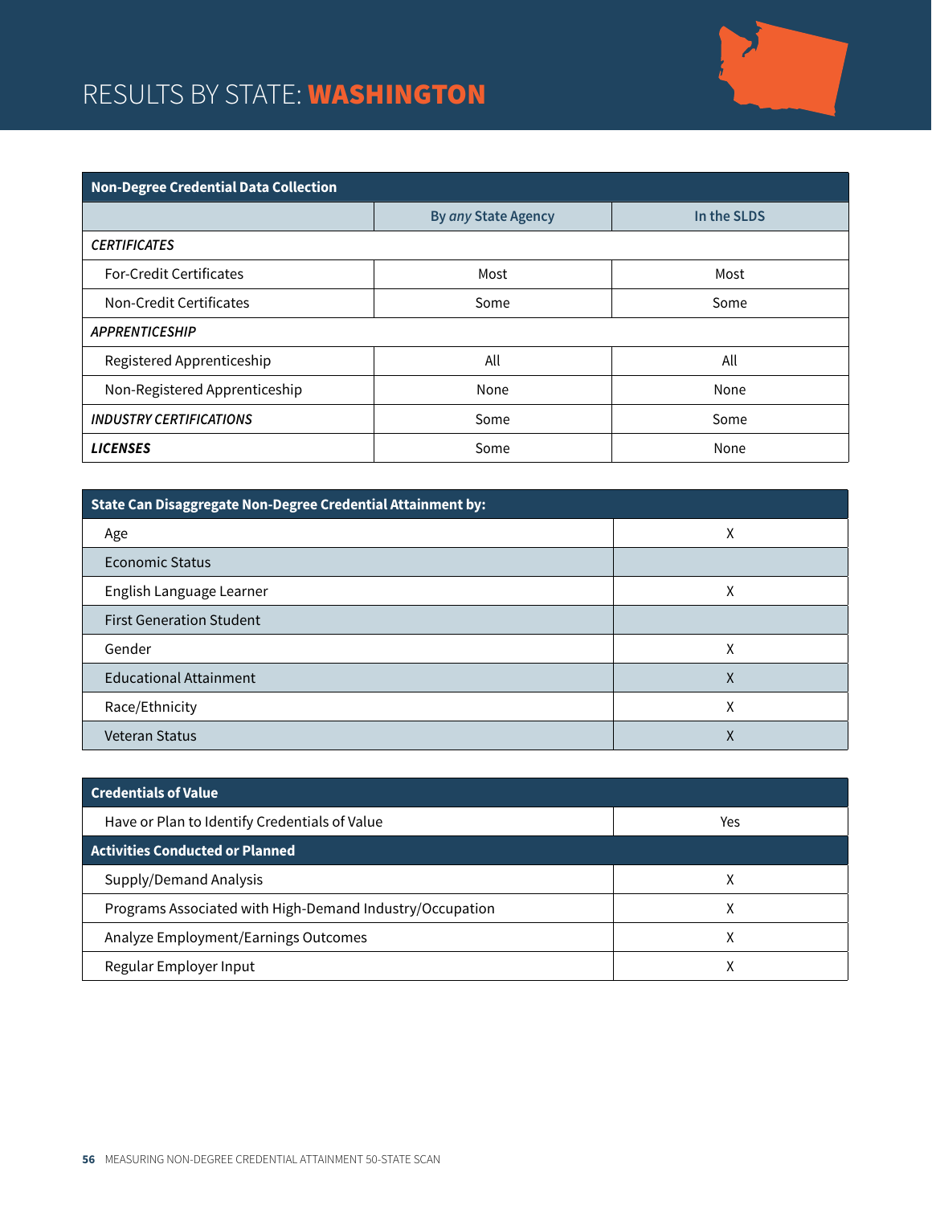# RESULTS BY STATE: **WASHINGTON**

| Non-Degree Credential Data Collection | | |
|---|---|---|
| | By *any* State Agency | In the SLDS |
| ***CERTIFICATES*** | | |
| For-Credit Certificates | Most | Most |
| Non-Credit Certificates | Some | Some |
| ***APPRENTICESHIP*** | | |
| Registered Apprenticeship | All | All |
| Non-Registered Apprenticeship | None | None |
| ***INDUSTRY CERTIFICATIONS*** | Some | Some |
| ***LICENSES*** | Some | None |

| State Can Disaggregate Non-Degree Credential Attainment by: | |
|---|---|
| Age | X |
| Economic Status | |
| English Language Learner | X |
| First Generation Student | |
| Gender | X |
| Educational Attainment | X |
| Race/Ethnicity | X |
| Veteran Status | X |

| Credentials of Value | |
|---|---|
| Have or Plan to Identify Credentials of Value | Yes |
| **Activities Conducted or Planned** | |
| Supply/Demand Analysis | X |
| Programs Associated with High-Demand Industry/Occupation | X |
| Analyze Employment/Earnings Outcomes | X |
| Regular Employer Input | X |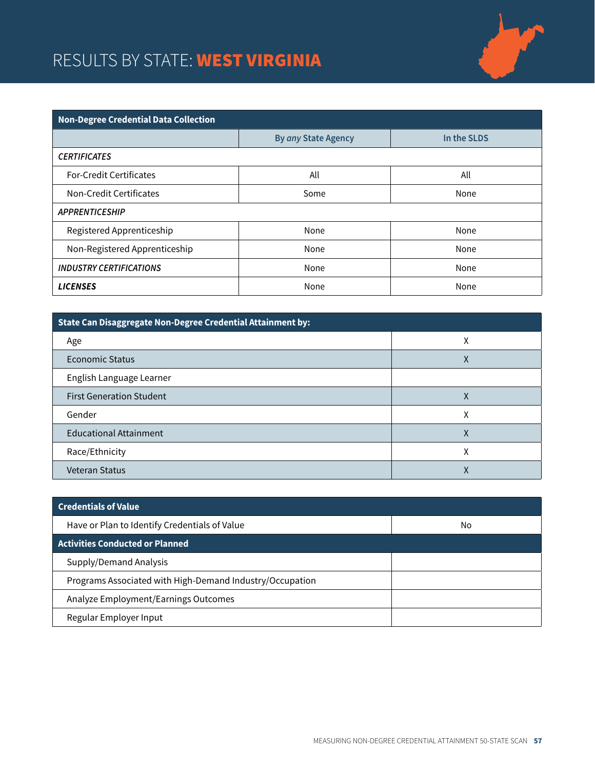# RESULTS BY STATE: **WEST VIRGINIA**

| Non-Degree Credential Data Collection | | |
|---|---|---|
| | By *any* State Agency | In the SLDS |
| ***CERTIFICATES*** | | |
| For-Credit Certificates | All | All |
| Non-Credit Certificates | Some | None |
| ***APPRENTICESHIP*** | | |
| Registered Apprenticeship | None | None |
| Non-Registered Apprenticeship | None | None |
| ***INDUSTRY CERTIFICATIONS*** | None | None |
| ***LICENSES*** | None | None |

| State Can Disaggregate Non-Degree Credential Attainment by: | |
|---|---|
| Age | X |
| Economic Status | X |
| English Language Learner | |
| First Generation Student | X |
| Gender | X |
| Educational Attainment | X |
| Race/Ethnicity | X |
| Veteran Status | X |

| Credentials of Value | |
|---|---|
| Have or Plan to Identify Credentials of Value | No |
| **Activities Conducted or Planned** | |
| Supply/Demand Analysis | |
| Programs Associated with High-Demand Industry/Occupation | |
| Analyze Employment/Earnings Outcomes | |
| Regular Employer Input | |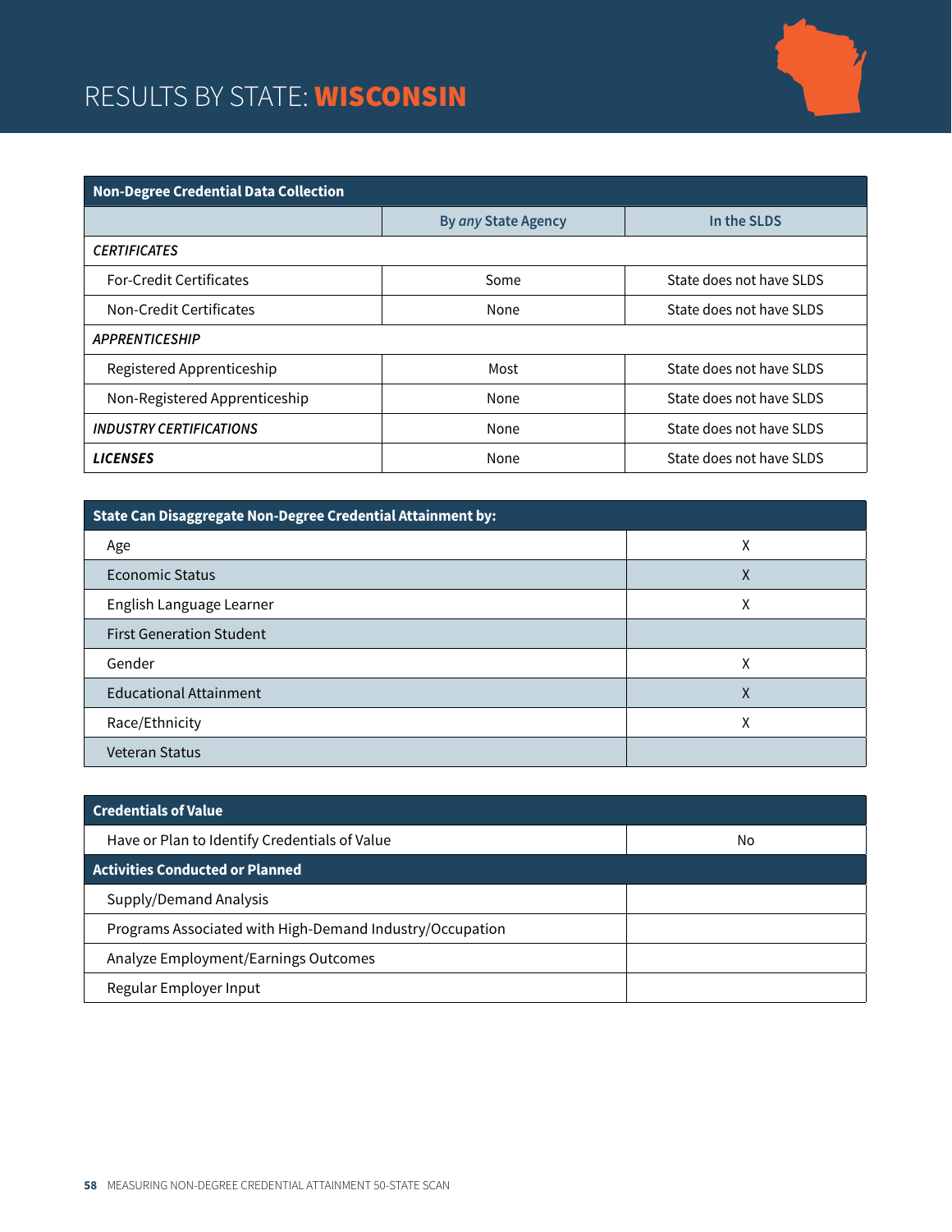# RESULTS BY STATE: WISCONSIN

| Non-Degree Credential Data Collection | | |
|---|---|---|
| | By *any* State Agency | In the SLDS |
| *CERTIFICATES* | | |
| For-Credit Certificates | Some | State does not have SLDS |
| Non-Credit Certificates | None | State does not have SLDS |
| *APPRENTICESHIP* | | |
| Registered Apprenticeship | Most | State does not have SLDS |
| Non-Registered Apprenticeship | None | State does not have SLDS |
| ***INDUSTRY CERTIFICATIONS*** | None | State does not have SLDS |
| ***LICENSES*** | None | State does not have SLDS |

| State Can Disaggregate Non-Degree Credential Attainment by: | |
|---|---|
| Age | X |
| Economic Status | X |
| English Language Learner | X |
| First Generation Student | |
| Gender | X |
| Educational Attainment | X |
| Race/Ethnicity | X |
| Veteran Status | |

| Credentials of Value | |
|---|---|
| Have or Plan to Identify Credentials of Value | No |
| **Activities Conducted or Planned** | |
| Supply/Demand Analysis | |
| Programs Associated with High-Demand Industry/Occupation | |
| Analyze Employment/Earnings Outcomes | |
| Regular Employer Input | |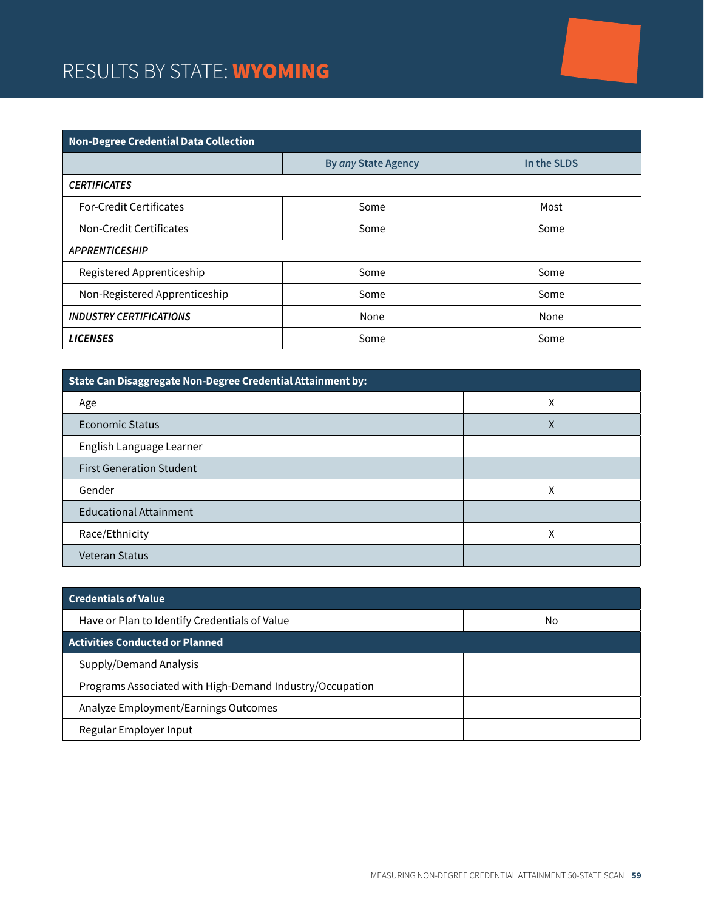# RESULTS BY STATE: **WYOMING**

| Non-Degree Credential Data Collection | | |
|---|---|---|
| | By *any* State Agency | In the SLDS |
| ***CERTIFICATES*** | | |
| For-Credit Certificates | Some | Most |
| Non-Credit Certificates | Some | Some |
| ***APPRENTICESHIP*** | | |
| Registered Apprenticeship | Some | Some |
| Non-Registered Apprenticeship | Some | Some |
| ***INDUSTRY CERTIFICATIONS*** | None | None |
| ***LICENSES*** | Some | Some |

| State Can Disaggregate Non-Degree Credential Attainment by: | |
|---|---|
| Age | X |
| Economic Status | X |
| English Language Learner | |
| First Generation Student | |
| Gender | X |
| Educational Attainment | |
| Race/Ethnicity | X |
| Veteran Status | |

| Credentials of Value | |
|---|---|
| Have or Plan to Identify Credentials of Value | No |
| **Activities Conducted or Planned** | |
| Supply/Demand Analysis | |
| Programs Associated with High-Demand Industry/Occupation | |
| Analyze Employment/Earnings Outcomes | |
| Regular Employer Input | |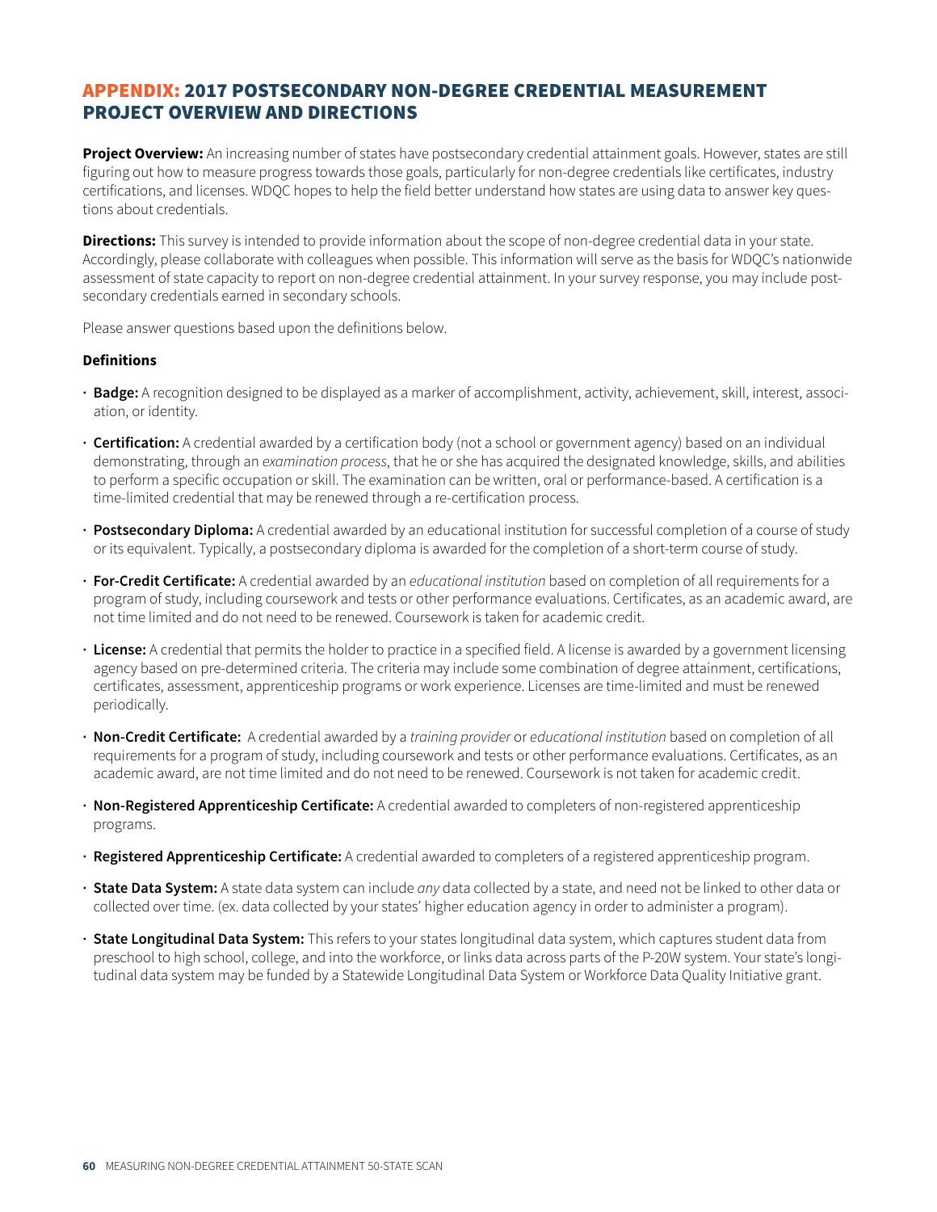## APPENDIX: 2017 POSTSECONDARY NON-DEGREE CREDENTIAL MEASUREMENT PROJECT OVERVIEW AND DIRECTIONS

**Project Overview:** An increasing number of states have postsecondary credential attainment goals. However, states are still figuring out how to measure progress towards those goals, particularly for non-degree credentials like certificates, industry certifications, and licenses. WDQC hopes to help the field better understand how states are using data to answer key questions about credentials.

**Directions:** This survey is intended to provide information about the scope of non-degree credential data in your state. Accordingly, please collaborate with colleagues when possible. This information will serve as the basis for WDQC's nationwide assessment of state capacity to report on non-degree credential attainment. In your survey response, you may include postsecondary credentials earned in secondary schools.

Please answer questions based upon the definitions below.

**Definitions**

- **Badge:** A recognition designed to be displayed as a marker of accomplishment, activity, achievement, skill, interest, association, or identity.
- **Certification:** A credential awarded by a certification body (not a school or government agency) based on an individual demonstrating, through an *examination process*, that he or she has acquired the designated knowledge, skills, and abilities to perform a specific occupation or skill. The examination can be written, oral or performance-based. A certification is a time-limited credential that may be renewed through a re-certification process.
- **Postsecondary Diploma:** A credential awarded by an educational institution for successful completion of a course of study or its equivalent. Typically, a postsecondary diploma is awarded for the completion of a short-term course of study.
- **For-Credit Certificate:** A credential awarded by an *educational institution* based on completion of all requirements for a program of study, including coursework and tests or other performance evaluations. Certificates, as an academic award, are not time limited and do not need to be renewed. Coursework is taken for academic credit.
- **License:** A credential that permits the holder to practice in a specified field. A license is awarded by a government licensing agency based on pre-determined criteria. The criteria may include some combination of degree attainment, certifications, certificates, assessment, apprenticeship programs or work experience. Licenses are time-limited and must be renewed periodically.
- **Non-Credit Certificate:** A credential awarded by a *training provider* or *educational institution* based on completion of all requirements for a program of study, including coursework and tests or other performance evaluations. Certificates, as an academic award, are not time limited and do not need to be renewed. Coursework is not taken for academic credit.
- **Non-Registered Apprenticeship Certificate:** A credential awarded to completers of non-registered apprenticeship programs.
- **Registered Apprenticeship Certificate:** A credential awarded to completers of a registered apprenticeship program.
- **State Data System:** A state data system can include *any* data collected by a state, and need not be linked to other data or collected over time. (ex. data collected by your states' higher education agency in order to administer a program).
- **State Longitudinal Data System:** This refers to your states longitudinal data system, which captures student data from preschool to high school, college, and into the workforce, or links data across parts of the P-20W system. Your state's longitudinal data system may be funded by a Statewide Longitudinal Data System or Workforce Data Quality Initiative grant.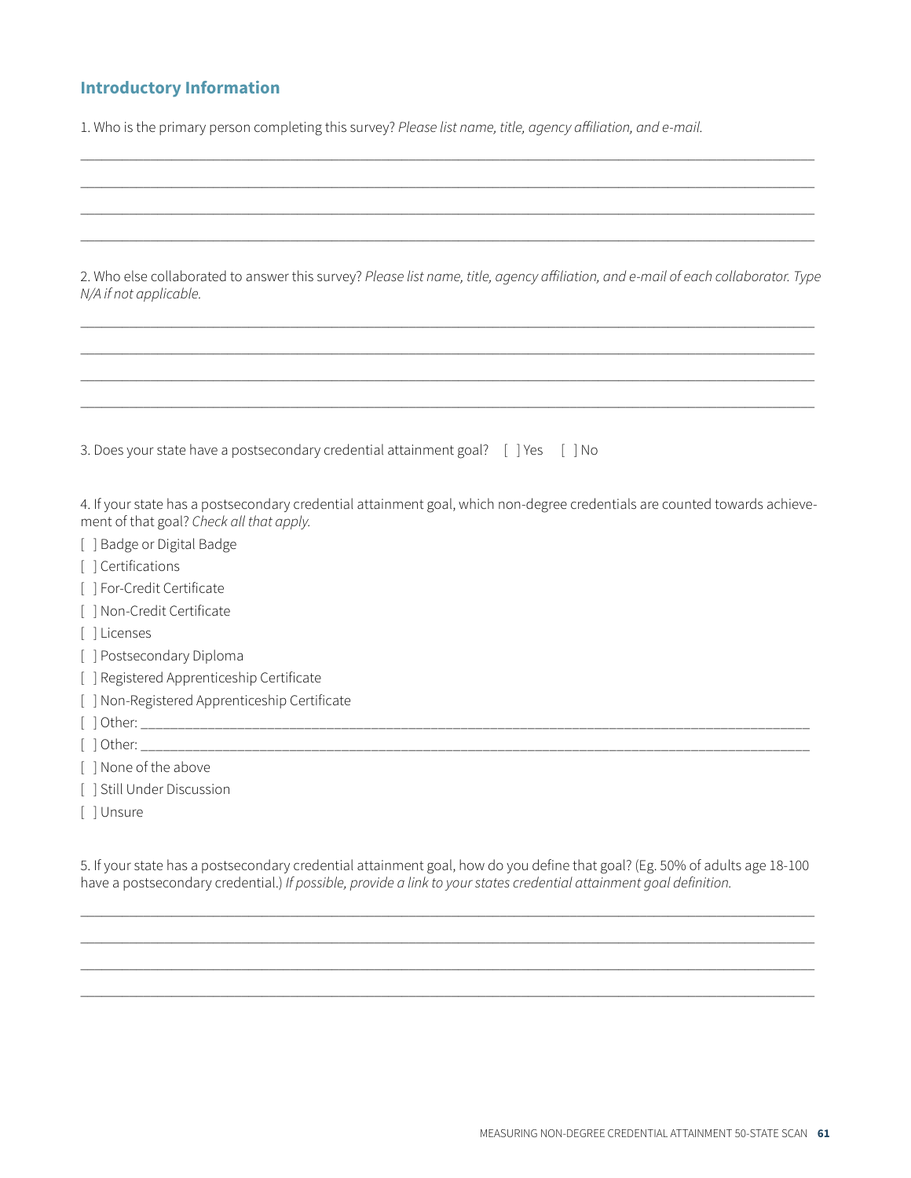## Introductory Information

1. Who is the primary person completing this survey? *Please list name, title, agency affiliation, and e-mail.*

_______________________________________________________________________________

_______________________________________________________________________________

_______________________________________________________________________________

_______________________________________________________________________________

2. Who else collaborated to answer this survey? *Please list name, title, agency affiliation, and e-mail of each collaborator. Type N/A if not applicable.*

_______________________________________________________________________________

_______________________________________________________________________________

_______________________________________________________________________________

_______________________________________________________________________________

3. Does your state have a postsecondary credential attainment goal? [ ] Yes [ ] No

4. If your state has a postsecondary credential attainment goal, which non-degree credentials are counted towards achievement of that goal? *Check all that apply.*

[ ] Badge or Digital Badge
[ ] Certifications
[ ] For-Credit Certificate
[ ] Non-Credit Certificate
[ ] Licenses
[ ] Postsecondary Diploma
[ ] Registered Apprenticeship Certificate
[ ] Non-Registered Apprenticeship Certificate
[ ] Other: _______________________________________________________________________
[ ] Other: _______________________________________________________________________
[ ] None of the above
[ ] Still Under Discussion
[ ] Unsure

5. If your state has a postsecondary credential attainment goal, how do you define that goal? (Eg. 50% of adults age 18-100 have a postsecondary credential.) *If possible, provide a link to your states credential attainment goal definition.*

_______________________________________________________________________________

_______________________________________________________________________________

_______________________________________________________________________________

_______________________________________________________________________________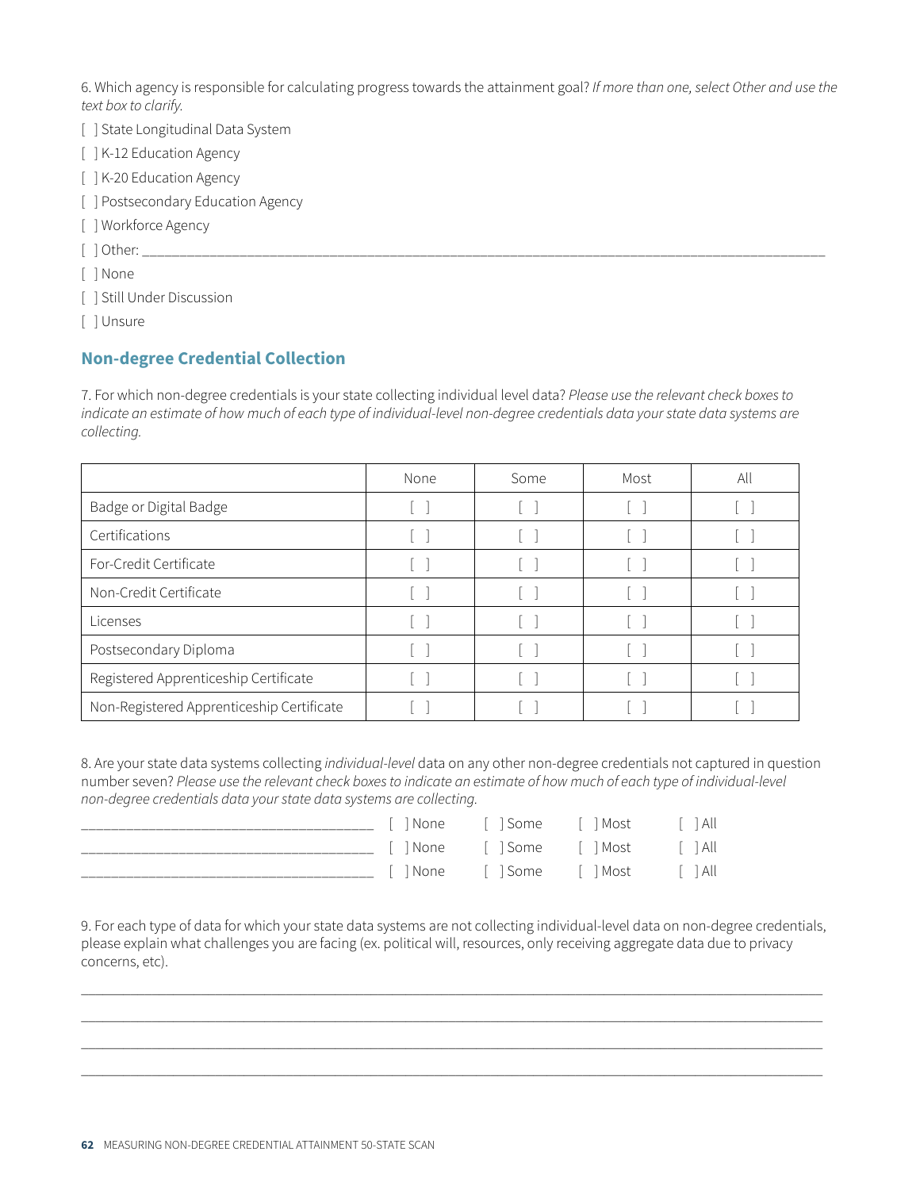6. Which agency is responsible for calculating progress towards the attainment goal? *If more than one, select Other and use the text box to clarify.*

[ ] State Longitudinal Data System
[ ] K-12 Education Agency
[ ] K-20 Education Agency
[ ] Postsecondary Education Agency
[ ] Workforce Agency
[ ] Other: ____________________________________________________________________________________________
[ ] None
[ ] Still Under Discussion
[ ] Unsure

## Non-degree Credential Collection

7. For which non-degree credentials is your state collecting individual level data? *Please use the relevant check boxes to indicate an estimate of how much of each type of individual-level non-degree credentials data your state data systems are collecting.*

| | None | Some | Most | All |
|---|---|---|---|---|
| Badge or Digital Badge | [ ] | [ ] | [ ] | [ ] |
| Certifications | [ ] | [ ] | [ ] | [ ] |
| For-Credit Certificate | [ ] | [ ] | [ ] | [ ] |
| Non-Credit Certificate | [ ] | [ ] | [ ] | [ ] |
| Licenses | [ ] | [ ] | [ ] | [ ] |
| Postsecondary Diploma | [ ] | [ ] | [ ] | [ ] |
| Registered Apprenticeship Certificate | [ ] | [ ] | [ ] | [ ] |
| Non-Registered Apprenticeship Certificate | [ ] | [ ] | [ ] | [ ] |

8. Are your state data systems collecting *individual-level* data on any other non-degree credentials not captured in question number seven? *Please use the relevant check boxes to indicate an estimate of how much of each type of individual-level non-degree credentials data your state data systems are collecting.*

_____________________________________ [ ] None [ ] Some [ ] Most [ ] All
_____________________________________ [ ] None [ ] Some [ ] Most [ ] All
_____________________________________ [ ] None [ ] Some [ ] Most [ ] All

9. For each type of data for which your state data systems are not collecting individual-level data on non-degree credentials, please explain what challenges you are facing (ex. political will, resources, only receiving aggregate data due to privacy concerns, etc).

____________________________________________________________________________________________________
____________________________________________________________________________________________________
____________________________________________________________________________________________________
____________________________________________________________________________________________________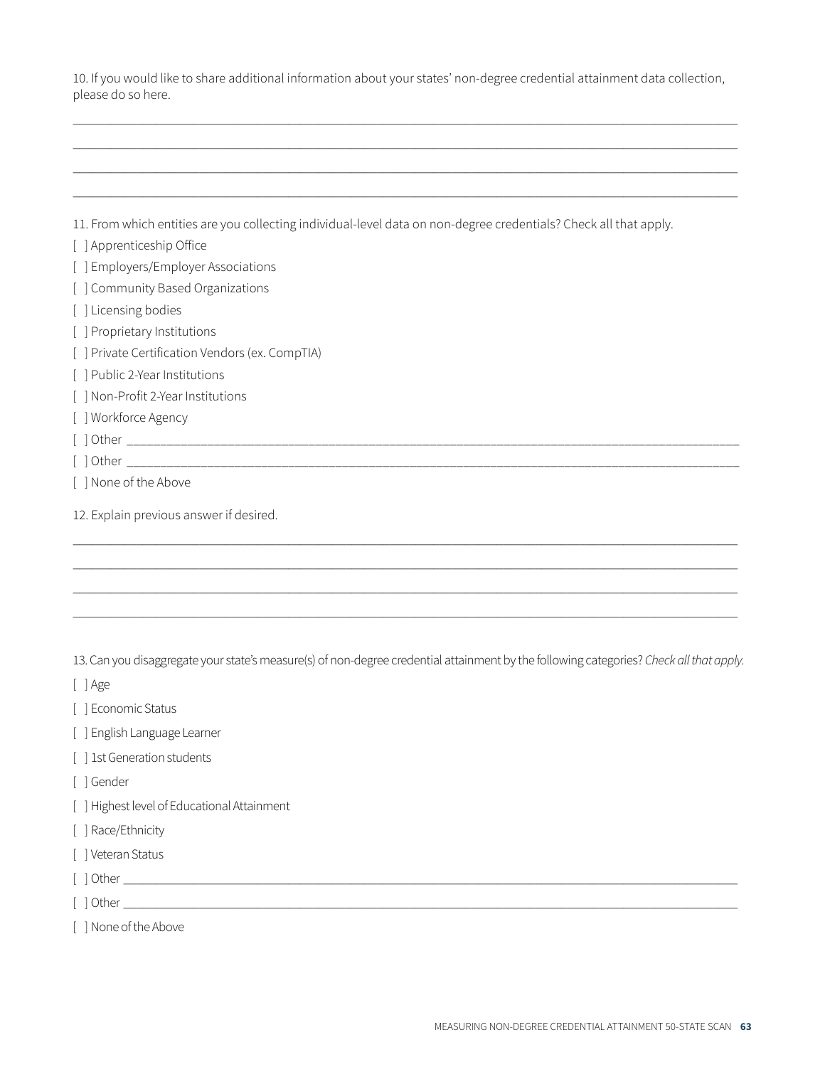10. If you would like to share additional information about your states' non-degree credential attainment data collection, please do so here.

______________________________________________________________________________________________

______________________________________________________________________________________________

______________________________________________________________________________________________

______________________________________________________________________________________________

11. From which entities are you collecting individual-level data on non-degree credentials? Check all that apply.

[ ] Apprenticeship Office

[ ] Employers/Employer Associations

[ ] Community Based Organizations

[ ] Licensing bodies

[ ] Proprietary Institutions

[ ] Private Certification Vendors (ex. CompTIA)

[ ] Public 2-Year Institutions

[ ] Non-Profit 2-Year Institutions

[ ] Workforce Agency

[ ] Other ________________________________________________________________________________________

[ ] Other ________________________________________________________________________________________

[ ] None of the Above

12. Explain previous answer if desired.

______________________________________________________________________________________________

______________________________________________________________________________________________

______________________________________________________________________________________________

______________________________________________________________________________________________

13. Can you disaggregate your state's measure(s) of non-degree credential attainment by the following categories? *Check all that apply.*

[ ] Age

[ ] Economic Status

[ ] English Language Learner

[ ] 1st Generation students

[ ] Gender

[ ] Highest level of Educational Attainment

[ ] Race/Ethnicity

[ ] Veteran Status

[ ] Other ________________________________________________________________________________________

[ ] Other ________________________________________________________________________________________

[ ] None of the Above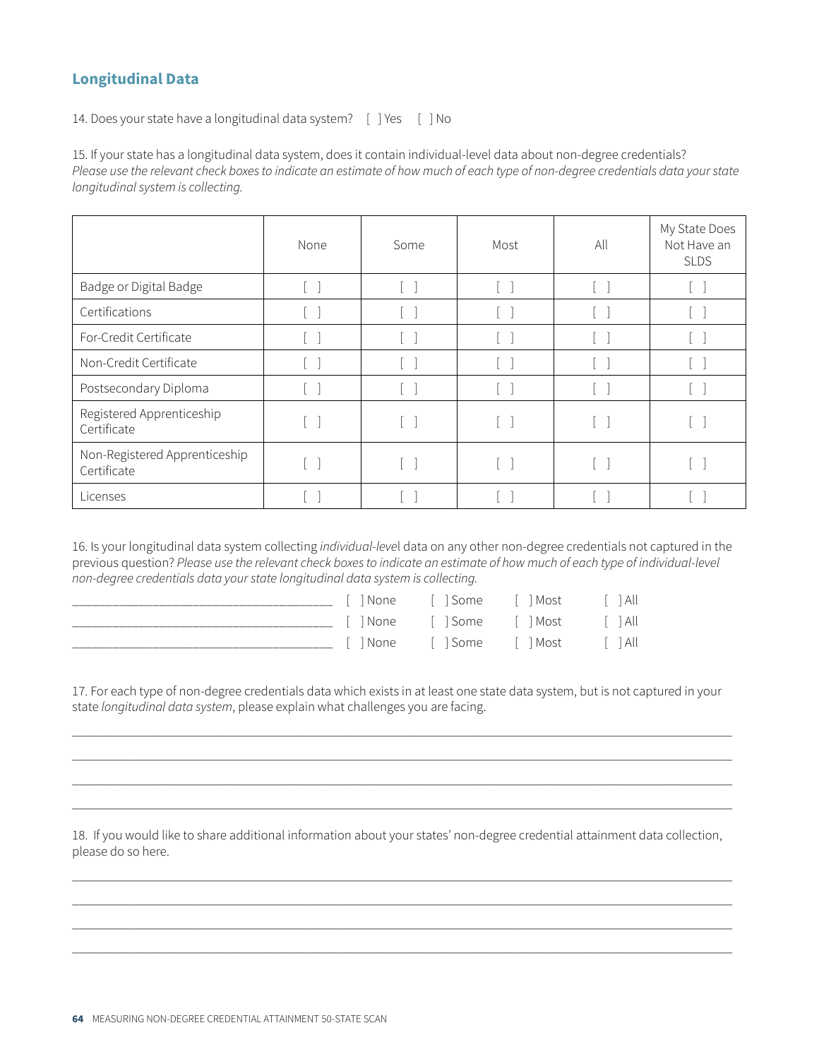## Longitudinal Data

14. Does your state have a longitudinal data system? [ ] Yes [ ] No

15. If your state has a longitudinal data system, does it contain individual-level data about non-degree credentials? *Please use the relevant check boxes to indicate an estimate of how much of each type of non-degree credentials data your state longitudinal system is collecting.*

| | None | Some | Most | All | My State Does Not Have an SLDS |
|---|---|---|---|---|---|
| Badge or Digital Badge | [ ] | [ ] | [ ] | [ ] | [ ] |
| Certifications | [ ] | [ ] | [ ] | [ ] | [ ] |
| For-Credit Certificate | [ ] | [ ] | [ ] | [ ] | [ ] |
| Non-Credit Certificate | [ ] | [ ] | [ ] | [ ] | [ ] |
| Postsecondary Diploma | [ ] | [ ] | [ ] | [ ] | [ ] |
| Registered Apprenticeship Certificate | [ ] | [ ] | [ ] | [ ] | [ ] |
| Non-Registered Apprenticeship Certificate | [ ] | [ ] | [ ] | [ ] | [ ] |
| Licenses | [ ] | [ ] | [ ] | [ ] | [ ] |

16. Is your longitudinal data system collecting *individual-level* data on any other non-degree credentials not captured in the previous question? *Please use the relevant check boxes to indicate an estimate of how much of each type of individual-level non-degree credentials data your state longitudinal data system is collecting.*

_____________________________________ [ ] None [ ] Some [ ] Most [ ] All

_____________________________________ [ ] None [ ] Some [ ] Most [ ] All

_____________________________________ [ ] None [ ] Some [ ] Most [ ] All

17. For each type of non-degree credentials data which exists in at least one state data system, but is not captured in your state *longitudinal data system*, please explain what challenges you are facing.

_____________________________________________________________________________________________

_____________________________________________________________________________________________

_____________________________________________________________________________________________

_____________________________________________________________________________________________

18. If you would like to share additional information about your states' non-degree credential attainment data collection, please do so here.

_____________________________________________________________________________________________

_____________________________________________________________________________________________

_____________________________________________________________________________________________

_____________________________________________________________________________________________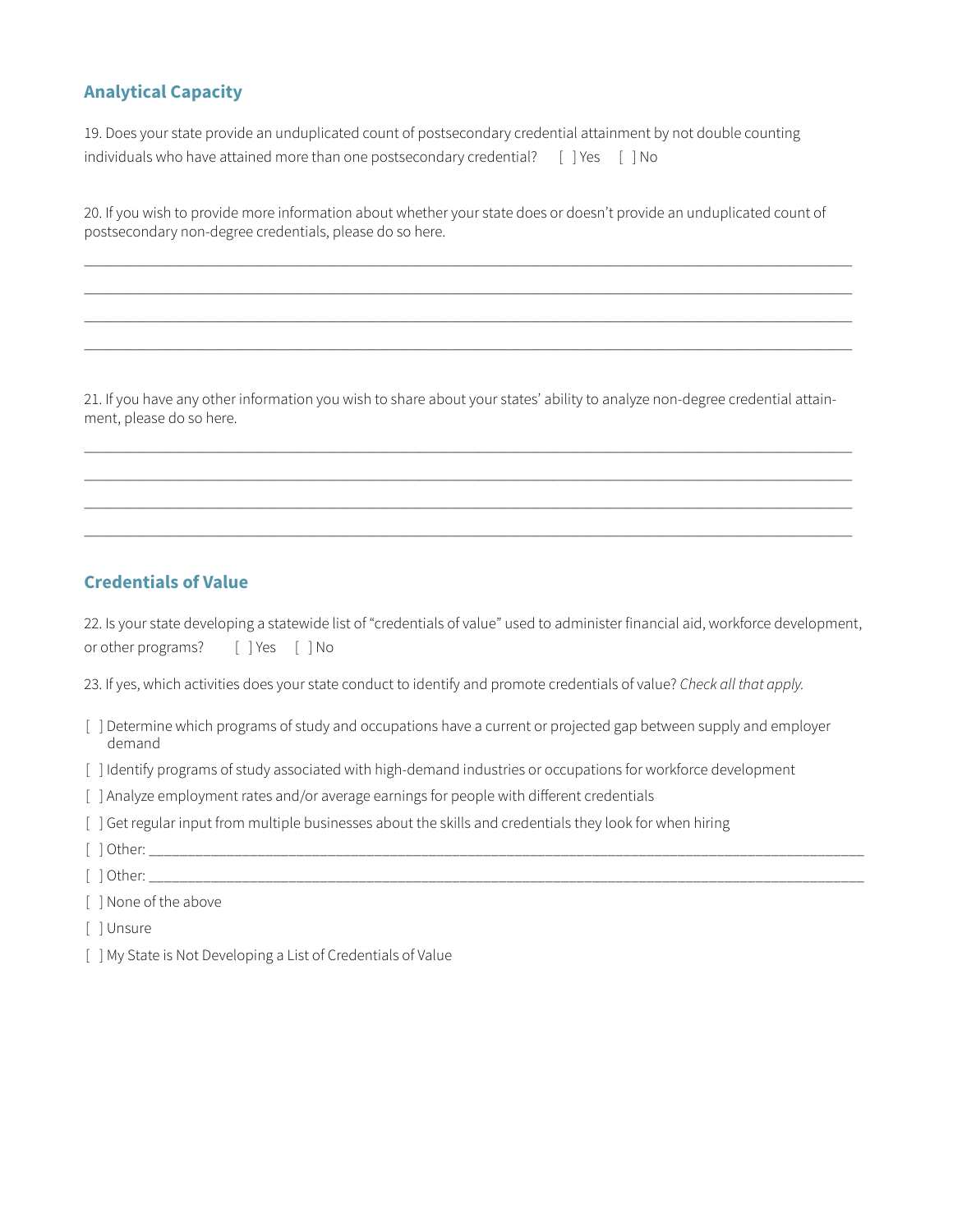## Analytical Capacity

19. Does your state provide an unduplicated count of postsecondary credential attainment by not double counting individuals who have attained more than one postsecondary credential? [ ] Yes [ ] No

20. If you wish to provide more information about whether your state does or doesn't provide an unduplicated count of postsecondary non-degree credentials, please do so here.

______________________________________________________________________________________

______________________________________________________________________________________

______________________________________________________________________________________

______________________________________________________________________________________

21. If you have any other information you wish to share about your states' ability to analyze non-degree credential attainment, please do so here.

______________________________________________________________________________________

______________________________________________________________________________________

______________________________________________________________________________________

______________________________________________________________________________________

## Credentials of Value

22. Is your state developing a statewide list of "credentials of value" used to administer financial aid, workforce development, or other programs? [ ] Yes [ ] No

23. If yes, which activities does your state conduct to identify and promote credentials of value? *Check all that apply.*

[ ] Determine which programs of study and occupations have a current or projected gap between supply and employer demand

[ ] Identify programs of study associated with high-demand industries or occupations for workforce development

[ ] Analyze employment rates and/or average earnings for people with different credentials

[ ] Get regular input from multiple businesses about the skills and credentials they look for when hiring

[ ] Other: ______________________________________________________________________________

[ ] Other: ______________________________________________________________________________

[ ] None of the above

[ ] Unsure

[ ] My State is Not Developing a List of Credentials of Value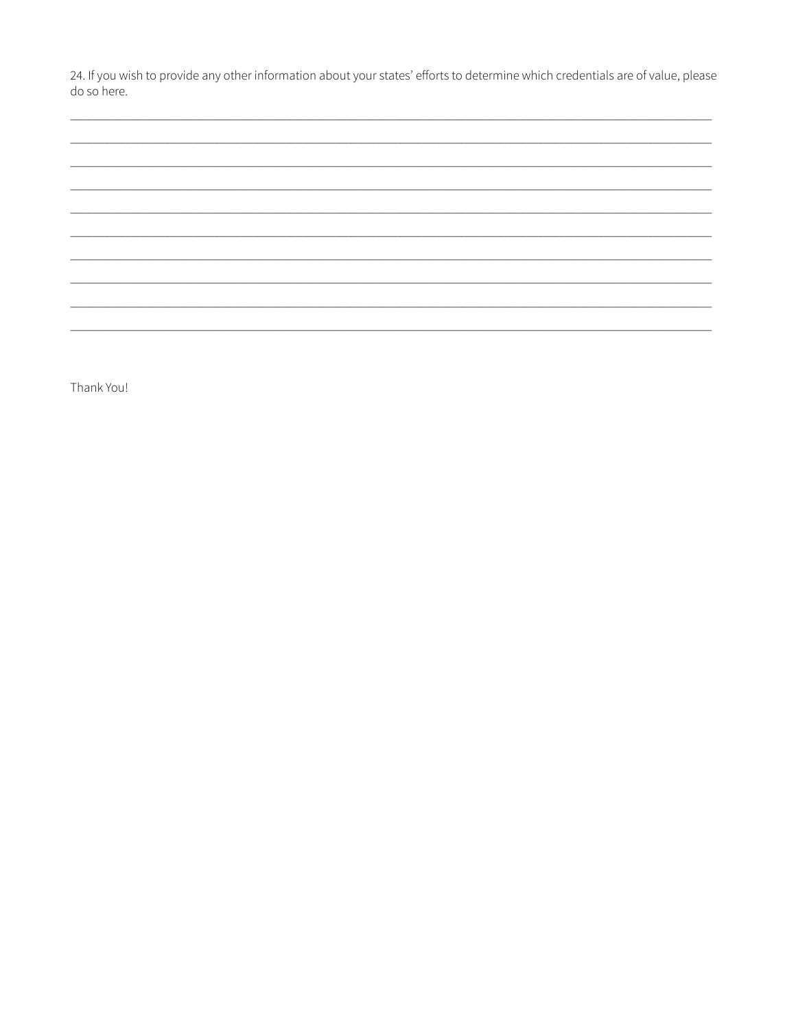24. If you wish to provide any other information about your states' efforts to determine which credentials are of value, please do so here.

_______________________________________________________________________________

_______________________________________________________________________________

_______________________________________________________________________________

_______________________________________________________________________________

_______________________________________________________________________________

_______________________________________________________________________________

_______________________________________________________________________________

_______________________________________________________________________________

_______________________________________________________________________________

_______________________________________________________________________________

Thank You!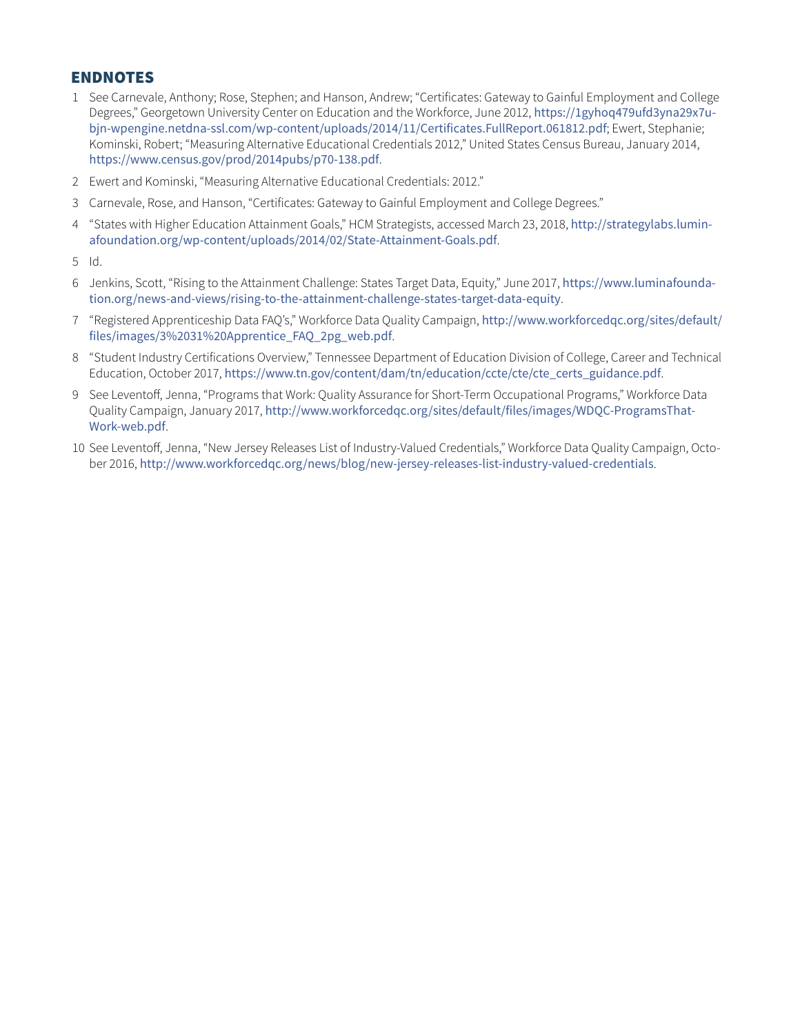## ENDNOTES

1. See Carnevale, Anthony; Rose, Stephen; and Hanson, Andrew; "Certificates: Gateway to Gainful Employment and College Degrees," Georgetown University Center on Education and the Workforce, June 2012, https://1gyhoq479ufd3yna29x7u-bjn-wpengine.netdna-ssl.com/wp-content/uploads/2014/11/Certificates.FullReport.061812.pdf; Ewert, Stephanie; Kominski, Robert; "Measuring Alternative Educational Credentials 2012," United States Census Bureau, January 2014, https://www.census.gov/prod/2014pubs/p70-138.pdf.
2. Ewert and Kominski, "Measuring Alternative Educational Credentials: 2012."
3. Carnevale, Rose, and Hanson, "Certificates: Gateway to Gainful Employment and College Degrees."
4. "States with Higher Education Attainment Goals," HCM Strategists, accessed March 23, 2018, http://strategylabs.luminafoundation.org/wp-content/uploads/2014/02/State-Attainment-Goals.pdf.
5. Id.
6. Jenkins, Scott, "Rising to the Attainment Challenge: States Target Data, Equity," June 2017, https://www.luminafoundation.org/news-and-views/rising-to-the-attainment-challenge-states-target-data-equity.
7. "Registered Apprenticeship Data FAQ's," Workforce Data Quality Campaign, http://www.workforcedqc.org/sites/default/files/images/3%2031%20Apprentice_FAQ_2pg_web.pdf.
8. "Student Industry Certifications Overview," Tennessee Department of Education Division of College, Career and Technical Education, October 2017, https://www.tn.gov/content/dam/tn/education/ccte/cte/cte_certs_guidance.pdf.
9. See Leventoff, Jenna, "Programs that Work: Quality Assurance for Short-Term Occupational Programs," Workforce Data Quality Campaign, January 2017, http://www.workforcedqc.org/sites/default/files/images/WDQC-ProgramsThat-Work-web.pdf.
10. See Leventoff, Jenna, "New Jersey Releases List of Industry-Valued Credentials," Workforce Data Quality Campaign, October 2016, http://www.workforcedqc.org/news/blog/new-jersey-releases-list-industry-valued-credentials.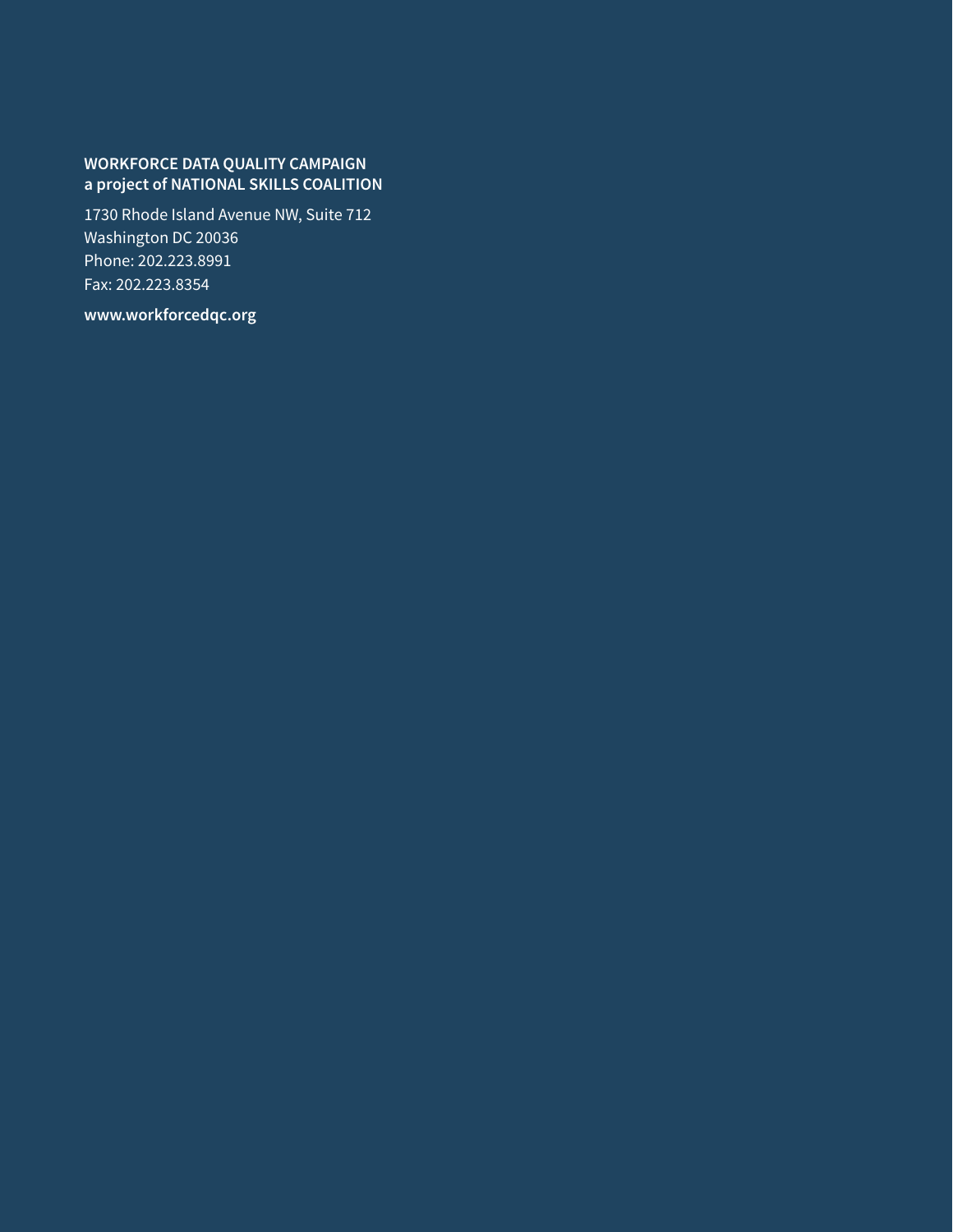**WORKFORCE DATA QUALITY CAMPAIGN**
**a project of NATIONAL SKILLS COALITION**

1730 Rhode Island Avenue NW, Suite 712
Washington DC 20036
Phone: 202.223.8991
Fax: 202.223.8354

**www.workforcedqc.org**